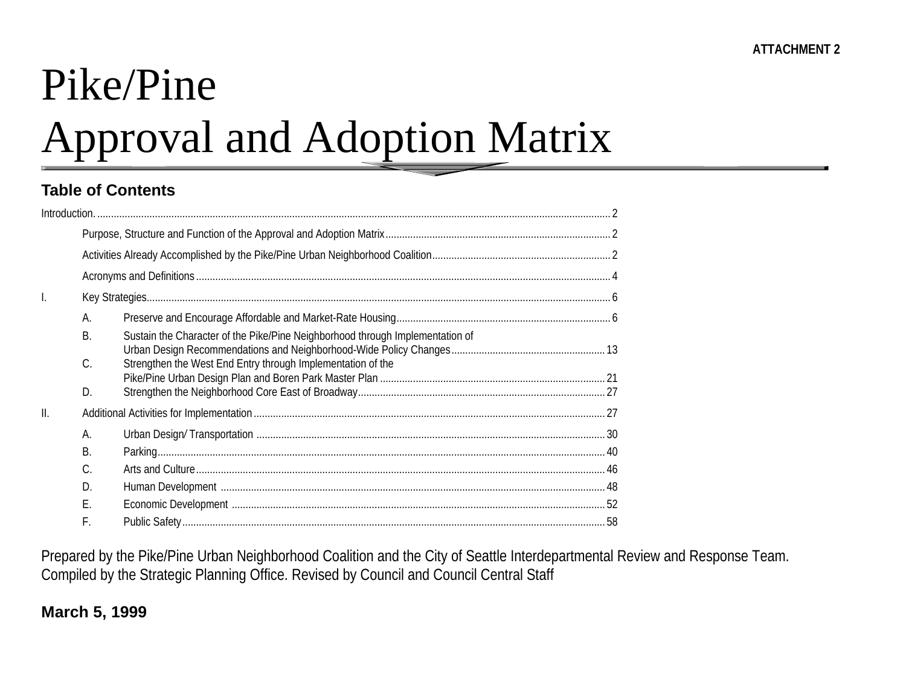**ATTACHMENT 2**

# Pike/Pine
# Approval and Adoption Matrix

## Table of Contents

Introduction. ........ 2

- Purpose, Structure and Function of the Approval and Adoption Matrix ........ 2
- Activities Already Accomplished by the Pike/Pine Urban Neighborhood Coalition ........ 2
- Acronyms and Definitions ........ 4

I. Key Strategies ........ 6

- A. Preserve and Encourage Affordable and Market-Rate Housing ........ 6
- B. Sustain the Character of the Pike/Pine Neighborhood through Implementation of Urban Design Recommendations and Neighborhood-Wide Policy Changes ........ 13
- C. Strengthen the West End Entry through Implementation of the Pike/Pine Urban Design Plan and Boren Park Master Plan ........ 21
- D. Strengthen the Neighborhood Core East of Broadway ........ 27

II. Additional Activities for Implementation ........ 27

- A. Urban Design/ Transportation ........ 30
- B. Parking ........ 40
- C. Arts and Culture ........ 46
- D. Human Development ........ 48
- E. Economic Development ........ 52
- F. Public Safety ........ 58

Prepared by the Pike/Pine Urban Neighborhood Coalition and the City of Seattle Interdepartmental Review and Response Team. Compiled by the Strategic Planning Office. Revised by Council and Council Central Staff

**March 5, 1999**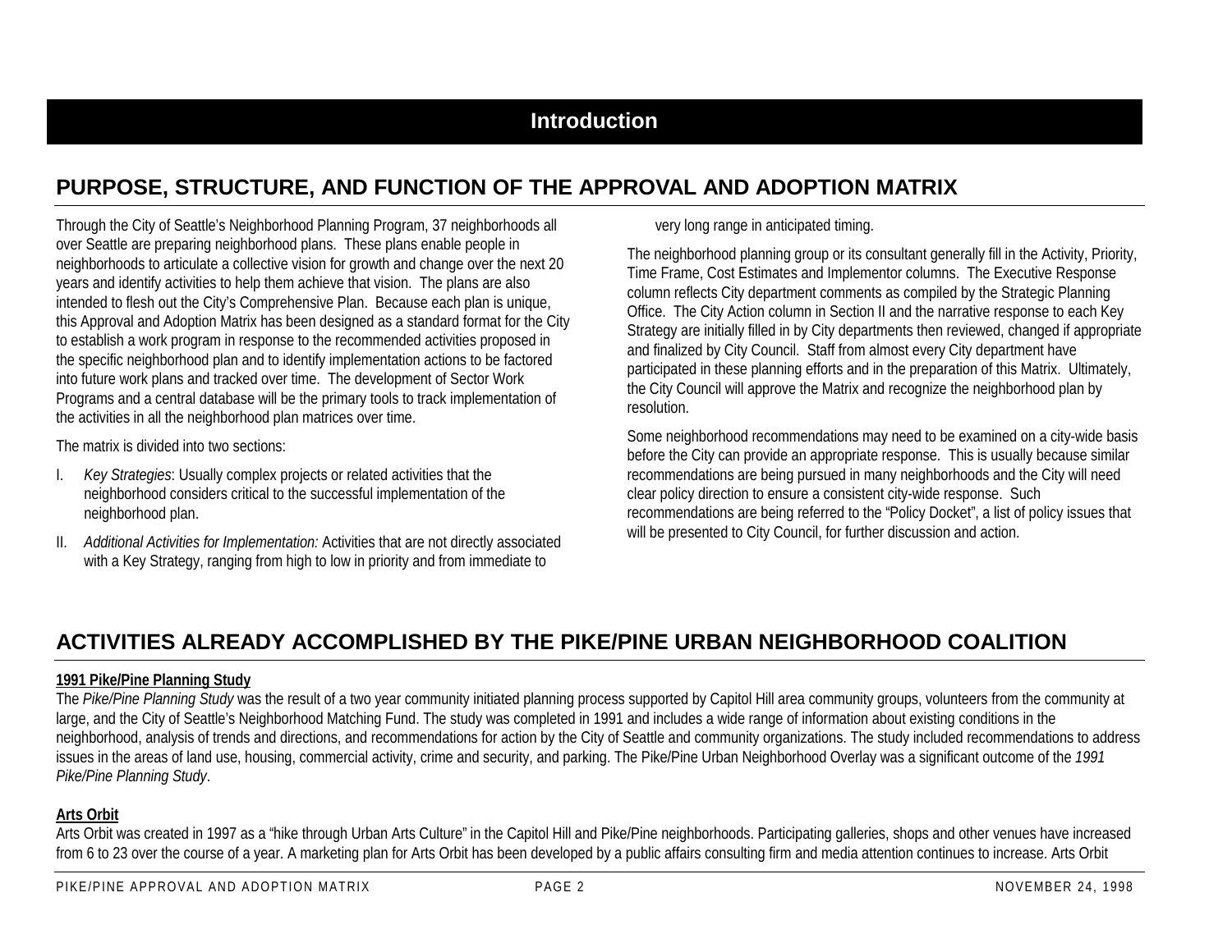# Introduction

## PURPOSE, STRUCTURE, AND FUNCTION OF THE APPROVAL AND ADOPTION MATRIX

Through the City of Seattle's Neighborhood Planning Program, 37 neighborhoods all over Seattle are preparing neighborhood plans. These plans enable people in neighborhoods to articulate a collective vision for growth and change over the next 20 years and identify activities to help them achieve that vision. The plans are also intended to flesh out the City's Comprehensive Plan. Because each plan is unique, this Approval and Adoption Matrix has been designed as a standard format for the City to establish a work program in response to the recommended activities proposed in the specific neighborhood plan and to identify implementation actions to be factored into future work plans and tracked over time. The development of Sector Work Programs and a central database will be the primary tools to track implementation of the activities in all the neighborhood plan matrices over time.

The matrix is divided into two sections:

I. *Key Strategies*: Usually complex projects or related activities that the neighborhood considers critical to the successful implementation of the neighborhood plan.

II. *Additional Activities for Implementation:* Activities that are not directly associated with a Key Strategy, ranging from high to low in priority and from immediate to very long range in anticipated timing.

The neighborhood planning group or its consultant generally fill in the Activity, Priority, Time Frame, Cost Estimates and Implementor columns. The Executive Response column reflects City department comments as compiled by the Strategic Planning Office. The City Action column in Section II and the narrative response to each Key Strategy are initially filled in by City departments then reviewed, changed if appropriate and finalized by City Council. Staff from almost every City department have participated in these planning efforts and in the preparation of this Matrix. Ultimately, the City Council will approve the Matrix and recognize the neighborhood plan by resolution.

Some neighborhood recommendations may need to be examined on a city-wide basis before the City can provide an appropriate response. This is usually because similar recommendations are being pursued in many neighborhoods and the City will need clear policy direction to ensure a consistent city-wide response. Such recommendations are being referred to the "Policy Docket", a list of policy issues that will be presented to City Council, for further discussion and action.

## ACTIVITIES ALREADY ACCOMPLISHED BY THE PIKE/PINE URBAN NEIGHBORHOOD COALITION

**1991 Pike/Pine Planning Study**

The *Pike/Pine Planning Study* was the result of a two year community initiated planning process supported by Capitol Hill area community groups, volunteers from the community at large, and the City of Seattle's Neighborhood Matching Fund. The study was completed in 1991 and includes a wide range of information about existing conditions in the neighborhood, analysis of trends and directions, and recommendations for action by the City of Seattle and community organizations. The study included recommendations to address issues in the areas of land use, housing, commercial activity, crime and security, and parking. The Pike/Pine Urban Neighborhood Overlay was a significant outcome of the *1991 Pike/Pine Planning Study*.

**Arts Orbit**

Arts Orbit was created in 1997 as a "hike through Urban Arts Culture" in the Capitol Hill and Pike/Pine neighborhoods. Participating galleries, shops and other venues have increased from 6 to 23 over the course of a year. A marketing plan for Arts Orbit has been developed by a public affairs consulting firm and media attention continues to increase. Arts Orbit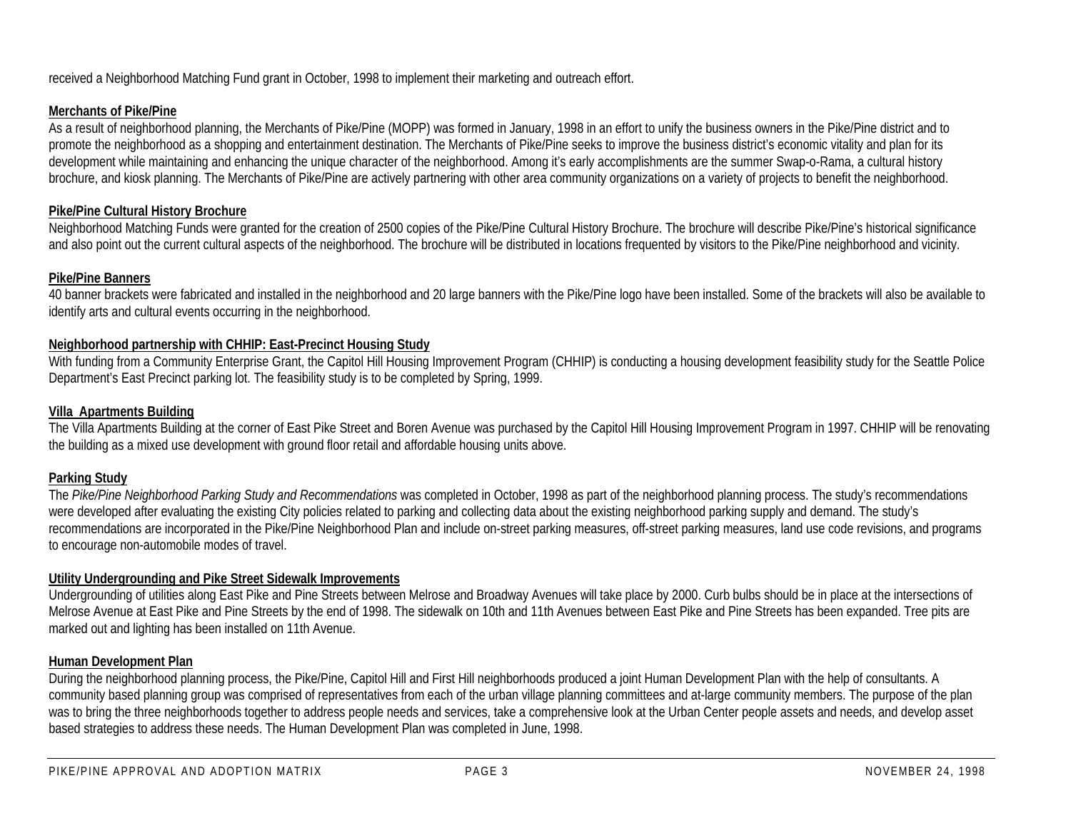received a Neighborhood Matching Fund grant in October, 1998 to implement their marketing and outreach effort.

**Merchants of Pike/Pine**

As a result of neighborhood planning, the Merchants of Pike/Pine (MOPP) was formed in January, 1998 in an effort to unify the business owners in the Pike/Pine district and to promote the neighborhood as a shopping and entertainment destination. The Merchants of Pike/Pine seeks to improve the business district's economic vitality and plan for its development while maintaining and enhancing the unique character of the neighborhood. Among it's early accomplishments are the summer Swap-o-Rama, a cultural history brochure, and kiosk planning. The Merchants of Pike/Pine are actively partnering with other area community organizations on a variety of projects to benefit the neighborhood.

**Pike/Pine Cultural History Brochure**

Neighborhood Matching Funds were granted for the creation of 2500 copies of the Pike/Pine Cultural History Brochure. The brochure will describe Pike/Pine's historical significance and also point out the current cultural aspects of the neighborhood. The brochure will be distributed in locations frequented by visitors to the Pike/Pine neighborhood and vicinity.

**Pike/Pine Banners**

40 banner brackets were fabricated and installed in the neighborhood and 20 large banners with the Pike/Pine logo have been installed. Some of the brackets will also be available to identify arts and cultural events occurring in the neighborhood.

**Neighborhood partnership with CHHIP: East-Precinct Housing Study**

With funding from a Community Enterprise Grant, the Capitol Hill Housing Improvement Program (CHHIP) is conducting a housing development feasibility study for the Seattle Police Department's East Precinct parking lot. The feasibility study is to be completed by Spring, 1999.

**Villa Apartments Building**

The Villa Apartments Building at the corner of East Pike Street and Boren Avenue was purchased by the Capitol Hill Housing Improvement Program in 1997. CHHIP will be renovating the building as a mixed use development with ground floor retail and affordable housing units above.

**Parking Study**

The *Pike/Pine Neighborhood Parking Study and Recommendations* was completed in October, 1998 as part of the neighborhood planning process. The study's recommendations were developed after evaluating the existing City policies related to parking and collecting data about the existing neighborhood parking supply and demand. The study's recommendations are incorporated in the Pike/Pine Neighborhood Plan and include on-street parking measures, off-street parking measures, land use code revisions, and programs to encourage non-automobile modes of travel.

**Utility Undergrounding and Pike Street Sidewalk Improvements**

Undergrounding of utilities along East Pike and Pine Streets between Melrose and Broadway Avenues will take place by 2000. Curb bulbs should be in place at the intersections of Melrose Avenue at East Pike and Pine Streets by the end of 1998. The sidewalk on 10th and 11th Avenues between East Pike and Pine Streets has been expanded. Tree pits are marked out and lighting has been installed on 11th Avenue.

**Human Development Plan**

During the neighborhood planning process, the Pike/Pine, Capitol Hill and First Hill neighborhoods produced a joint Human Development Plan with the help of consultants. A community based planning group was comprised of representatives from each of the urban village planning committees and at-large community members. The purpose of the plan was to bring the three neighborhoods together to address people needs and services, take a comprehensive look at the Urban Center people assets and needs, and develop asset based strategies to address these needs. The Human Development Plan was completed in June, 1998.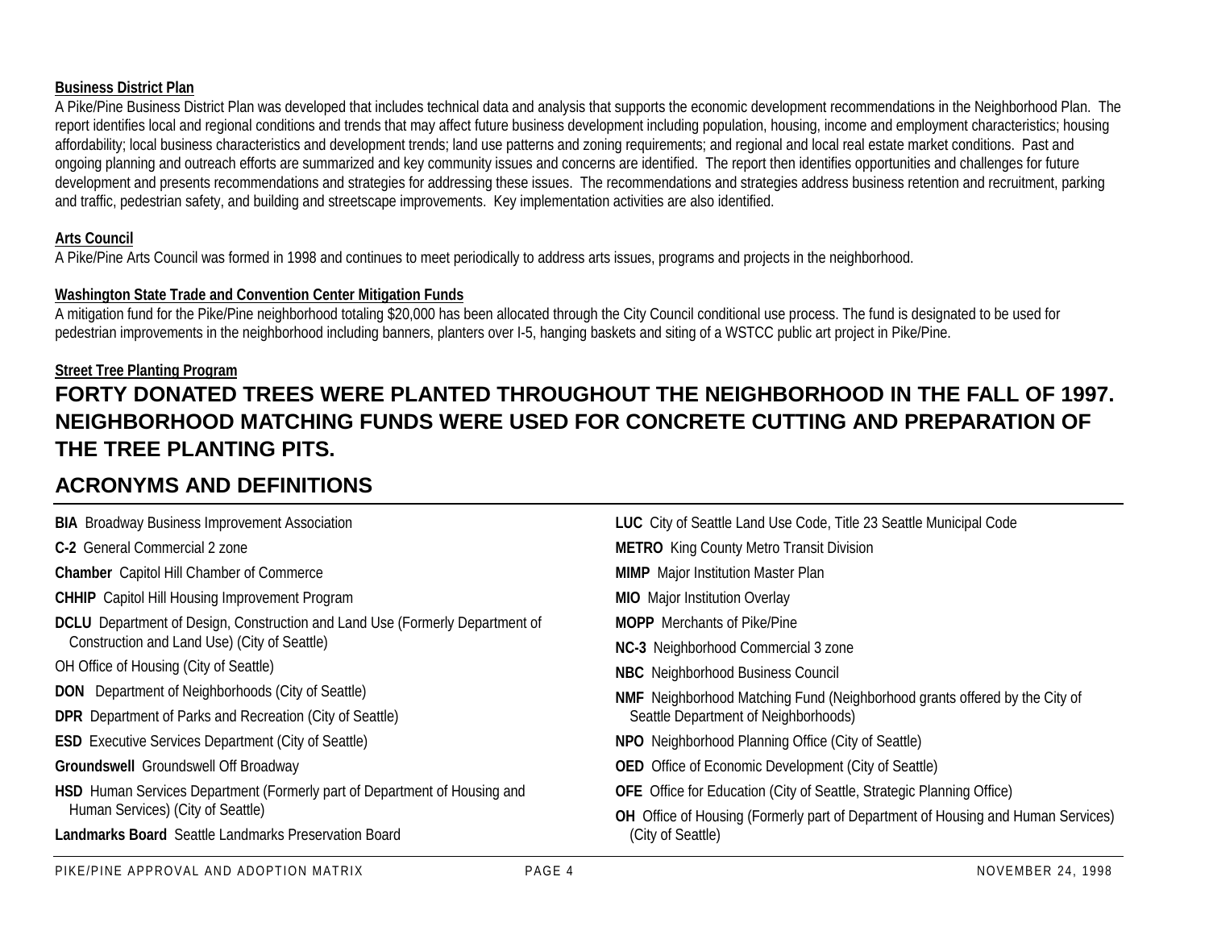**Business District Plan**

A Pike/Pine Business District Plan was developed that includes technical data and analysis that supports the economic development recommendations in the Neighborhood Plan. The report identifies local and regional conditions and trends that may affect future business development including population, housing, income and employment characteristics; housing affordability; local business characteristics and development trends; land use patterns and zoning requirements; and regional and local real estate market conditions. Past and ongoing planning and outreach efforts are summarized and key community issues and concerns are identified. The report then identifies opportunities and challenges for future development and presents recommendations and strategies for addressing these issues. The recommendations and strategies address business retention and recruitment, parking and traffic, pedestrian safety, and building and streetscape improvements. Key implementation activities are also identified.

**Arts Council**

A Pike/Pine Arts Council was formed in 1998 and continues to meet periodically to address arts issues, programs and projects in the neighborhood.

**Washington State Trade and Convention Center Mitigation Funds**

A mitigation fund for the Pike/Pine neighborhood totaling $20,000 has been allocated through the City Council conditional use process. The fund is designated to be used for pedestrian improvements in the neighborhood including banners, planters over I-5, hanging baskets and siting of a WSTCC public art project in Pike/Pine.

**Street Tree Planting Program**

**FORTY DONATED TREES WERE PLANTED THROUGHOUT THE NEIGHBORHOOD IN THE FALL OF 1997. NEIGHBORHOOD MATCHING FUNDS WERE USED FOR CONCRETE CUTTING AND PREPARATION OF THE TREE PLANTING PITS.**

## ACRONYMS AND DEFINITIONS

**BIA** Broadway Business Improvement Association

**C-2** General Commercial 2 zone

**Chamber** Capitol Hill Chamber of Commerce

**CHHIP** Capitol Hill Housing Improvement Program

**DCLU** Department of Design, Construction and Land Use (Formerly Department of Construction and Land Use) (City of Seattle)

OH Office of Housing (City of Seattle)

**DON** Department of Neighborhoods (City of Seattle)

**DPR** Department of Parks and Recreation (City of Seattle)

**ESD** Executive Services Department (City of Seattle)

**Groundswell** Groundswell Off Broadway

**HSD** Human Services Department (Formerly part of Department of Housing and Human Services) (City of Seattle)

**Landmarks Board** Seattle Landmarks Preservation Board

**LUC** City of Seattle Land Use Code, Title 23 Seattle Municipal Code

**METRO** King County Metro Transit Division

**MIMP** Major Institution Master Plan

**MIO** Major Institution Overlay

**MOPP** Merchants of Pike/Pine

**NC-3** Neighborhood Commercial 3 zone

**NBC** Neighborhood Business Council

**NMF** Neighborhood Matching Fund (Neighborhood grants offered by the City of Seattle Department of Neighborhoods)

**NPO** Neighborhood Planning Office (City of Seattle)

**OED** Office of Economic Development (City of Seattle)

**OFE** Office for Education (City of Seattle, Strategic Planning Office)

**OH** Office of Housing (Formerly part of Department of Housing and Human Services) (City of Seattle)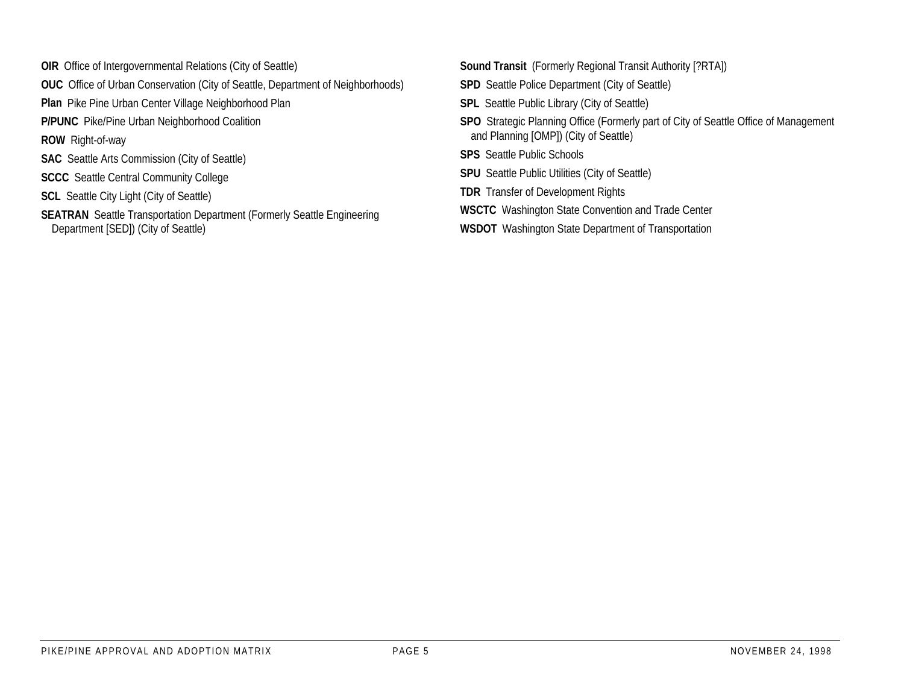**OIR** Office of Intergovernmental Relations (City of Seattle)

**OUC** Office of Urban Conservation (City of Seattle, Department of Neighborhoods)

**Plan** Pike Pine Urban Center Village Neighborhood Plan

**P/PUNC** Pike/Pine Urban Neighborhood Coalition

**ROW** Right-of-way

**SAC** Seattle Arts Commission (City of Seattle)

**SCCC** Seattle Central Community College

**SCL** Seattle City Light (City of Seattle)

**SEATRAN** Seattle Transportation Department (Formerly Seattle Engineering Department [SED]) (City of Seattle)

**Sound Transit** (Formerly Regional Transit Authority [?RTA])

**SPD** Seattle Police Department (City of Seattle)

**SPL** Seattle Public Library (City of Seattle)

**SPO** Strategic Planning Office (Formerly part of City of Seattle Office of Management and Planning [OMP]) (City of Seattle)

**SPS** Seattle Public Schools

**SPU** Seattle Public Utilities (City of Seattle)

**TDR** Transfer of Development Rights

**WSCTC** Washington State Convention and Trade Center

**WSDOT** Washington State Department of Transportation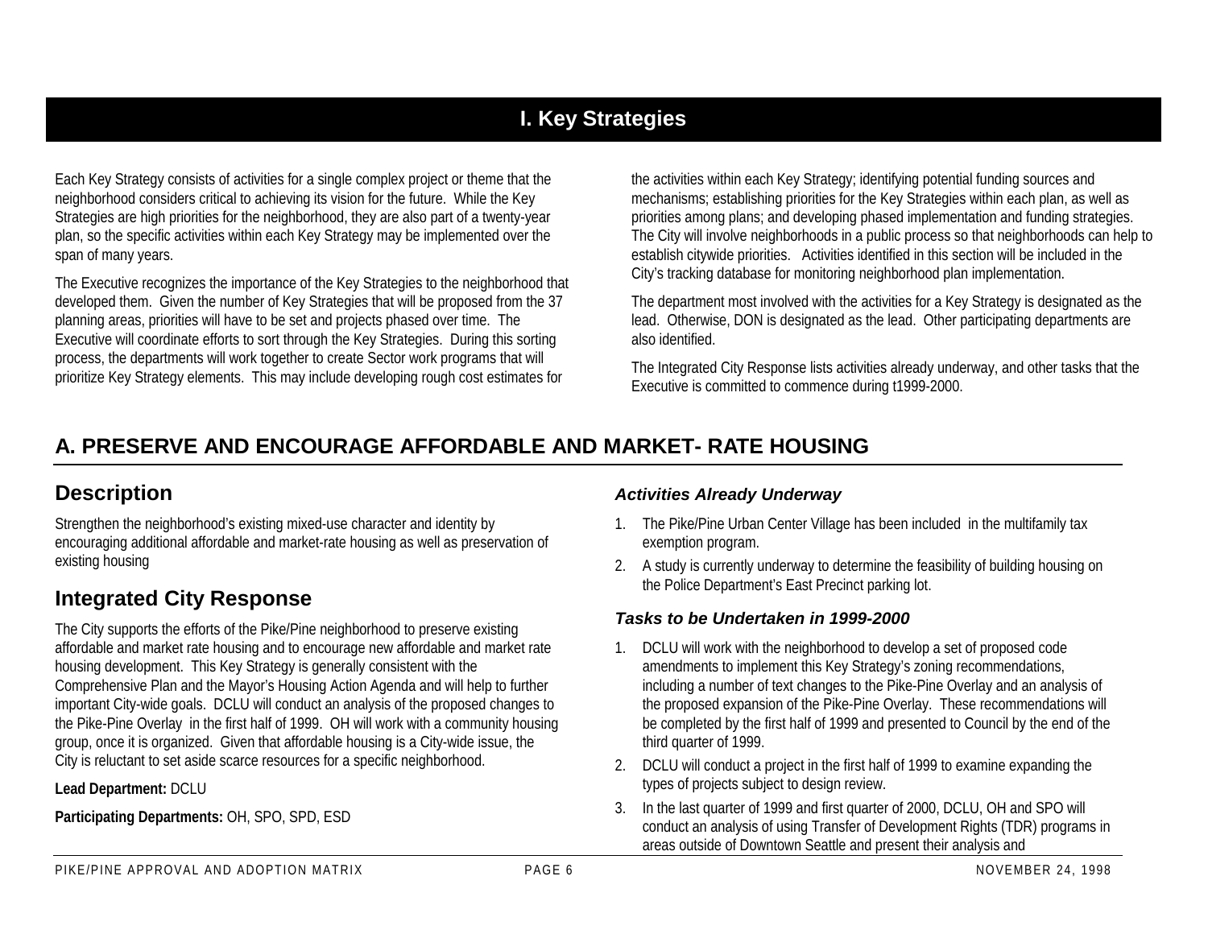# I. Key Strategies

Each Key Strategy consists of activities for a single complex project or theme that the neighborhood considers critical to achieving its vision for the future. While the Key Strategies are high priorities for the neighborhood, they are also part of a twenty-year plan, so the specific activities within each Key Strategy may be implemented over the span of many years.

The Executive recognizes the importance of the Key Strategies to the neighborhood that developed them. Given the number of Key Strategies that will be proposed from the 37 planning areas, priorities will have to be set and projects phased over time. The Executive will coordinate efforts to sort through the Key Strategies. During this sorting process, the departments will work together to create Sector work programs that will prioritize Key Strategy elements. This may include developing rough cost estimates for the activities within each Key Strategy; identifying potential funding sources and mechanisms; establishing priorities for the Key Strategies within each plan, as well as priorities among plans; and developing phased implementation and funding strategies. The City will involve neighborhoods in a public process so that neighborhoods can help to establish citywide priorities. Activities identified in this section will be included in the City's tracking database for monitoring neighborhood plan implementation.

The department most involved with the activities for a Key Strategy is designated as the lead. Otherwise, DON is designated as the lead. Other participating departments are also identified.

The Integrated City Response lists activities already underway, and other tasks that the Executive is committed to commence during t1999-2000.

## A. PRESERVE AND ENCOURAGE AFFORDABLE AND MARKET- RATE HOUSING

### Description

Strengthen the neighborhood's existing mixed-use character and identity by encouraging additional affordable and market-rate housing as well as preservation of existing housing

### Integrated City Response

The City supports the efforts of the Pike/Pine neighborhood to preserve existing affordable and market rate housing and to encourage new affordable and market rate housing development. This Key Strategy is generally consistent with the Comprehensive Plan and the Mayor's Housing Action Agenda and will help to further important City-wide goals. DCLU will conduct an analysis of the proposed changes to the Pike-Pine Overlay in the first half of 1999. OH will work with a community housing group, once it is organized. Given that affordable housing is a City-wide issue, the City is reluctant to set aside scarce resources for a specific neighborhood.

**Lead Department:** DCLU

**Participating Departments:** OH, SPO, SPD, ESD

#### *Activities Already Underway*

1. The Pike/Pine Urban Center Village has been included in the multifamily tax exemption program.
2. A study is currently underway to determine the feasibility of building housing on the Police Department's East Precinct parking lot.

#### *Tasks to be Undertaken in 1999-2000*

1. DCLU will work with the neighborhood to develop a set of proposed code amendments to implement this Key Strategy's zoning recommendations, including a number of text changes to the Pike-Pine Overlay and an analysis of the proposed expansion of the Pike-Pine Overlay. These recommendations will be completed by the first half of 1999 and presented to Council by the end of the third quarter of 1999.
2. DCLU will conduct a project in the first half of 1999 to examine expanding the types of projects subject to design review.
3. In the last quarter of 1999 and first quarter of 2000, DCLU, OH and SPO will conduct an analysis of using Transfer of Development Rights (TDR) programs in areas outside of Downtown Seattle and present their analysis and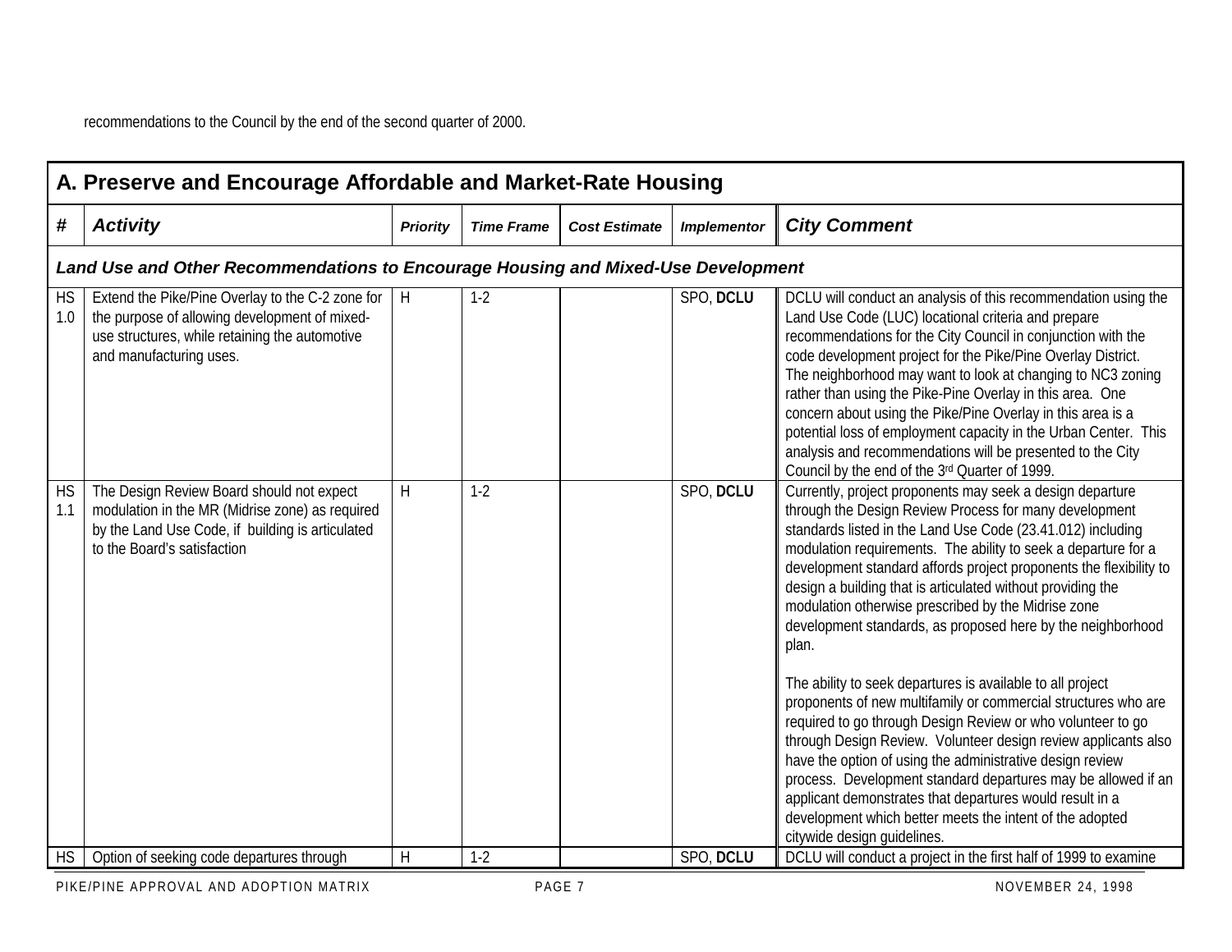recommendations to the Council by the end of the second quarter of 2000.

## A. Preserve and Encourage Affordable and Market-Rate Housing

| # | Activity | Priority | Time Frame | Cost Estimate | Implementor | City Comment |
|---|---|---|---|---|---|---|
| ***Land Use and Other Recommendations to Encourage Housing and Mixed-Use Development*** | | | | | | |
| HS 1.0 | Extend the Pike/Pine Overlay to the C-2 zone for the purpose of allowing development of mixed-use structures, while retaining the automotive and manufacturing uses. | H | 1-2 | | SPO, **DCLU** | DCLU will conduct an analysis of this recommendation using the Land Use Code (LUC) locational criteria and prepare recommendations for the City Council in conjunction with the code development project for the Pike/Pine Overlay District. The neighborhood may want to look at changing to NC3 zoning rather than using the Pike-Pine Overlay in this area. One concern about using the Pike/Pine Overlay in this area is a potential loss of employment capacity in the Urban Center. This analysis and recommendations will be presented to the City Council by the end of the 3rd Quarter of 1999. |
| HS 1.1 | The Design Review Board should not expect modulation in the MR (Midrise zone) as required by the Land Use Code, if building is articulated to the Board's satisfaction | H | 1-2 | | SPO, **DCLU** | Currently, project proponents may seek a design departure through the Design Review Process for many development standards listed in the Land Use Code (23.41.012) including modulation requirements. The ability to seek a departure for a development standard affords project proponents the flexibility to design a building that is articulated without providing the modulation otherwise prescribed by the Midrise zone development standards, as proposed here by the neighborhood plan.<br><br>The ability to seek departures is available to all project proponents of new multifamily or commercial structures who are required to go through Design Review or who volunteer to go through Design Review. Volunteer design review applicants also have the option of using the administrative design review process. Development standard departures may be allowed if an applicant demonstrates that departures would result in a development which better meets the intent of the adopted citywide design guidelines. |
| HS | Option of seeking code departures through | H | 1-2 | | SPO, **DCLU** | DCLU will conduct a project in the first half of 1999 to examine |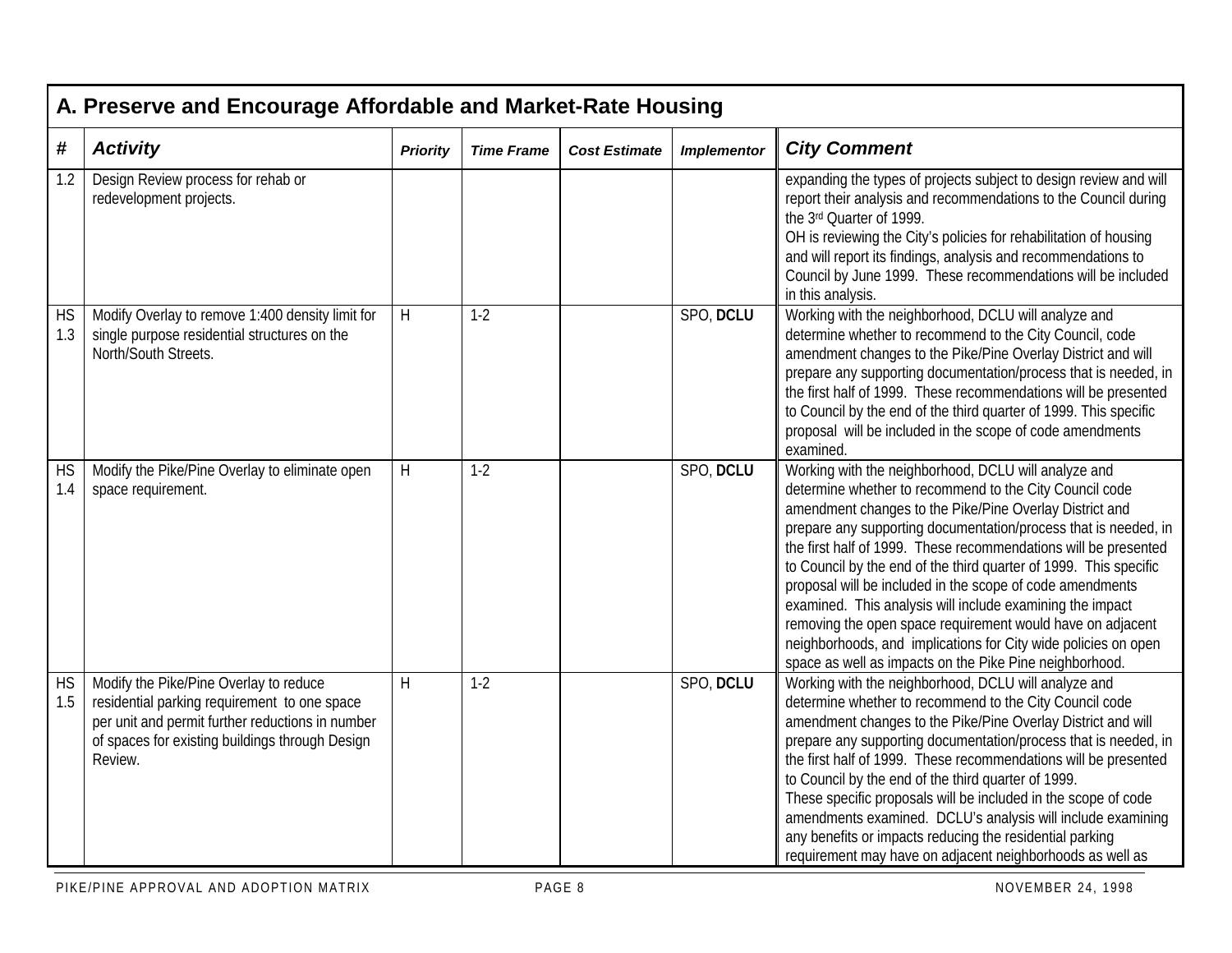## A. Preserve and Encourage Affordable and Market-Rate Housing

| # | Activity | Priority | Time Frame | Cost Estimate | Implementor | City Comment |
|---|---|---|---|---|---|---|
| 1.2 | Design Review process for rehab or redevelopment projects. | | | | | expanding the types of projects subject to design review and will report their analysis and recommendations to the Council during the 3rd Quarter of 1999. OH is reviewing the City's policies for rehabilitation of housing and will report its findings, analysis and recommendations to Council by June 1999. These recommendations will be included in this analysis. |
| HS 1.3 | Modify Overlay to remove 1:400 density limit for single purpose residential structures on the North/South Streets. | H | 1-2 | | SPO, **DCLU** | Working with the neighborhood, DCLU will analyze and determine whether to recommend to the City Council, code amendment changes to the Pike/Pine Overlay District and will prepare any supporting documentation/process that is needed, in the first half of 1999. These recommendations will be presented to Council by the end of the third quarter of 1999. This specific proposal will be included in the scope of code amendments examined. |
| HS 1.4 | Modify the Pike/Pine Overlay to eliminate open space requirement. | H | 1-2 | | SPO, **DCLU** | Working with the neighborhood, DCLU will analyze and determine whether to recommend to the City Council code amendment changes to the Pike/Pine Overlay District and prepare any supporting documentation/process that is needed, in the first half of 1999. These recommendations will be presented to Council by the end of the third quarter of 1999. This specific proposal will be included in the scope of code amendments examined. This analysis will include examining the impact removing the open space requirement would have on adjacent neighborhoods, and implications for City wide policies on open space as well as impacts on the Pike Pine neighborhood. |
| HS 1.5 | Modify the Pike/Pine Overlay to reduce residential parking requirement to one space per unit and permit further reductions in number of spaces for existing buildings through Design Review. | H | 1-2 | | SPO, **DCLU** | Working with the neighborhood, DCLU will analyze and determine whether to recommend to the City Council code amendment changes to the Pike/Pine Overlay District and will prepare any supporting documentation/process that is needed, in the first half of 1999. These recommendations will be presented to Council by the end of the third quarter of 1999. These specific proposals will be included in the scope of code amendments examined. DCLU's analysis will include examining any benefits or impacts reducing the residential parking requirement may have on adjacent neighborhoods as well as |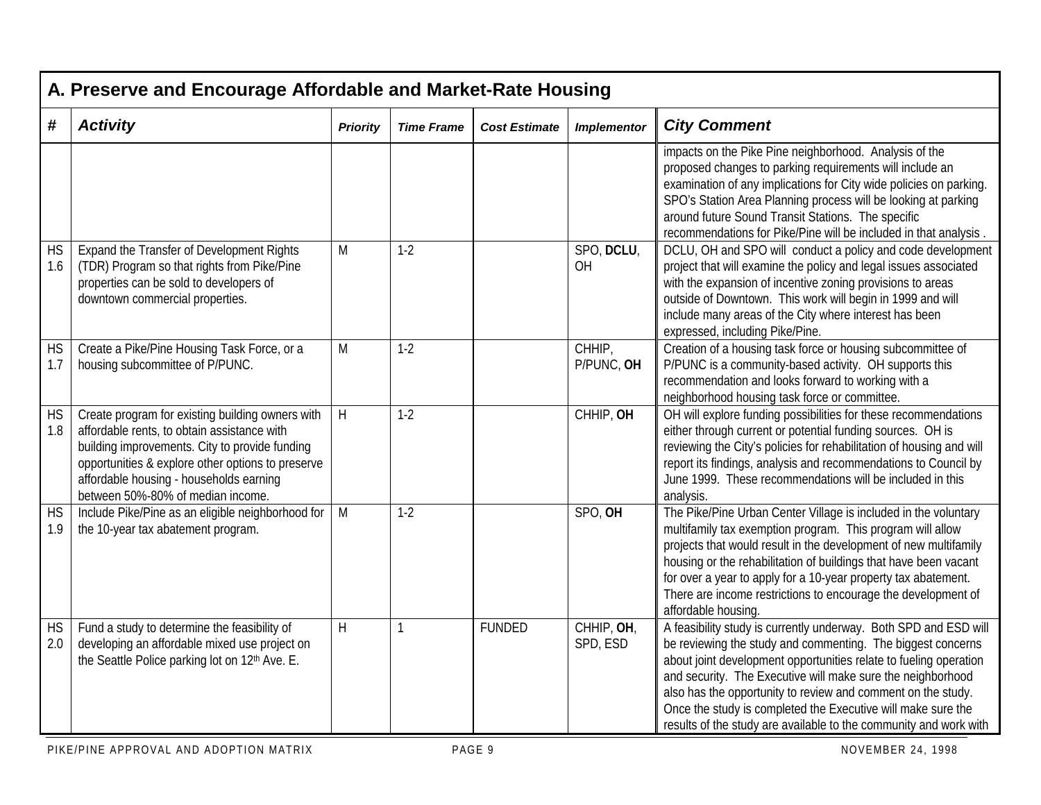## A. Preserve and Encourage Affordable and Market-Rate Housing

| # | Activity | Priority | Time Frame | Cost Estimate | Implementor | City Comment |
|---|---|---|---|---|---|---|
| | | | | | | impacts on the Pike Pine neighborhood. Analysis of the proposed changes to parking requirements will include an examination of any implications for City wide policies on parking. SPO's Station Area Planning process will be looking at parking around future Sound Transit Stations. The specific recommendations for Pike/Pine will be included in that analysis . |
| HS 1.6 | Expand the Transfer of Development Rights (TDR) Program so that rights from Pike/Pine properties can be sold to developers of downtown commercial properties. | M | 1-2 | | SPO, **DCLU**, OH | DCLU, OH and SPO will conduct a policy and code development project that will examine the policy and legal issues associated with the expansion of incentive zoning provisions to areas outside of Downtown. This work will begin in 1999 and will include many areas of the City where interest has been expressed, including Pike/Pine. |
| HS 1.7 | Create a Pike/Pine Housing Task Force, or a housing subcommittee of P/PUNC. | M | 1-2 | | CHHIP, P/PUNC, **OH** | Creation of a housing task force or housing subcommittee of P/PUNC is a community-based activity. OH supports this recommendation and looks forward to working with a neighborhood housing task force or committee. |
| HS 1.8 | Create program for existing building owners with affordable rents, to obtain assistance with building improvements. City to provide funding opportunities & explore other options to preserve affordable housing - households earning between 50%-80% of median income. | H | 1-2 | | CHHIP, **OH** | OH will explore funding possibilities for these recommendations either through current or potential funding sources. OH is reviewing the City's policies for rehabilitation of housing and will report its findings, analysis and recommendations to Council by June 1999. These recommendations will be included in this analysis. |
| HS 1.9 | Include Pike/Pine as an eligible neighborhood for the 10-year tax abatement program. | M | 1-2 | | SPO, **OH** | The Pike/Pine Urban Center Village is included in the voluntary multifamily tax exemption program. This program will allow projects that would result in the development of new multifamily housing or the rehabilitation of buildings that have been vacant for over a year to apply for a 10-year property tax abatement. There are income restrictions to encourage the development of affordable housing. |
| HS 2.0 | Fund a study to determine the feasibility of developing an affordable mixed use project on the Seattle Police parking lot on 12th Ave. E. | H | 1 | FUNDED | CHHIP, **OH**, SPD, ESD | A feasibility study is currently underway. Both SPD and ESD will be reviewing the study and commenting. The biggest concerns about joint development opportunities relate to fueling operation and security. The Executive will make sure the neighborhood also has the opportunity to review and comment on the study. Once the study is completed the Executive will make sure the results of the study are available to the community and work with |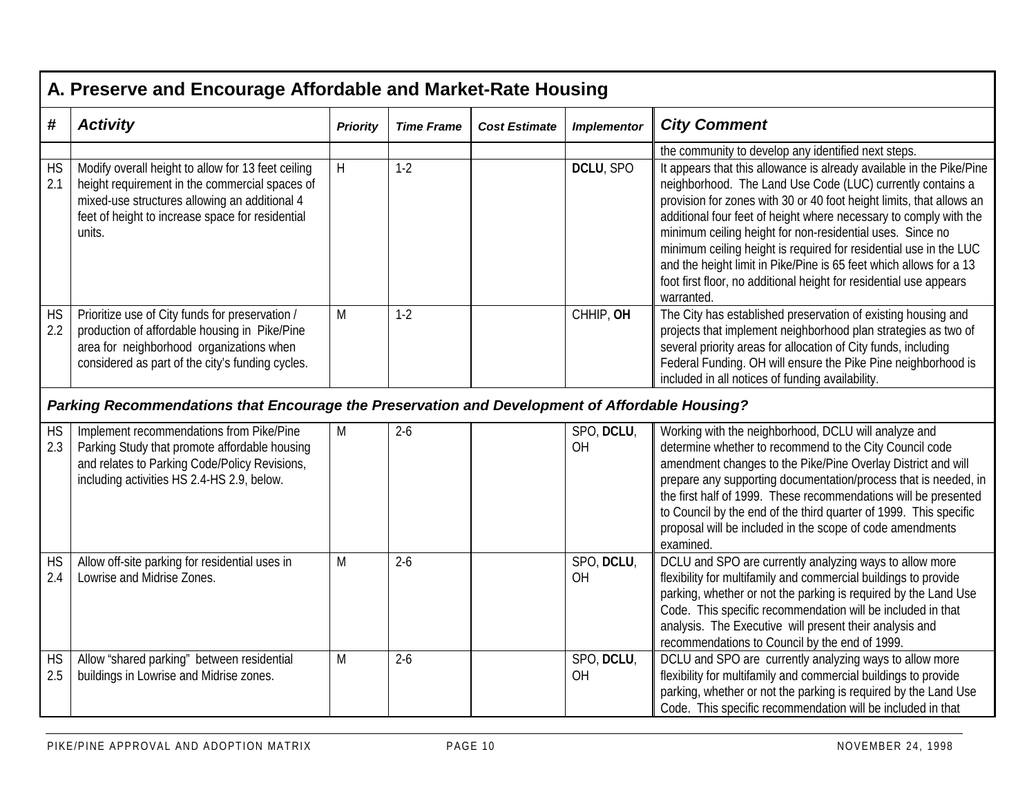## A. Preserve and Encourage Affordable and Market-Rate Housing

| # | Activity | Priority | Time Frame | Cost Estimate | Implementor | City Comment |
|---|---|---|---|---|---|---|
| | | | | | | the community to develop any identified next steps. |
| HS 2.1 | Modify overall height to allow for 13 feet ceiling height requirement in the commercial spaces of mixed-use structures allowing an additional 4 feet of height to increase space for residential units. | H | 1-2 | | **DCLU**, SPO | It appears that this allowance is already available in the Pike/Pine neighborhood. The Land Use Code (LUC) currently contains a provision for zones with 30 or 40 foot height limits, that allows an additional four feet of height where necessary to comply with the minimum ceiling height for non-residential uses. Since no minimum ceiling height is required for residential use in the LUC and the height limit in Pike/Pine is 65 feet which allows for a 13 foot first floor, no additional height for residential use appears warranted. |
| HS 2.2 | Prioritize use of City funds for preservation / production of affordable housing in Pike/Pine area for neighborhood organizations when considered as part of the city's funding cycles. | M | 1-2 | | CHHIP, **OH** | The City has established preservation of existing housing and projects that implement neighborhood plan strategies as two of several priority areas for allocation of City funds, including Federal Funding. OH will ensure the Pike Pine neighborhood is included in all notices of funding availability. |
| ***Parking Recommendations that Encourage the Preservation and Development of Affordable Housing?*** | | | | | | |
| HS 2.3 | Implement recommendations from Pike/Pine Parking Study that promote affordable housing and relates to Parking Code/Policy Revisions, including activities HS 2.4-HS 2.9, below. | M | 2-6 | | SPO, **DCLU**, OH | Working with the neighborhood, DCLU will analyze and determine whether to recommend to the City Council code amendment changes to the Pike/Pine Overlay District and will prepare any supporting documentation/process that is needed, in the first half of 1999. These recommendations will be presented to Council by the end of the third quarter of 1999. This specific proposal will be included in the scope of code amendments examined. |
| HS 2.4 | Allow off-site parking for residential uses in Lowrise and Midrise Zones. | M | 2-6 | | SPO, **DCLU**, OH | DCLU and SPO are currently analyzing ways to allow more flexibility for multifamily and commercial buildings to provide parking, whether or not the parking is required by the Land Use Code. This specific recommendation will be included in that analysis. The Executive will present their analysis and recommendations to Council by the end of 1999. |
| HS 2.5 | Allow "shared parking" between residential buildings in Lowrise and Midrise zones. | M | 2-6 | | SPO, **DCLU**, OH | DCLU and SPO are currently analyzing ways to allow more flexibility for multifamily and commercial buildings to provide parking, whether or not the parking is required by the Land Use Code. This specific recommendation will be included in that |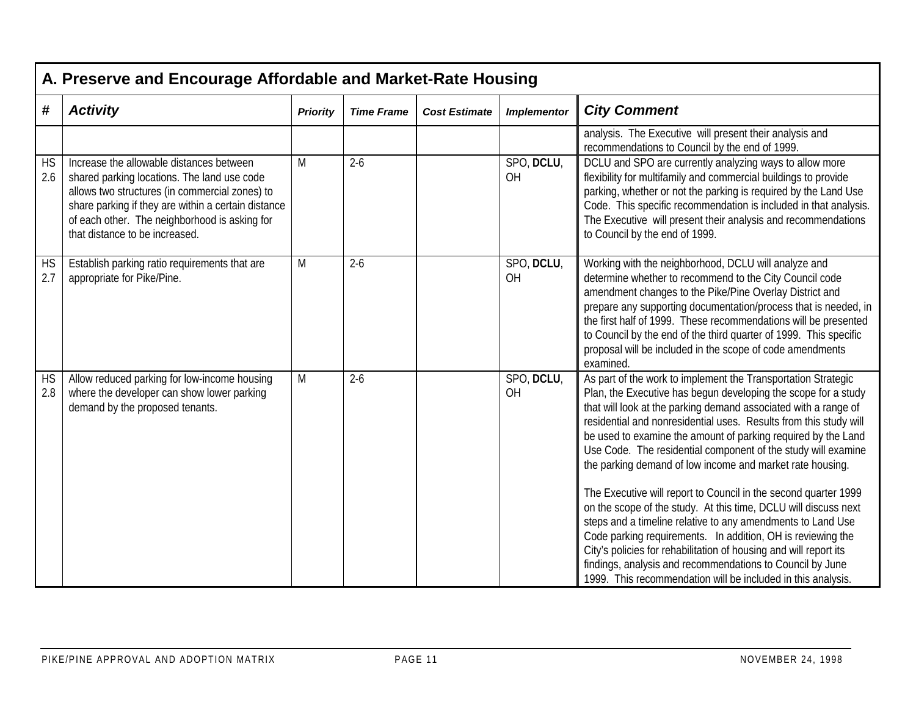## A. Preserve and Encourage Affordable and Market-Rate Housing

| # | Activity | Priority | Time Frame | Cost Estimate | Implementor | City Comment |
|---|---|---|---|---|---|---|
| | | | | | | analysis. The Executive will present their analysis and recommendations to Council by the end of 1999. |
| HS 2.6 | Increase the allowable distances between shared parking locations. The land use code allows two structures (in commercial zones) to share parking if they are within a certain distance of each other. The neighborhood is asking for that distance to be increased. | M | 2-6 | | SPO, **DCLU**, OH | DCLU and SPO are currently analyzing ways to allow more flexibility for multifamily and commercial buildings to provide parking, whether or not the parking is required by the Land Use Code. This specific recommendation is included in that analysis. The Executive will present their analysis and recommendations to Council by the end of 1999. |
| HS 2.7 | Establish parking ratio requirements that are appropriate for Pike/Pine. | M | 2-6 | | SPO, **DCLU**, OH | Working with the neighborhood, DCLU will analyze and determine whether to recommend to the City Council code amendment changes to the Pike/Pine Overlay District and prepare any supporting documentation/process that is needed, in the first half of 1999. These recommendations will be presented to Council by the end of the third quarter of 1999. This specific proposal will be included in the scope of code amendments examined. |
| HS 2.8 | Allow reduced parking for low-income housing where the developer can show lower parking demand by the proposed tenants. | M | 2-6 | | SPO, **DCLU**, OH | As part of the work to implement the Transportation Strategic Plan, the Executive has begun developing the scope for a study that will look at the parking demand associated with a range of residential and nonresidential uses. Results from this study will be used to examine the amount of parking required by the Land Use Code. The residential component of the study will examine the parking demand of low income and market rate housing.<br><br>The Executive will report to Council in the second quarter 1999 on the scope of the study. At this time, DCLU will discuss next steps and a timeline relative to any amendments to Land Use Code parking requirements. In addition, OH is reviewing the City's policies for rehabilitation of housing and will report its findings, analysis and recommendations to Council by June 1999. This recommendation will be included in this analysis. |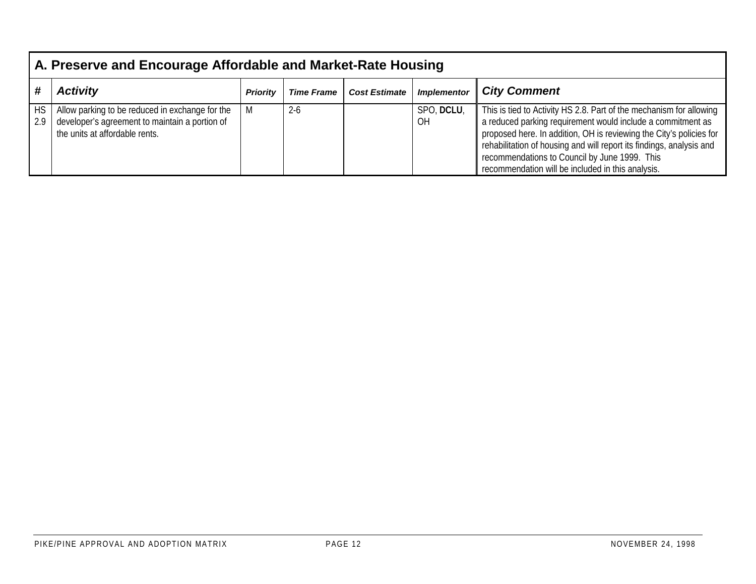| A. Preserve and Encourage Affordable and Market-Rate Housing | | | | | | |
|---|---|---|---|---|---|---|
| **#** | ***Activity*** | ***Priority*** | ***Time Frame*** | ***Cost Estimate*** | ***Implementor*** | ***City Comment*** |
| HS 2.9 | Allow parking to be reduced in exchange for the developer's agreement to maintain a portion of the units at affordable rents. | M | 2-6 | | SPO, **DCLU**, OH | This is tied to Activity HS 2.8. Part of the mechanism for allowing a reduced parking requirement would include a commitment as proposed here. In addition, OH is reviewing the City's policies for rehabilitation of housing and will report its findings, analysis and recommendations to Council by June 1999. This recommendation will be included in this analysis. |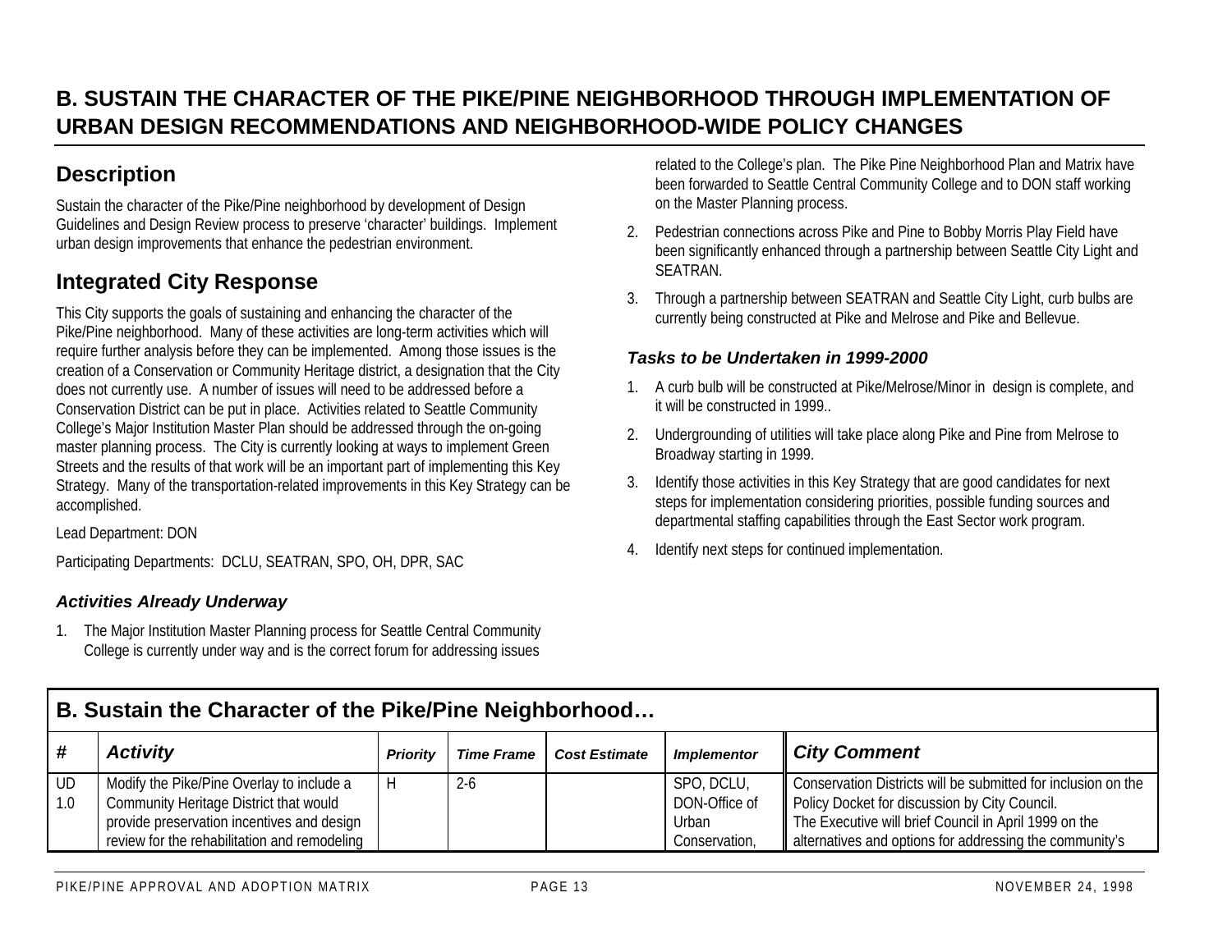# B. SUSTAIN THE CHARACTER OF THE PIKE/PINE NEIGHBORHOOD THROUGH IMPLEMENTATION OF URBAN DESIGN RECOMMENDATIONS AND NEIGHBORHOOD-WIDE POLICY CHANGES

## Description

Sustain the character of the Pike/Pine neighborhood by development of Design Guidelines and Design Review process to preserve 'character' buildings. Implement urban design improvements that enhance the pedestrian environment.

## Integrated City Response

This City supports the goals of sustaining and enhancing the character of the Pike/Pine neighborhood. Many of these activities are long-term activities which will require further analysis before they can be implemented. Among those issues is the creation of a Conservation or Community Heritage district, a designation that the City does not currently use. A number of issues will need to be addressed before a Conservation District can be put in place. Activities related to Seattle Community College's Major Institution Master Plan should be addressed through the on-going master planning process. The City is currently looking at ways to implement Green Streets and the results of that work will be an important part of implementing this Key Strategy. Many of the transportation-related improvements in this Key Strategy can be accomplished.

Lead Department: DON

Participating Departments: DCLU, SEATRAN, SPO, OH, DPR, SAC

### *Activities Already Underway*

1. The Major Institution Master Planning process for Seattle Central Community College is currently under way and is the correct forum for addressing issues related to the College's plan. The Pike Pine Neighborhood Plan and Matrix have been forwarded to Seattle Central Community College and to DON staff working on the Master Planning process.
2. Pedestrian connections across Pike and Pine to Bobby Morris Play Field have been significantly enhanced through a partnership between Seattle City Light and SEATRAN.
3. Through a partnership between SEATRAN and Seattle City Light, curb bulbs are currently being constructed at Pike and Melrose and Pike and Bellevue.

### *Tasks to be Undertaken in 1999-2000*

1. A curb bulb will be constructed at Pike/Melrose/Minor in design is complete, and it will be constructed in 1999..
2. Undergrounding of utilities will take place along Pike and Pine from Melrose to Broadway starting in 1999.
3. Identify those activities in this Key Strategy that are good candidates for next steps for implementation considering priorities, possible funding sources and departmental staffing capabilities through the East Sector work program.
4. Identify next steps for continued implementation.

**B. Sustain the Character of the Pike/Pine Neighborhood…**

| # | Activity | Priority | Time Frame | Cost Estimate | Implementor | City Comment |
|---|---|---|---|---|---|---|
| UD 1.0 | Modify the Pike/Pine Overlay to include a Community Heritage District that would provide preservation incentives and design review for the rehabilitation and remodeling | H | 2-6 | | SPO, DCLU, DON-Office of Urban Conservation, | Conservation Districts will be submitted for inclusion on the Policy Docket for discussion by City Council. The Executive will brief Council in April 1999 on the alternatives and options for addressing the community's |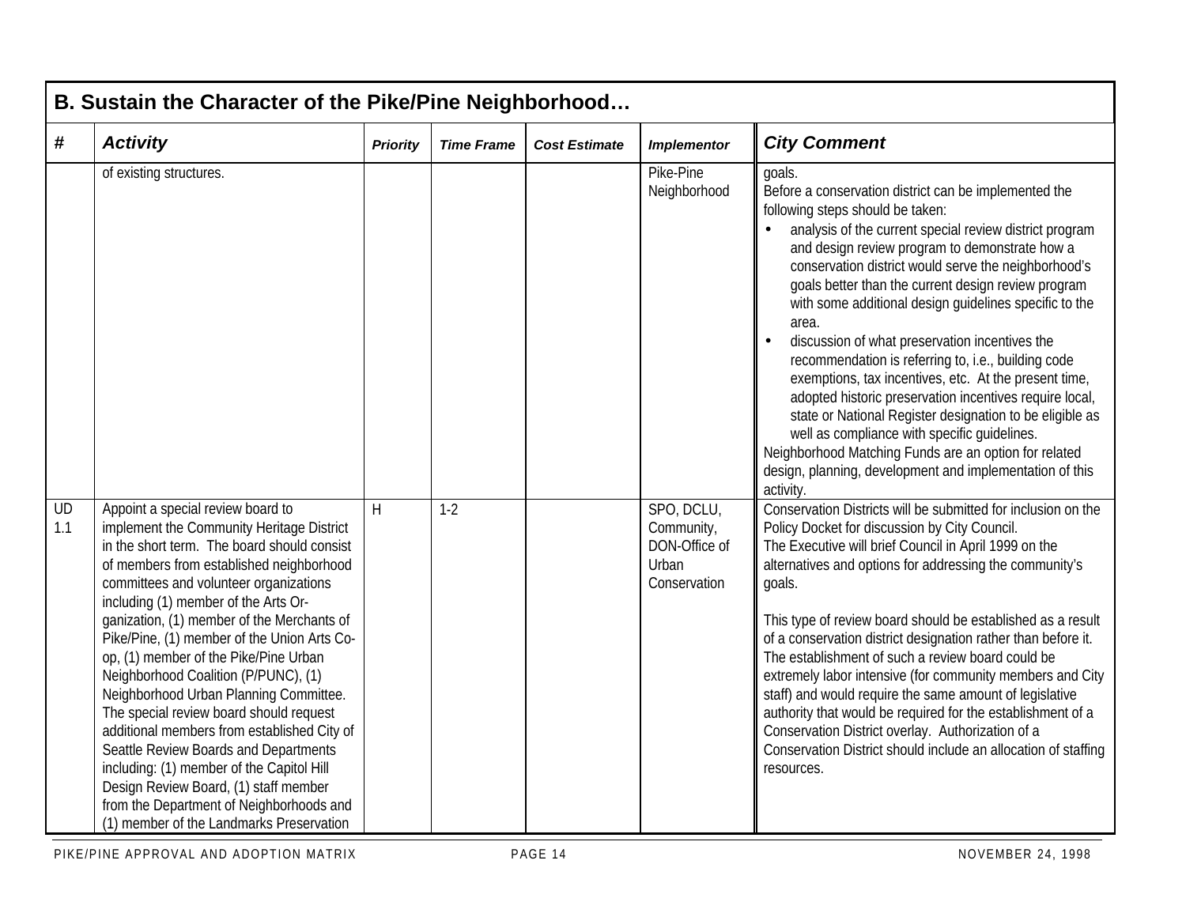## B. Sustain the Character of the Pike/Pine Neighborhood…

| # | *Activity* | *Priority* | *Time Frame* | *Cost Estimate* | *Implementor* | *City Comment* |
|---|---|---|---|---|---|---|
| | of existing structures. | | | | Pike-Pine Neighborhood | goals.<br>Before a conservation district can be implemented the following steps should be taken:<br>• analysis of the current special review district program and design review program to demonstrate how a conservation district would serve the neighborhood's goals better than the current design review program with some additional design guidelines specific to the area.<br>• discussion of what preservation incentives the recommendation is referring to, i.e., building code exemptions, tax incentives, etc. At the present time, adopted historic preservation incentives require local, state or National Register designation to be eligible as well as compliance with specific guidelines.<br>Neighborhood Matching Funds are an option for related design, planning, development and implementation of this activity. |
| UD 1.1 | Appoint a special review board to implement the Community Heritage District in the short term. The board should consist of members from established neighborhood committees and volunteer organizations including (1) member of the Arts Organization, (1) member of the Merchants of Pike/Pine, (1) member of the Union Arts Co-op, (1) member of the Pike/Pine Urban Neighborhood Coalition (P/PUNC), (1) Neighborhood Urban Planning Committee. The special review board should request additional members from established City of Seattle Review Boards and Departments including: (1) member of the Capitol Hill Design Review Board, (1) staff member from the Department of Neighborhoods and (1) member of the Landmarks Preservation | H | 1-2 | | SPO, DCLU, Community, DON-Office of Urban Conservation | Conservation Districts will be submitted for inclusion on the Policy Docket for discussion by City Council.<br>The Executive will brief Council in April 1999 on the alternatives and options for addressing the community's goals.<br><br>This type of review board should be established as a result of a conservation district designation rather than before it. The establishment of such a review board could be extremely labor intensive (for community members and City staff) and would require the same amount of legislative authority that would be required for the establishment of a Conservation District overlay. Authorization of a Conservation District should include an allocation of staffing resources. |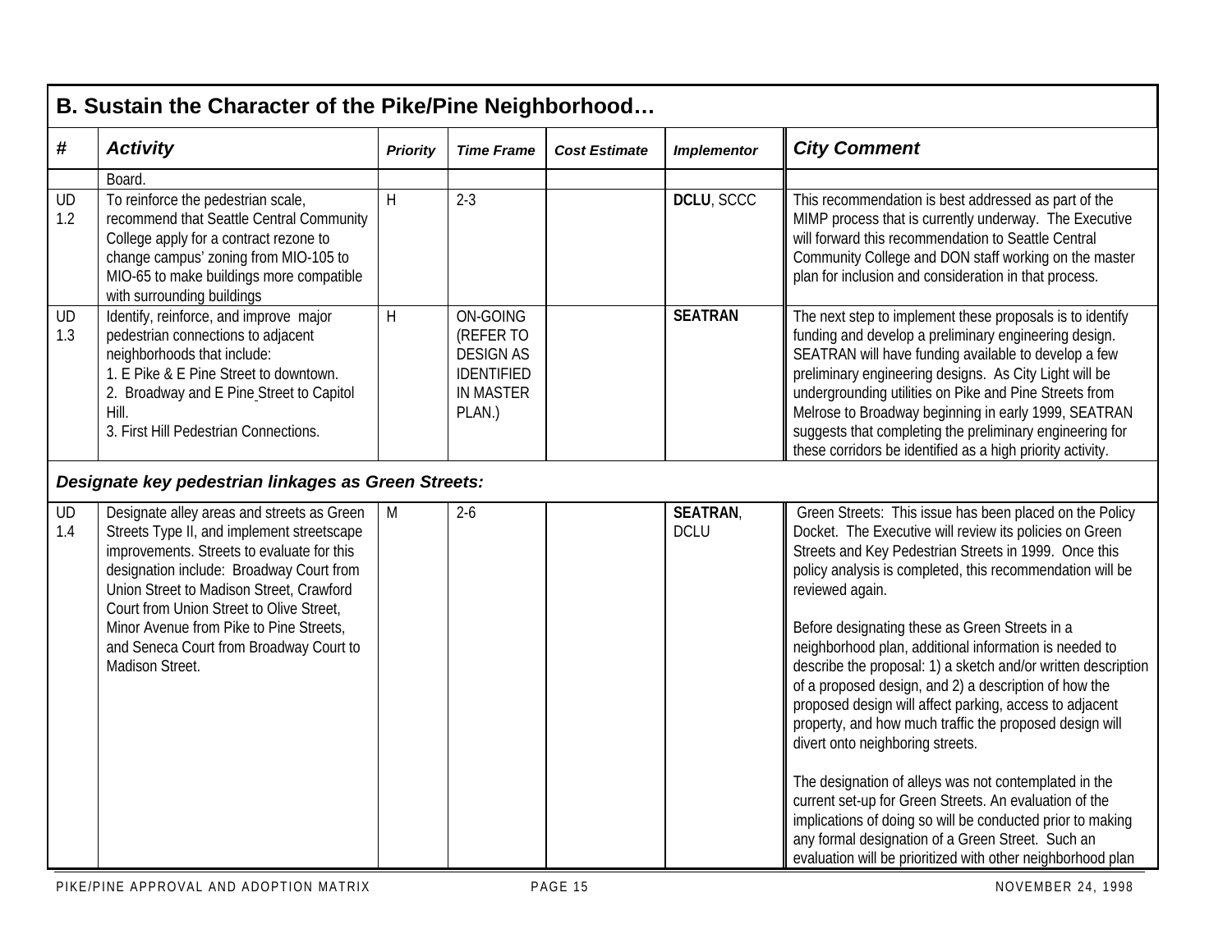## B. Sustain the Character of the Pike/Pine Neighborhood…

| # | Activity | Priority | Time Frame | Cost Estimate | Implementor | City Comment |
|---|---|---|---|---|---|---|
| | Board. | | | | | |
| UD 1.2 | To reinforce the pedestrian scale, recommend that Seattle Central Community College apply for a contract rezone to change campus' zoning from MIO-105 to MIO-65 to make buildings more compatible with surrounding buildings | H | 2-3 | | **DCLU**, SCCC | This recommendation is best addressed as part of the MIMP process that is currently underway. The Executive will forward this recommendation to Seattle Central Community College and DON staff working on the master plan for inclusion and consideration in that process. |
| UD 1.3 | Identify, reinforce, and improve major pedestrian connections to adjacent neighborhoods that include:<br>1. E Pike & E Pine Street to downtown.<br>2. Broadway and E Pine Street to Capitol Hill.<br>3. First Hill Pedestrian Connections. | H | ON-GOING (REFER TO DESIGN AS IDENTIFIED IN MASTER PLAN.) | | **SEATRAN** | The next step to implement these proposals is to identify funding and develop a preliminary engineering design. SEATRAN will have funding available to develop a few preliminary engineering designs. As City Light will be undergrounding utilities on Pike and Pine Streets from Melrose to Broadway beginning in early 1999, SEATRAN suggests that completing the preliminary engineering for these corridors be identified as a high priority activity. |
| ***Designate key pedestrian linkages as Green Streets:*** | | | | | | |
| UD 1.4 | Designate alley areas and streets as Green Streets Type II, and implement streetscape improvements. Streets to evaluate for this designation include: Broadway Court from Union Street to Madison Street, Crawford Court from Union Street to Olive Street, Minor Avenue from Pike to Pine Streets, and Seneca Court from Broadway Court to Madison Street. | M | 2-6 | | **SEATRAN**, DCLU | Green Streets: This issue has been placed on the Policy Docket. The Executive will review its policies on Green Streets and Key Pedestrian Streets in 1999. Once this policy analysis is completed, this recommendation will be reviewed again.<br><br>Before designating these as Green Streets in a neighborhood plan, additional information is needed to describe the proposal: 1) a sketch and/or written description of a proposed design, and 2) a description of how the proposed design will affect parking, access to adjacent property, and how much traffic the proposed design will divert onto neighboring streets.<br><br>The designation of alleys was not contemplated in the current set-up for Green Streets. An evaluation of the implications of doing so will be conducted prior to making any formal designation of a Green Street. Such an evaluation will be prioritized with other neighborhood plan |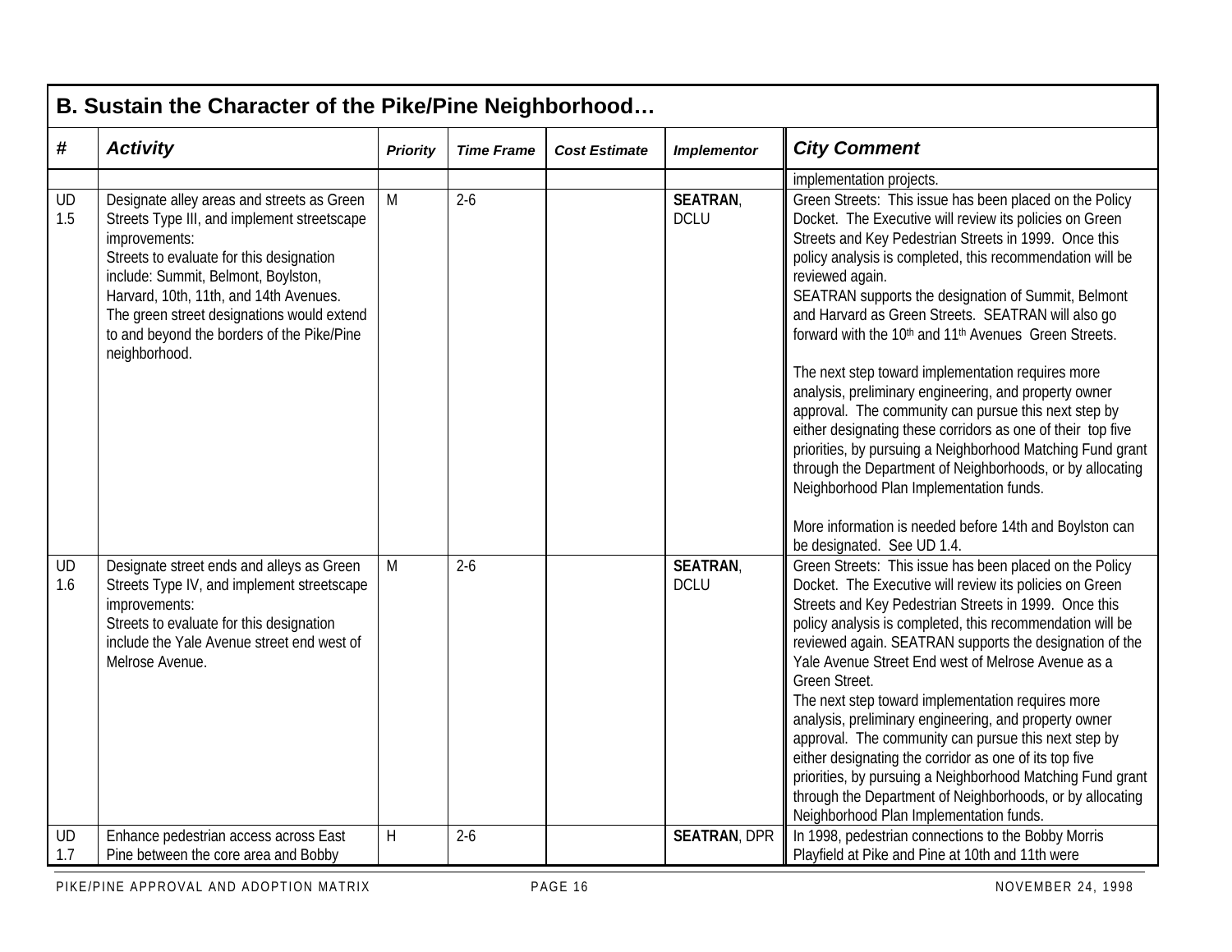## B. Sustain the Character of the Pike/Pine Neighborhood…

| # | Activity | Priority | Time Frame | Cost Estimate | Implementor | City Comment |
|---|---|---|---|---|---|---|
| | | | | | | implementation projects. |
| UD 1.5 | Designate alley areas and streets as Green Streets Type III, and implement streetscape improvements: Streets to evaluate for this designation include: Summit, Belmont, Boylston, Harvard, 10th, 11th, and 14th Avenues. The green street designations would extend to and beyond the borders of the Pike/Pine neighborhood. | M | 2-6 | | **SEATRAN**, DCLU | Green Streets: This issue has been placed on the Policy Docket. The Executive will review its policies on Green Streets and Key Pedestrian Streets in 1999. Once this policy analysis is completed, this recommendation will be reviewed again. SEATRAN supports the designation of Summit, Belmont and Harvard as Green Streets. SEATRAN will also go forward with the 10th and 11th Avenues Green Streets. The next step toward implementation requires more analysis, preliminary engineering, and property owner approval. The community can pursue this next step by either designating these corridors as one of their top five priorities, by pursuing a Neighborhood Matching Fund grant through the Department of Neighborhoods, or by allocating Neighborhood Plan Implementation funds. More information is needed before 14th and Boylston can be designated. See UD 1.4. |
| UD 1.6 | Designate street ends and alleys as Green Streets Type IV, and implement streetscape improvements: Streets to evaluate for this designation include the Yale Avenue street end west of Melrose Avenue. | M | 2-6 | | **SEATRAN**, DCLU | Green Streets: This issue has been placed on the Policy Docket. The Executive will review its policies on Green Streets and Key Pedestrian Streets in 1999. Once this policy analysis is completed, this recommendation will be reviewed again. SEATRAN supports the designation of the Yale Avenue Street End west of Melrose Avenue as a Green Street. The next step toward implementation requires more analysis, preliminary engineering, and property owner approval. The community can pursue this next step by either designating the corridor as one of its top five priorities, by pursuing a Neighborhood Matching Fund grant through the Department of Neighborhoods, or by allocating Neighborhood Plan Implementation funds. |
| UD 1.7 | Enhance pedestrian access across East Pine between the core area and Bobby | H | 2-6 | | **SEATRAN**, DPR | In 1998, pedestrian connections to the Bobby Morris Playfield at Pike and Pine at 10th and 11th were |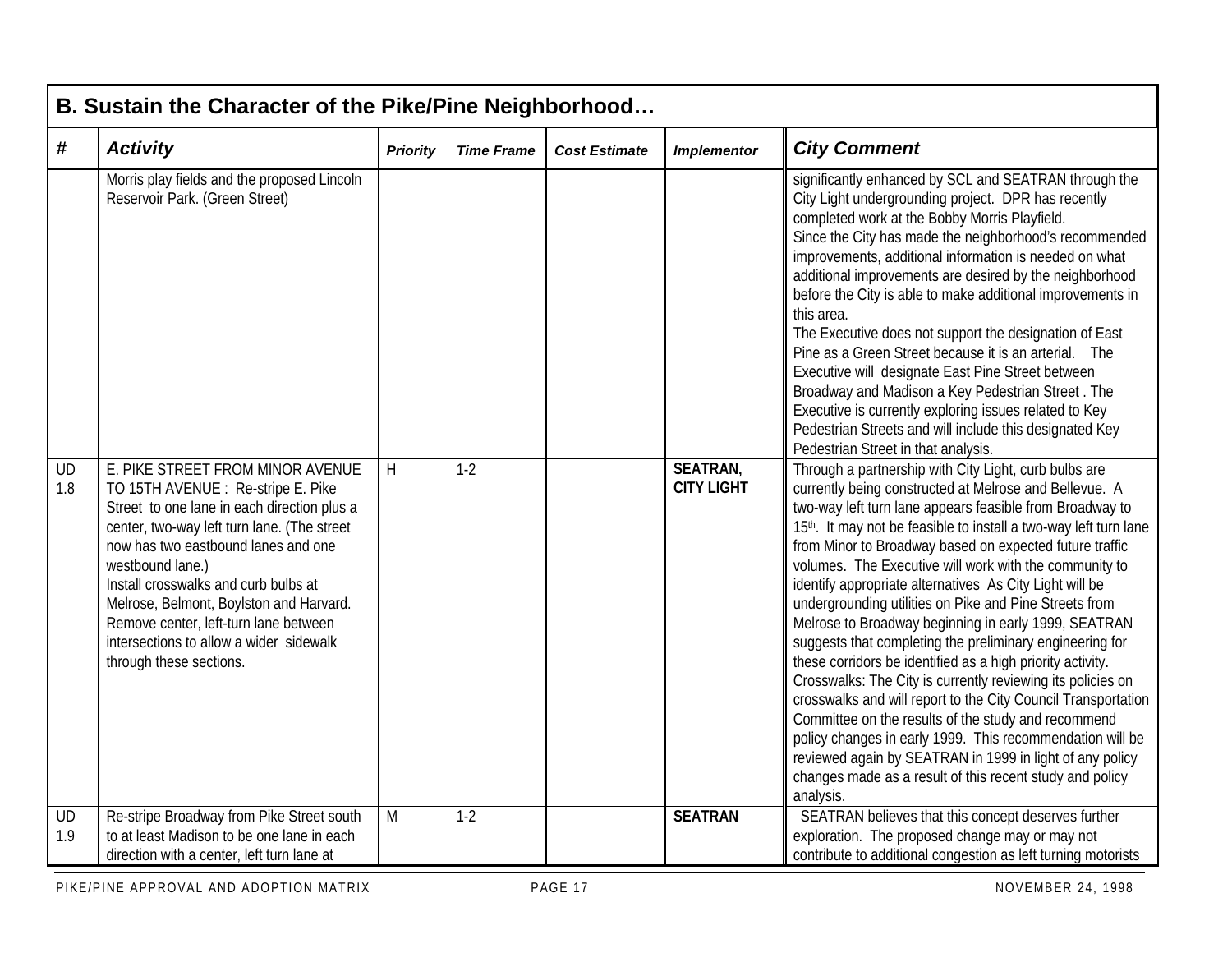## B. Sustain the Character of the Pike/Pine Neighborhood…

| # | *Activity* | *Priority* | *Time Frame* | *Cost Estimate* | *Implementor* | *City Comment* |
|---|---|---|---|---|---|---|
| | Morris play fields and the proposed Lincoln Reservoir Park. (Green Street) | | | | | significantly enhanced by SCL and SEATRAN through the City Light undergrounding project. DPR has recently completed work at the Bobby Morris Playfield. Since the City has made the neighborhood's recommended improvements, additional information is needed on what additional improvements are desired by the neighborhood before the City is able to make additional improvements in this area. The Executive does not support the designation of East Pine as a Green Street because it is an arterial. The Executive will designate East Pine Street between Broadway and Madison a Key Pedestrian Street . The Executive is currently exploring issues related to Key Pedestrian Streets and will include this designated Key Pedestrian Street in that analysis. |
| UD 1.8 | E. PIKE STREET FROM MINOR AVENUE TO 15TH AVENUE : Re-stripe E. Pike Street to one lane in each direction plus a center, two-way left turn lane. (The street now has two eastbound lanes and one westbound lane.) Install crosswalks and curb bulbs at Melrose, Belmont, Boylston and Harvard. Remove center, left-turn lane between intersections to allow a wider sidewalk through these sections. | H | 1-2 | | **SEATRAN, CITY LIGHT** | Through a partnership with City Light, curb bulbs are currently being constructed at Melrose and Bellevue. A two-way left turn lane appears feasible from Broadway to 15th. It may not be feasible to install a two-way left turn lane from Minor to Broadway based on expected future traffic volumes. The Executive will work with the community to identify appropriate alternatives As City Light will be undergrounding utilities on Pike and Pine Streets from Melrose to Broadway beginning in early 1999, SEATRAN suggests that completing the preliminary engineering for these corridors be identified as a high priority activity. Crosswalks: The City is currently reviewing its policies on crosswalks and will report to the City Council Transportation Committee on the results of the study and recommend policy changes in early 1999. This recommendation will be reviewed again by SEATRAN in 1999 in light of any policy changes made as a result of this recent study and policy analysis. |
| UD 1.9 | Re-stripe Broadway from Pike Street south to at least Madison to be one lane in each direction with a center, left turn lane at | M | 1-2 | | **SEATRAN** | SEATRAN believes that this concept deserves further exploration. The proposed change may or may not contribute to additional congestion as left turning motorists |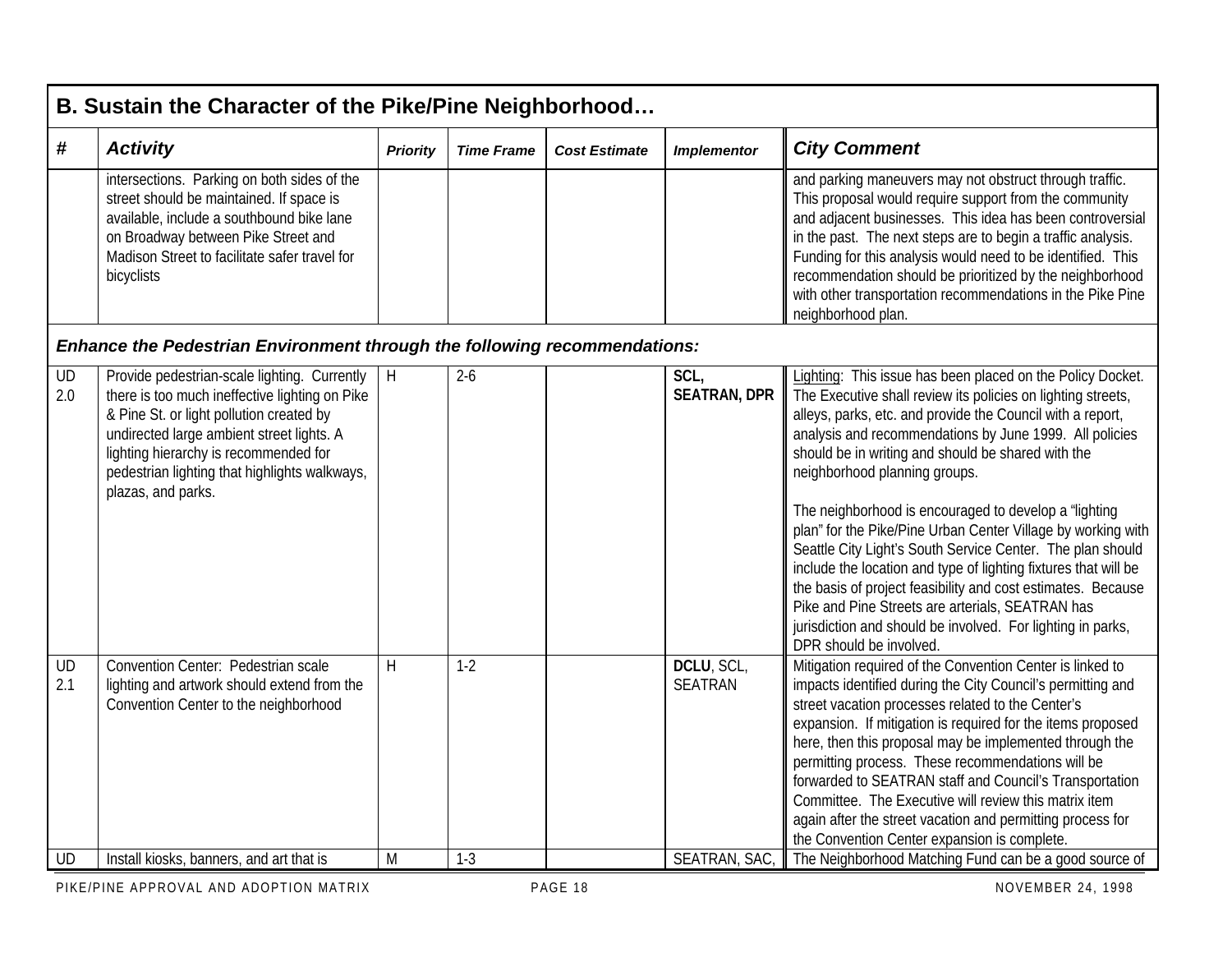## B. Sustain the Character of the Pike/Pine Neighborhood…

| # | *Activity* | *Priority* | *Time Frame* | *Cost Estimate* | *Implementor* | *City Comment* |
|---|---|---|---|---|---|---|
| | intersections. Parking on both sides of the street should be maintained. If space is available, include a southbound bike lane on Broadway between Pike Street and Madison Street to facilitate safer travel for bicyclists | | | | | and parking maneuvers may not obstruct through traffic. This proposal would require support from the community and adjacent businesses. This idea has been controversial in the past. The next steps are to begin a traffic analysis. Funding for this analysis would need to be identified. This recommendation should be prioritized by the neighborhood with other transportation recommendations in the Pike Pine neighborhood plan. |
| ***Enhance the Pedestrian Environment through the following recommendations:*** | | | | | | |
| UD 2.0 | Provide pedestrian-scale lighting. Currently there is too much ineffective lighting on Pike & Pine St. or light pollution created by undirected large ambient street lights. A lighting hierarchy is recommended for pedestrian lighting that highlights walkways, plazas, and parks. | H | 2-6 | | **SCL, SEATRAN, DPR** | Lighting: This issue has been placed on the Policy Docket. The Executive shall review its policies on lighting streets, alleys, parks, etc. and provide the Council with a report, analysis and recommendations by June 1999. All policies should be in writing and should be shared with the neighborhood planning groups.<br><br>The neighborhood is encouraged to develop a "lighting plan" for the Pike/Pine Urban Center Village by working with Seattle City Light's South Service Center. The plan should include the location and type of lighting fixtures that will be the basis of project feasibility and cost estimates. Because Pike and Pine Streets are arterials, SEATRAN has jurisdiction and should be involved. For lighting in parks, DPR should be involved. |
| UD 2.1 | Convention Center: Pedestrian scale lighting and artwork should extend from the Convention Center to the neighborhood | H | 1-2 | | **DCLU**, SCL, SEATRAN | Mitigation required of the Convention Center is linked to impacts identified during the City Council's permitting and street vacation processes related to the Center's expansion. If mitigation is required for the items proposed here, then this proposal may be implemented through the permitting process. These recommendations will be forwarded to SEATRAN staff and Council's Transportation Committee. The Executive will review this matrix item again after the street vacation and permitting process for the Convention Center expansion is complete. |
| UD | Install kiosks, banners, and art that is | M | 1-3 | | SEATRAN, SAC, | The Neighborhood Matching Fund can be a good source of |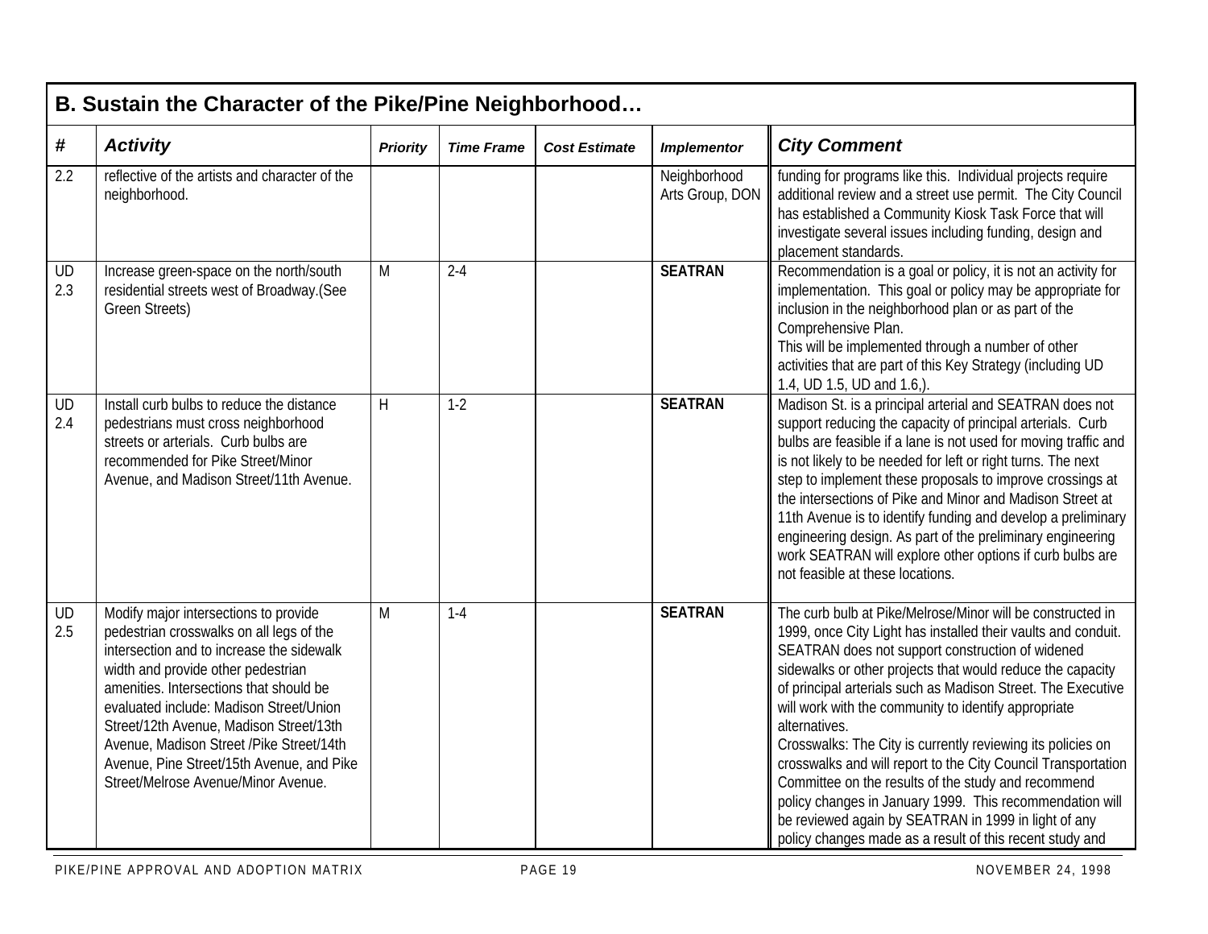## B. Sustain the Character of the Pike/Pine Neighborhood…

| # | *Activity* | *Priority* | *Time Frame* | *Cost Estimate* | *Implementor* | *City Comment* |
|---|---|---|---|---|---|---|
| 2.2 | reflective of the artists and character of the neighborhood. | | | | Neighborhood Arts Group, DON | funding for programs like this. Individual projects require additional review and a street use permit. The City Council has established a Community Kiosk Task Force that will investigate several issues including funding, design and placement standards. |
| UD 2.3 | Increase green-space on the north/south residential streets west of Broadway.(See Green Streets) | M | 2-4 | | **SEATRAN** | Recommendation is a goal or policy, it is not an activity for implementation. This goal or policy may be appropriate for inclusion in the neighborhood plan or as part of the Comprehensive Plan.<br>This will be implemented through a number of other activities that are part of this Key Strategy (including UD 1.4, UD 1.5, UD and 1.6,). |
| UD 2.4 | Install curb bulbs to reduce the distance pedestrians must cross neighborhood streets or arterials. Curb bulbs are recommended for Pike Street/Minor Avenue, and Madison Street/11th Avenue. | H | 1-2 | | **SEATRAN** | Madison St. is a principal arterial and SEATRAN does not support reducing the capacity of principal arterials. Curb bulbs are feasible if a lane is not used for moving traffic and is not likely to be needed for left or right turns. The next step to implement these proposals to improve crossings at the intersections of Pike and Minor and Madison Street at 11th Avenue is to identify funding and develop a preliminary engineering design. As part of the preliminary engineering work SEATRAN will explore other options if curb bulbs are not feasible at these locations. |
| UD 2.5 | Modify major intersections to provide pedestrian crosswalks on all legs of the intersection and to increase the sidewalk width and provide other pedestrian amenities. Intersections that should be evaluated include: Madison Street/Union Street/12th Avenue, Madison Street/13th Avenue, Madison Street /Pike Street/14th Avenue, Pine Street/15th Avenue, and Pike Street/Melrose Avenue/Minor Avenue. | M | 1-4 | | **SEATRAN** | The curb bulb at Pike/Melrose/Minor will be constructed in 1999, once City Light has installed their vaults and conduit. SEATRAN does not support construction of widened sidewalks or other projects that would reduce the capacity of principal arterials such as Madison Street. The Executive will work with the community to identify appropriate alternatives.<br>Crosswalks: The City is currently reviewing its policies on crosswalks and will report to the City Council Transportation Committee on the results of the study and recommend policy changes in January 1999. This recommendation will be reviewed again by SEATRAN in 1999 in light of any policy changes made as a result of this recent study and |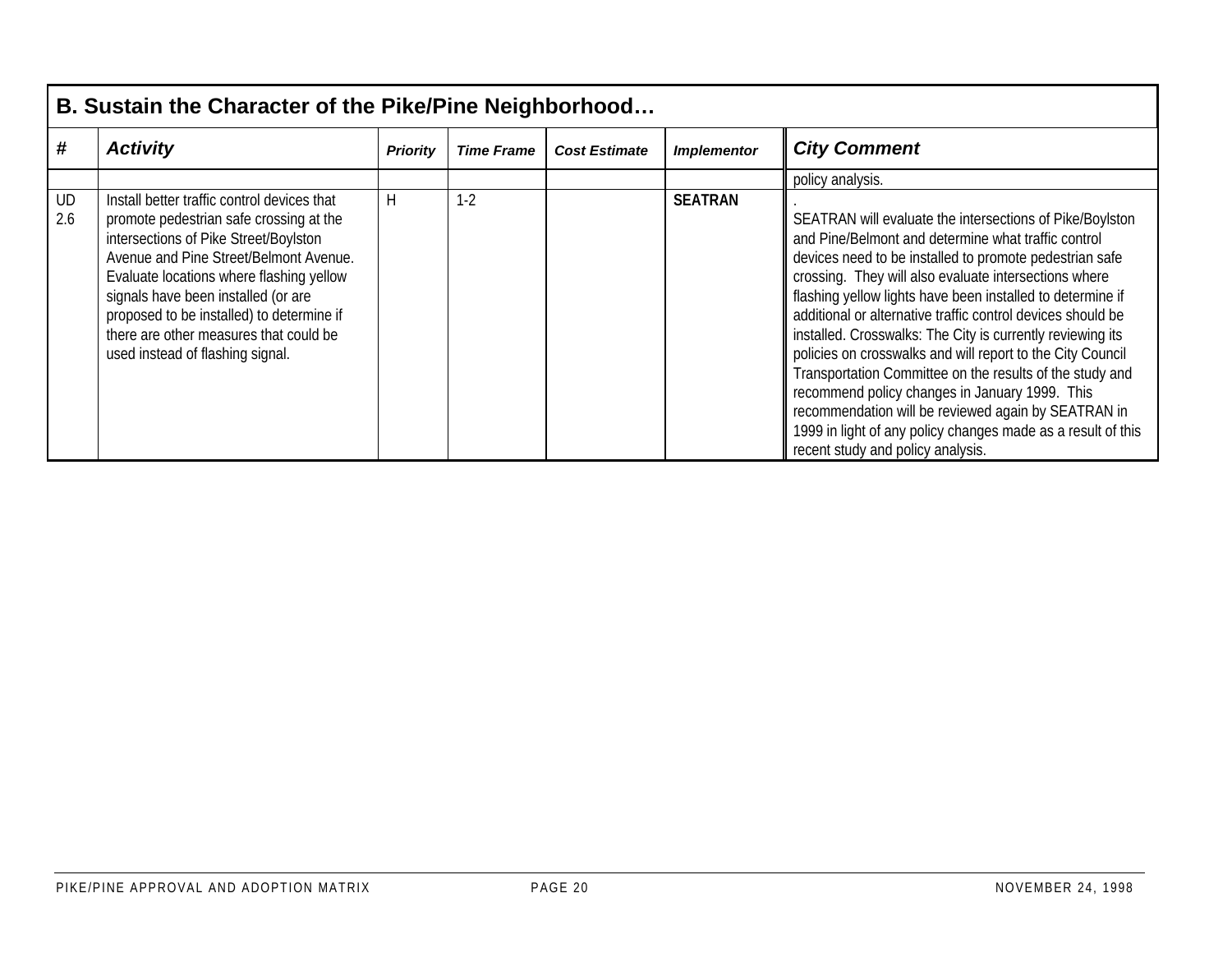| B. Sustain the Character of the Pike/Pine Neighborhood… | | | | | | |
|---|---|---|---|---|---|---|
| **#** | ***Activity*** | ***Priority*** | ***Time Frame*** | ***Cost Estimate*** | ***Implementor*** | ***City Comment*** |
| | | | | | | policy analysis. |
| UD 2.6 | Install better traffic control devices that promote pedestrian safe crossing at the intersections of Pike Street/Boylston Avenue and Pine Street/Belmont Avenue. Evaluate locations where flashing yellow signals have been installed (or are proposed to be installed) to determine if there are other measures that could be used instead of flashing signal. | H | 1-2 | | **SEATRAN** | . SEATRAN will evaluate the intersections of Pike/Boylston and Pine/Belmont and determine what traffic control devices need to be installed to promote pedestrian safe crossing. They will also evaluate intersections where flashing yellow lights have been installed to determine if additional or alternative traffic control devices should be installed. Crosswalks: The City is currently reviewing its policies on crosswalks and will report to the City Council Transportation Committee on the results of the study and recommend policy changes in January 1999. This recommendation will be reviewed again by SEATRAN in 1999 in light of any policy changes made as a result of this recent study and policy analysis. |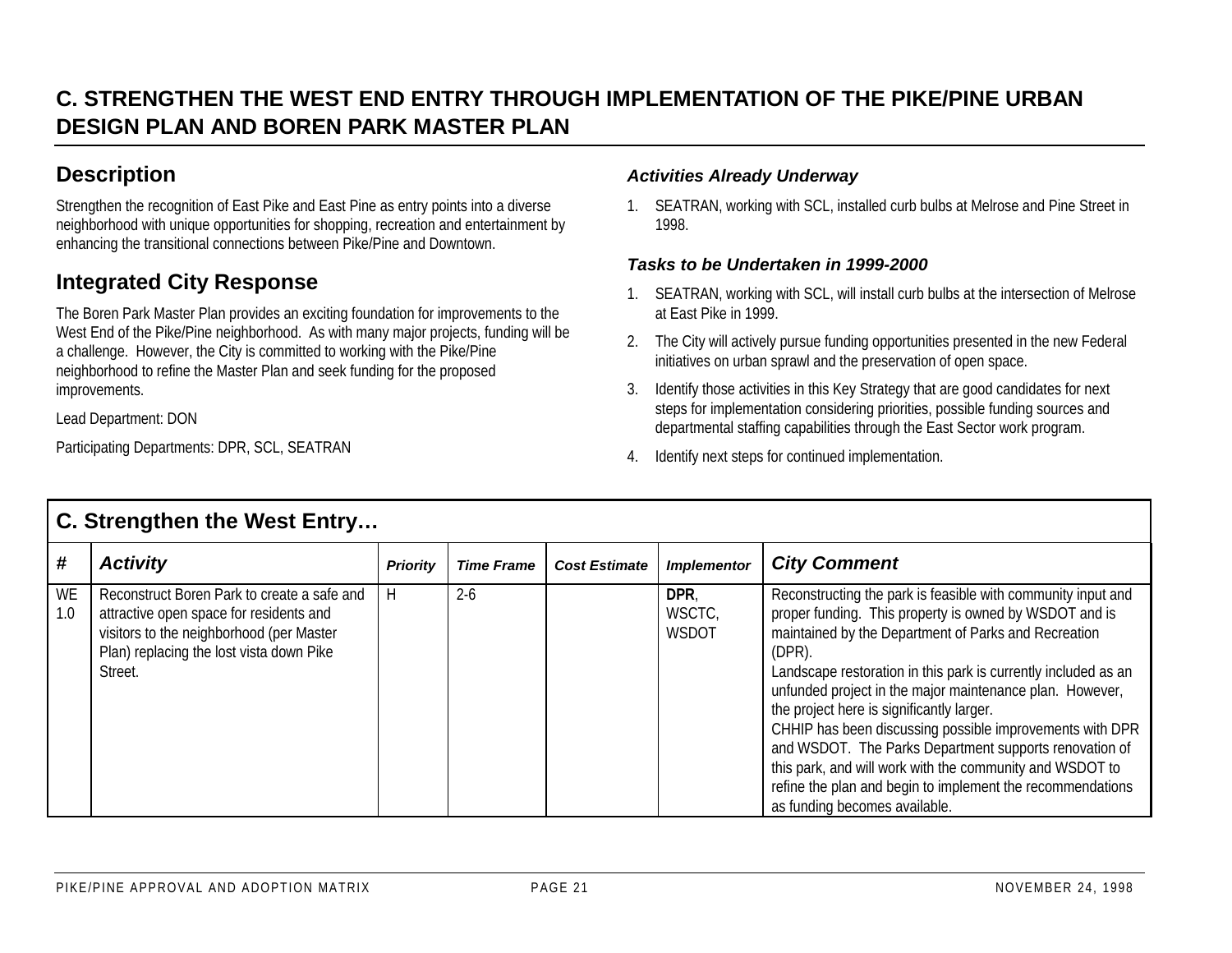# C. STRENGTHEN THE WEST END ENTRY THROUGH IMPLEMENTATION OF THE PIKE/PINE URBAN DESIGN PLAN AND BOREN PARK MASTER PLAN

## Description

Strengthen the recognition of East Pike and East Pine as entry points into a diverse neighborhood with unique opportunities for shopping, recreation and entertainment by enhancing the transitional connections between Pike/Pine and Downtown.

## Integrated City Response

The Boren Park Master Plan provides an exciting foundation for improvements to the West End of the Pike/Pine neighborhood. As with many major projects, funding will be a challenge. However, the City is committed to working with the Pike/Pine neighborhood to refine the Master Plan and seek funding for the proposed improvements.

Lead Department: DON

Participating Departments: DPR, SCL, SEATRAN

### *Activities Already Underway*

1. SEATRAN, working with SCL, installed curb bulbs at Melrose and Pine Street in 1998.

### *Tasks to be Undertaken in 1999-2000*

1. SEATRAN, working with SCL, will install curb bulbs at the intersection of Melrose at East Pike in 1999.
2. The City will actively pursue funding opportunities presented in the new Federal initiatives on urban sprawl and the preservation of open space.
3. Identify those activities in this Key Strategy that are good candidates for next steps for implementation considering priorities, possible funding sources and departmental staffing capabilities through the East Sector work program.
4. Identify next steps for continued implementation.

| **C. Strengthen the West Entry…** | | | | | | |
|---|---|---|---|---|---|---|
| **#** | ***Activity*** | ***Priority*** | ***Time Frame*** | ***Cost Estimate*** | ***Implementor*** | ***City Comment*** |
| WE 1.0 | Reconstruct Boren Park to create a safe and attractive open space for residents and visitors to the neighborhood (per Master Plan) replacing the lost vista down Pike Street. | H | 2-6 | | **DPR**, WSCTC, WSDOT | Reconstructing the park is feasible with community input and proper funding. This property is owned by WSDOT and is maintained by the Department of Parks and Recreation (DPR).<br>Landscape restoration in this park is currently included as an unfunded project in the major maintenance plan. However, the project here is significantly larger.<br>CHHIP has been discussing possible improvements with DPR and WSDOT. The Parks Department supports renovation of this park, and will work with the community and WSDOT to refine the plan and begin to implement the recommendations as funding becomes available. |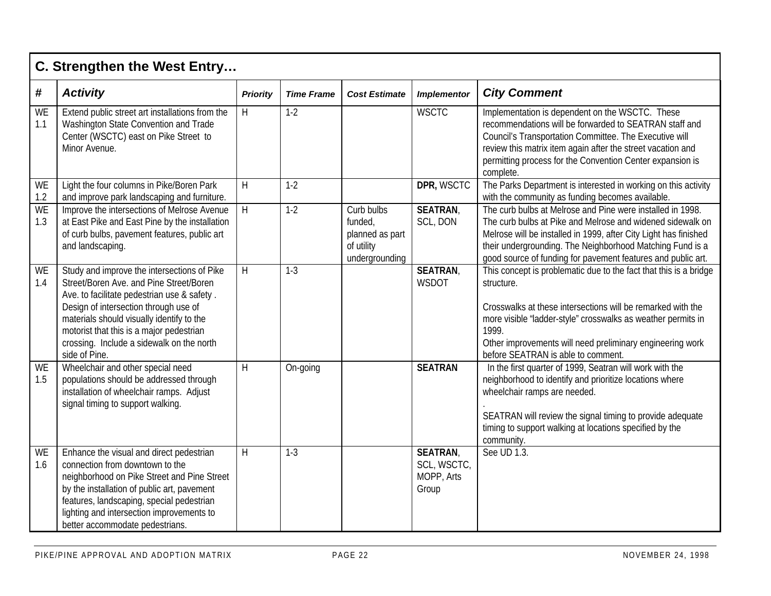## C. Strengthen the West Entry…

| # | *Activity* | *Priority* | *Time Frame* | *Cost Estimate* | *Implementor* | *City Comment* |
|---|---|---|---|---|---|---|
| WE 1.1 | Extend public street art installations from the Washington State Convention and Trade Center (WSCTC) east on Pike Street to Minor Avenue. | H | 1-2 | | WSCTC | Implementation is dependent on the WSCTC. These recommendations will be forwarded to SEATRAN staff and Council's Transportation Committee. The Executive will review this matrix item again after the street vacation and permitting process for the Convention Center expansion is complete. |
| WE 1.2 | Light the four columns in Pike/Boren Park and improve park landscaping and furniture. | H | 1-2 | | **DPR,** WSCTC | The Parks Department is interested in working on this activity with the community as funding becomes available. |
| WE 1.3 | Improve the intersections of Melrose Avenue at East Pike and East Pine by the installation of curb bulbs, pavement features, public art and landscaping. | H | 1-2 | Curb bulbs funded, planned as part of utility undergrounding | **SEATRAN**, SCL, DON | The curb bulbs at Melrose and Pine were installed in 1998. The curb bulbs at Pike and Melrose and widened sidewalk on Melrose will be installed in 1999, after City Light has finished their undergrounding. The Neighborhood Matching Fund is a good source of funding for pavement features and public art. |
| WE 1.4 | Study and improve the intersections of Pike Street/Boren Ave. and Pine Street/Boren Ave. to facilitate pedestrian use & safety . Design of intersection through use of materials should visually identify to the motorist that this is a major pedestrian crossing. Include a sidewalk on the north side of Pine. | H | 1-3 | | **SEATRAN**, WSDOT | This concept is problematic due to the fact that this is a bridge structure.<br><br>Crosswalks at these intersections will be remarked with the more visible "ladder-style" crosswalks as weather permits in 1999.<br>Other improvements will need preliminary engineering work before SEATRAN is able to comment. |
| WE 1.5 | Wheelchair and other special need populations should be addressed through installation of wheelchair ramps. Adjust signal timing to support walking. | H | On-going | | **SEATRAN** | In the first quarter of 1999, Seatran will work with the neighborhood to identify and prioritize locations where wheelchair ramps are needed.<br>.<br>SEATRAN will review the signal timing to provide adequate timing to support walking at locations specified by the community. |
| WE 1.6 | Enhance the visual and direct pedestrian connection from downtown to the neighborhood on Pike Street and Pine Street by the installation of public art, pavement features, landscaping, special pedestrian lighting and intersection improvements to better accommodate pedestrians. | H | 1-3 | | **SEATRAN**, SCL, WSCTC, MOPP, Arts Group | See UD 1.3. |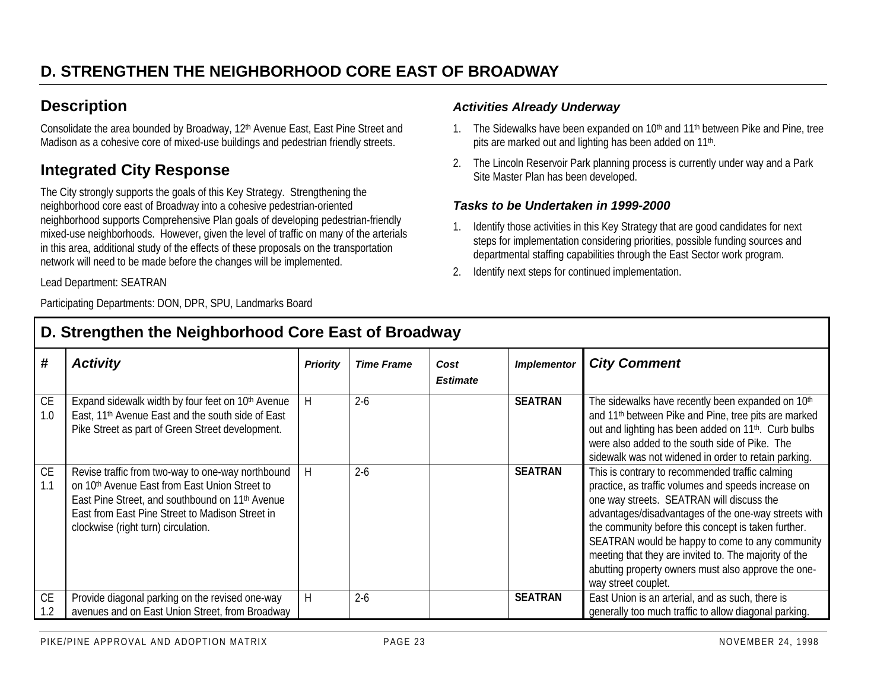# D. STRENGTHEN THE NEIGHBORHOOD CORE EAST OF BROADWAY

## Description

Consolidate the area bounded by Broadway, 12th Avenue East, East Pine Street and Madison as a cohesive core of mixed-use buildings and pedestrian friendly streets.

## Integrated City Response

The City strongly supports the goals of this Key Strategy. Strengthening the neighborhood core east of Broadway into a cohesive pedestrian-oriented neighborhood supports Comprehensive Plan goals of developing pedestrian-friendly mixed-use neighborhoods. However, given the level of traffic on many of the arterials in this area, additional study of the effects of these proposals on the transportation network will need to be made before the changes will be implemented.

Lead Department: SEATRAN

Participating Departments: DON, DPR, SPU, Landmarks Board

### *Activities Already Underway*

1. The Sidewalks have been expanded on 10th and 11th between Pike and Pine, tree pits are marked out and lighting has been added on 11th.
2. The Lincoln Reservoir Park planning process is currently under way and a Park Site Master Plan has been developed.

### *Tasks to be Undertaken in 1999-2000*

1. Identify those activities in this Key Strategy that are good candidates for next steps for implementation considering priorities, possible funding sources and departmental staffing capabilities through the East Sector work program.
2. Identify next steps for continued implementation.

## D. Strengthen the Neighborhood Core East of Broadway

| # | Activity | Priority | Time Frame | Cost Estimate | Implementor | City Comment |
|---|---|---|---|---|---|---|
| CE 1.0 | Expand sidewalk width by four feet on 10th Avenue East, 11th Avenue East and the south side of East Pike Street as part of Green Street development. | H | 2-6 | | **SEATRAN** | The sidewalks have recently been expanded on 10th and 11th between Pike and Pine, tree pits are marked out and lighting has been added on 11th. Curb bulbs were also added to the south side of Pike. The sidewalk was not widened in order to retain parking. |
| CE 1.1 | Revise traffic from two-way to one-way northbound on 10th Avenue East from East Union Street to East Pine Street, and southbound on 11th Avenue East from East Pine Street to Madison Street in clockwise (right turn) circulation. | H | 2-6 | | **SEATRAN** | This is contrary to recommended traffic calming practice, as traffic volumes and speeds increase on one way streets. SEATRAN will discuss the advantages/disadvantages of the one-way streets with the community before this concept is taken further. SEATRAN would be happy to come to any community meeting that they are invited to. The majority of the abutting property owners must also approve the one-way street couplet. |
| CE 1.2 | Provide diagonal parking on the revised one-way avenues and on East Union Street, from Broadway | H | 2-6 | | **SEATRAN** | East Union is an arterial, and as such, there is generally too much traffic to allow diagonal parking. |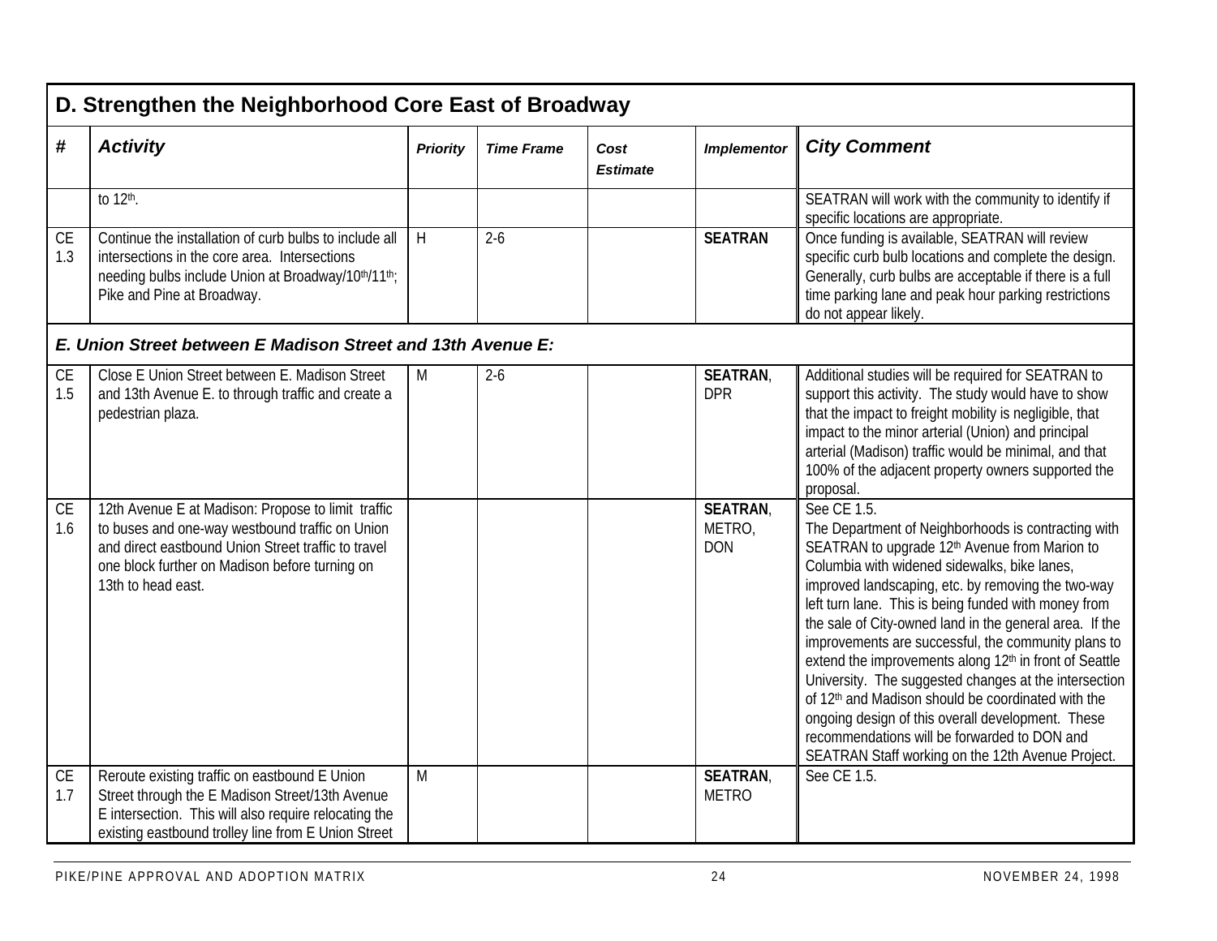| # | *Activity* | *Priority* | *Time Frame* | *Cost Estimate* | *Implementor* | *City Comment* |
|---|---|---|---|---|---|---|
| **D. Strengthen the Neighborhood Core East of Broadway** | | | | | | |
| | to 12th. | | | | | SEATRAN will work with the community to identify if specific locations are appropriate. |
| CE 1.3 | Continue the installation of curb bulbs to include all intersections in the core area. Intersections needing bulbs include Union at Broadway/10th/11th; Pike and Pine at Broadway. | H | 2-6 | | **SEATRAN** | Once funding is available, SEATRAN will review specific curb bulb locations and complete the design. Generally, curb bulbs are acceptable if there is a full time parking lane and peak hour parking restrictions do not appear likely. |
| ***E. Union Street between E Madison Street and 13th Avenue E:*** | | | | | | |
| CE 1.5 | Close E Union Street between E. Madison Street and 13th Avenue E. to through traffic and create a pedestrian plaza. | M | 2-6 | | **SEATRAN**, DPR | Additional studies will be required for SEATRAN to support this activity. The study would have to show that the impact to freight mobility is negligible, that impact to the minor arterial (Union) and principal arterial (Madison) traffic would be minimal, and that 100% of the adjacent property owners supported the proposal. |
| CE 1.6 | 12th Avenue E at Madison: Propose to limit traffic to buses and one-way westbound traffic on Union and direct eastbound Union Street traffic to travel one block further on Madison before turning on 13th to head east. | | | | **SEATRAN**, METRO, DON | See CE 1.5. The Department of Neighborhoods is contracting with SEATRAN to upgrade 12th Avenue from Marion to Columbia with widened sidewalks, bike lanes, improved landscaping, etc. by removing the two-way left turn lane. This is being funded with money from the sale of City-owned land in the general area. If the improvements are successful, the community plans to extend the improvements along 12th in front of Seattle University. The suggested changes at the intersection of 12th and Madison should be coordinated with the ongoing design of this overall development. These recommendations will be forwarded to DON and SEATRAN Staff working on the 12th Avenue Project. |
| CE 1.7 | Reroute existing traffic on eastbound E Union Street through the E Madison Street/13th Avenue E intersection. This will also require relocating the existing eastbound trolley line from E Union Street | M | | | **SEATRAN**, METRO | See CE 1.5. |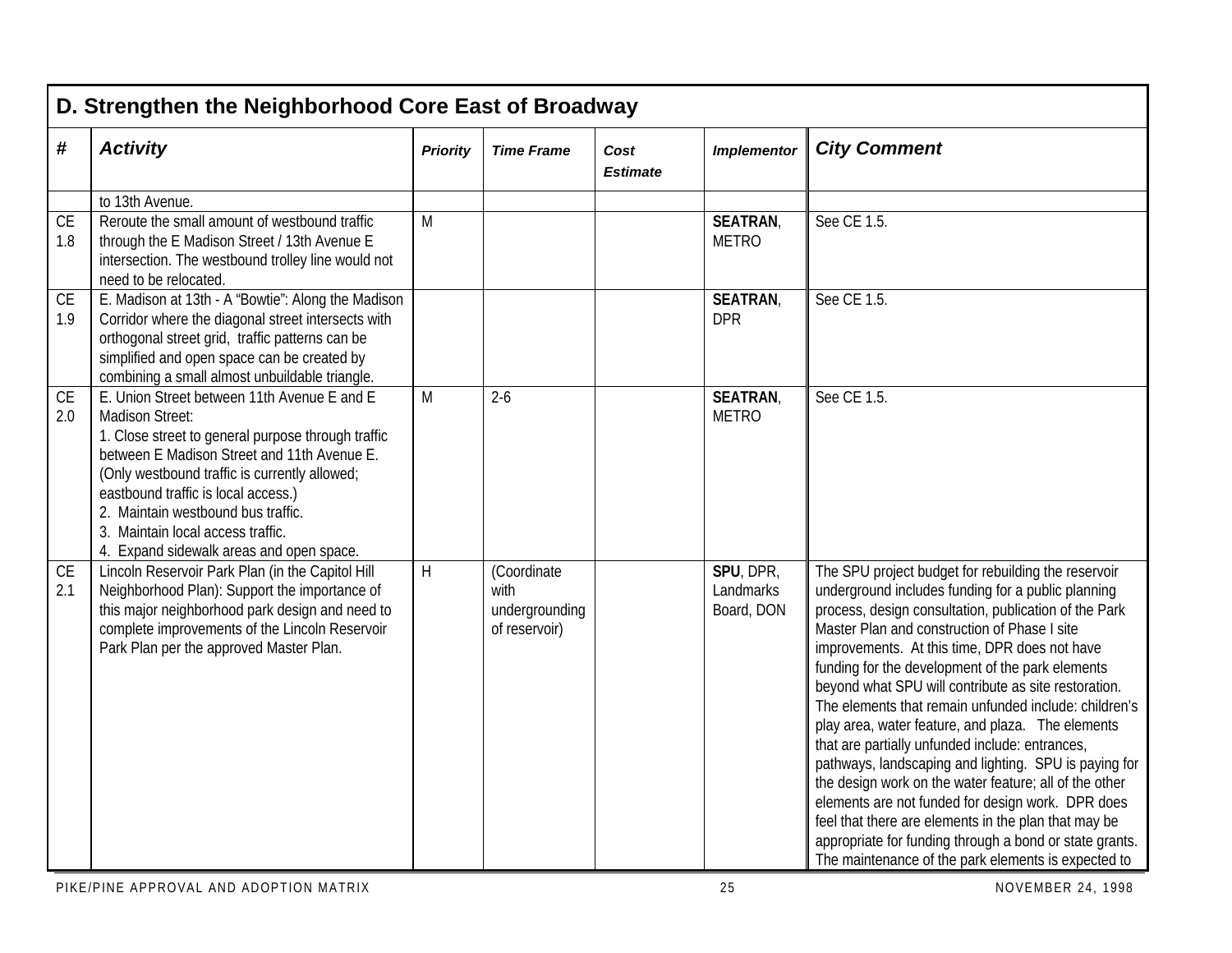## D. Strengthen the Neighborhood Core East of Broadway

| # | Activity | Priority | Time Frame | Cost Estimate | Implementor | City Comment |
|---|---|---|---|---|---|---|
| | to 13th Avenue. | | | | | |
| CE 1.8 | Reroute the small amount of westbound traffic through the E Madison Street / 13th Avenue E intersection. The westbound trolley line would not need to be relocated. | M | | | **SEATRAN**, METRO | See CE 1.5. |
| CE 1.9 | E. Madison at 13th - A "Bowtie": Along the Madison Corridor where the diagonal street intersects with orthogonal street grid, traffic patterns can be simplified and open space can be created by combining a small almost unbuildable triangle. | | | | **SEATRAN**, DPR | See CE 1.5. |
| CE 2.0 | E. Union Street between 11th Avenue E and E Madison Street:<br>1. Close street to general purpose through traffic between E Madison Street and 11th Avenue E. (Only westbound traffic is currently allowed; eastbound traffic is local access.)<br>2. Maintain westbound bus traffic.<br>3. Maintain local access traffic.<br>4. Expand sidewalk areas and open space. | M | 2-6 | | **SEATRAN**, METRO | See CE 1.5. |
| CE 2.1 | Lincoln Reservoir Park Plan (in the Capitol Hill Neighborhood Plan): Support the importance of this major neighborhood park design and need to complete improvements of the Lincoln Reservoir Park Plan per the approved Master Plan. | H | (Coordinate with undergrounding of reservoir) | | **SPU**, DPR, Landmarks Board, DON | The SPU project budget for rebuilding the reservoir underground includes funding for a public planning process, design consultation, publication of the Park Master Plan and construction of Phase I site improvements. At this time, DPR does not have funding for the development of the park elements beyond what SPU will contribute as site restoration. The elements that remain unfunded include: children's play area, water feature, and plaza. The elements that are partially unfunded include: entrances, pathways, landscaping and lighting. SPU is paying for the design work on the water feature; all of the other elements are not funded for design work. DPR does feel that there are elements in the plan that may be appropriate for funding through a bond or state grants. The maintenance of the park elements is expected to |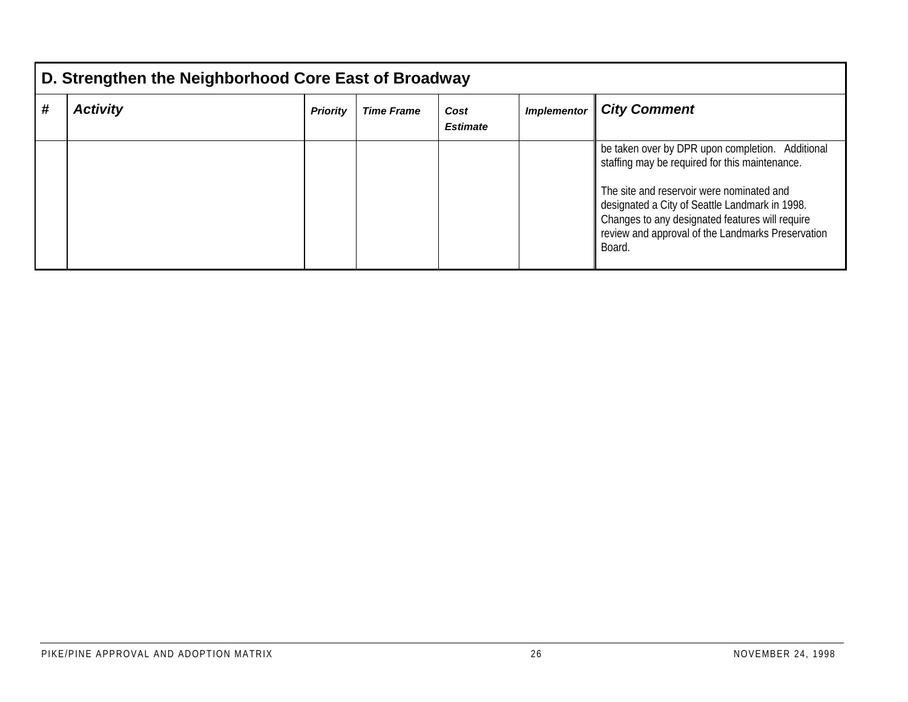| D. Strengthen the Neighborhood Core East of Broadway | | | | | | |
|---|---|---|---|---|---|---|
| **#** | ***Activity*** | ***Priority*** | ***Time Frame*** | ***Cost Estimate*** | ***Implementor*** | ***City Comment*** |
| | | | | | | be taken over by DPR upon completion. Additional staffing may be required for this maintenance.<br><br>The site and reservoir were nominated and designated a City of Seattle Landmark in 1998. Changes to any designated features will require review and approval of the Landmarks Preservation Board. |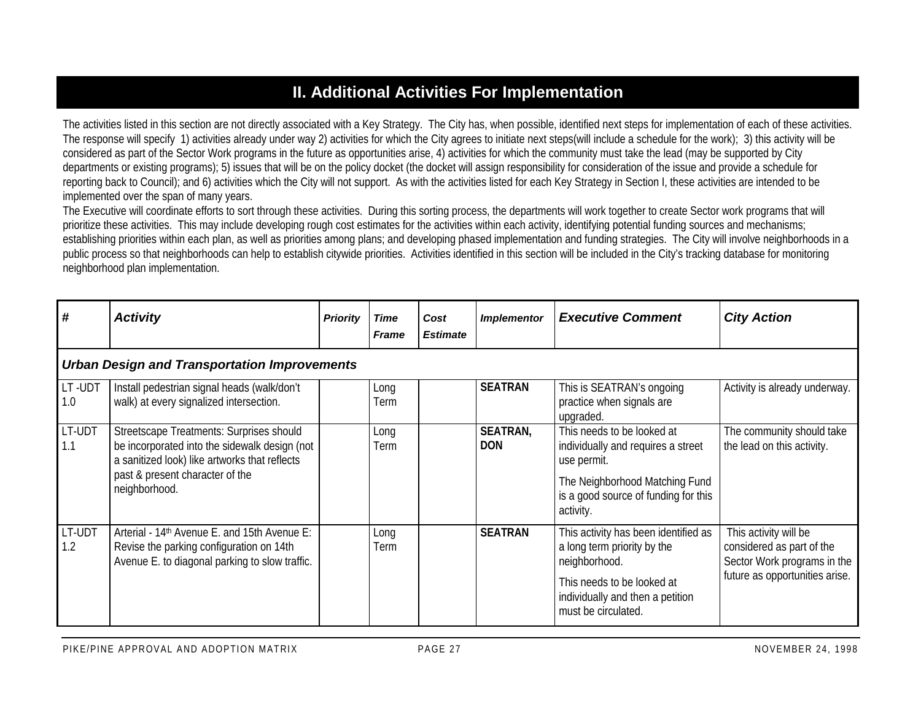## II. Additional Activities For Implementation

The activities listed in this section are not directly associated with a Key Strategy. The City has, when possible, identified next steps for implementation of each of these activities. The response will specify 1) activities already under way 2) activities for which the City agrees to initiate next steps(will include a schedule for the work); 3) this activity will be considered as part of the Sector Work programs in the future as opportunities arise, 4) activities for which the community must take the lead (may be supported by City departments or existing programs); 5) issues that will be on the policy docket (the docket will assign responsibility for consideration of the issue and provide a schedule for reporting back to Council); and 6) activities which the City will not support. As with the activities listed for each Key Strategy in Section I, these activities are intended to be implemented over the span of many years.

The Executive will coordinate efforts to sort through these activities. During this sorting process, the departments will work together to create Sector work programs that will prioritize these activities. This may include developing rough cost estimates for the activities within each activity, identifying potential funding sources and mechanisms; establishing priorities within each plan, as well as priorities among plans; and developing phased implementation and funding strategies. The City will involve neighborhoods in a public process so that neighborhoods can help to establish citywide priorities. Activities identified in this section will be included in the City's tracking database for monitoring neighborhood plan implementation.

| # | Activity | Priority | Time Frame | Cost Estimate | Implementor | Executive Comment | City Action |
|---|---|---|---|---|---|---|---|
| ***Urban Design and Transportation Improvements*** | | | | | | | |
| LT -UDT 1.0 | Install pedestrian signal heads (walk/don't walk) at every signalized intersection. | | Long Term | | **SEATRAN** | This is SEATRAN's ongoing practice when signals are upgraded. | Activity is already underway. |
| LT-UDT 1.1 | Streetscape Treatments: Surprises should be incorporated into the sidewalk design (not a sanitized look) like artworks that reflects past & present character of the neighborhood. | | Long Term | | **SEATRAN, DON** | This needs to be looked at individually and requires a street use permit.<br><br>The Neighborhood Matching Fund is a good source of funding for this activity. | The community should take the lead on this activity. |
| LT-UDT 1.2 | Arterial - 14th Avenue E. and 15th Avenue E: Revise the parking configuration on 14th Avenue E. to diagonal parking to slow traffic. | | Long Term | | **SEATRAN** | This activity has been identified as a long term priority by the neighborhood.<br><br>This needs to be looked at individually and then a petition must be circulated. | This activity will be considered as part of the Sector Work programs in the future as opportunities arise. |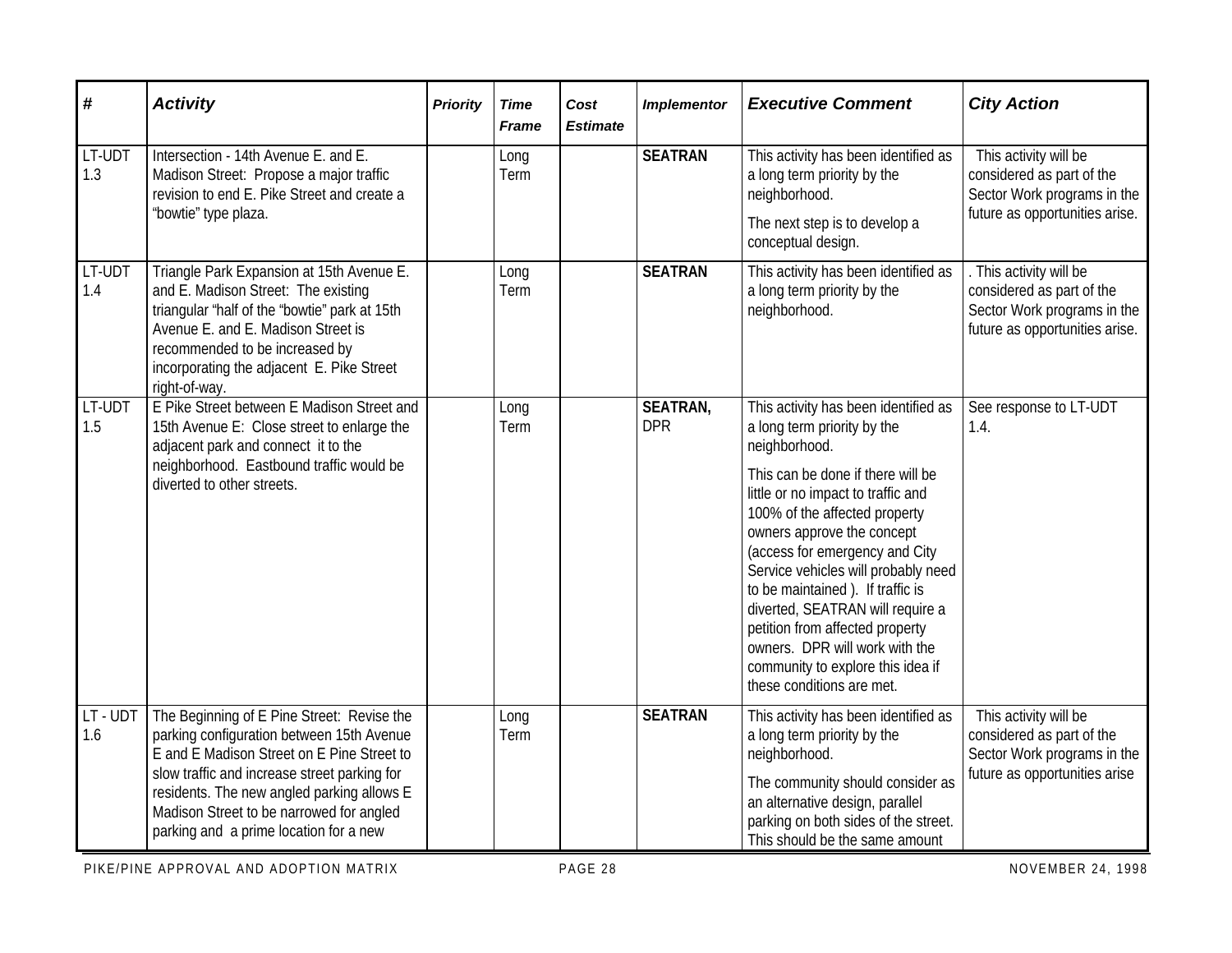| # | *Activity* | *Priority* | *Time Frame* | *Cost Estimate* | *Implementor* | *Executive Comment* | *City Action* |
|---|---|---|---|---|---|---|---|
| LT-UDT 1.3 | Intersection - 14th Avenue E. and E. Madison Street: Propose a major traffic revision to end E. Pike Street and create a "bowtie" type plaza. | | Long Term | | **SEATRAN** | This activity has been identified as a long term priority by the neighborhood. The next step is to develop a conceptual design. | This activity will be considered as part of the Sector Work programs in the future as opportunities arise. |
| LT-UDT 1.4 | Triangle Park Expansion at 15th Avenue E. and E. Madison Street: The existing triangular "half of the "bowtie" park at 15th Avenue E. and E. Madison Street is recommended to be increased by incorporating the adjacent E. Pike Street right-of-way. | | Long Term | | **SEATRAN** | This activity has been identified as a long term priority by the neighborhood. | . This activity will be considered as part of the Sector Work programs in the future as opportunities arise. |
| LT-UDT 1.5 | E Pike Street between E Madison Street and 15th Avenue E: Close street to enlarge the adjacent park and connect it to the neighborhood. Eastbound traffic would be diverted to other streets. | | Long Term | | **SEATRAN,** DPR | This activity has been identified as a long term priority by the neighborhood. This can be done if there will be little or no impact to traffic and 100% of the affected property owners approve the concept (access for emergency and City Service vehicles will probably need to be maintained ). If traffic is diverted, SEATRAN will require a petition from affected property owners. DPR will work with the community to explore this idea if these conditions are met. | See response to LT-UDT 1.4. |
| LT - UDT 1.6 | The Beginning of E Pine Street: Revise the parking configuration between 15th Avenue E and E Madison Street on E Pine Street to slow traffic and increase street parking for residents. The new angled parking allows E Madison Street to be narrowed for angled parking and a prime location for a new | | Long Term | | **SEATRAN** | This activity has been identified as a long term priority by the neighborhood. The community should consider as an alternative design, parallel parking on both sides of the street. This should be the same amount | This activity will be considered as part of the Sector Work programs in the future as opportunities arise |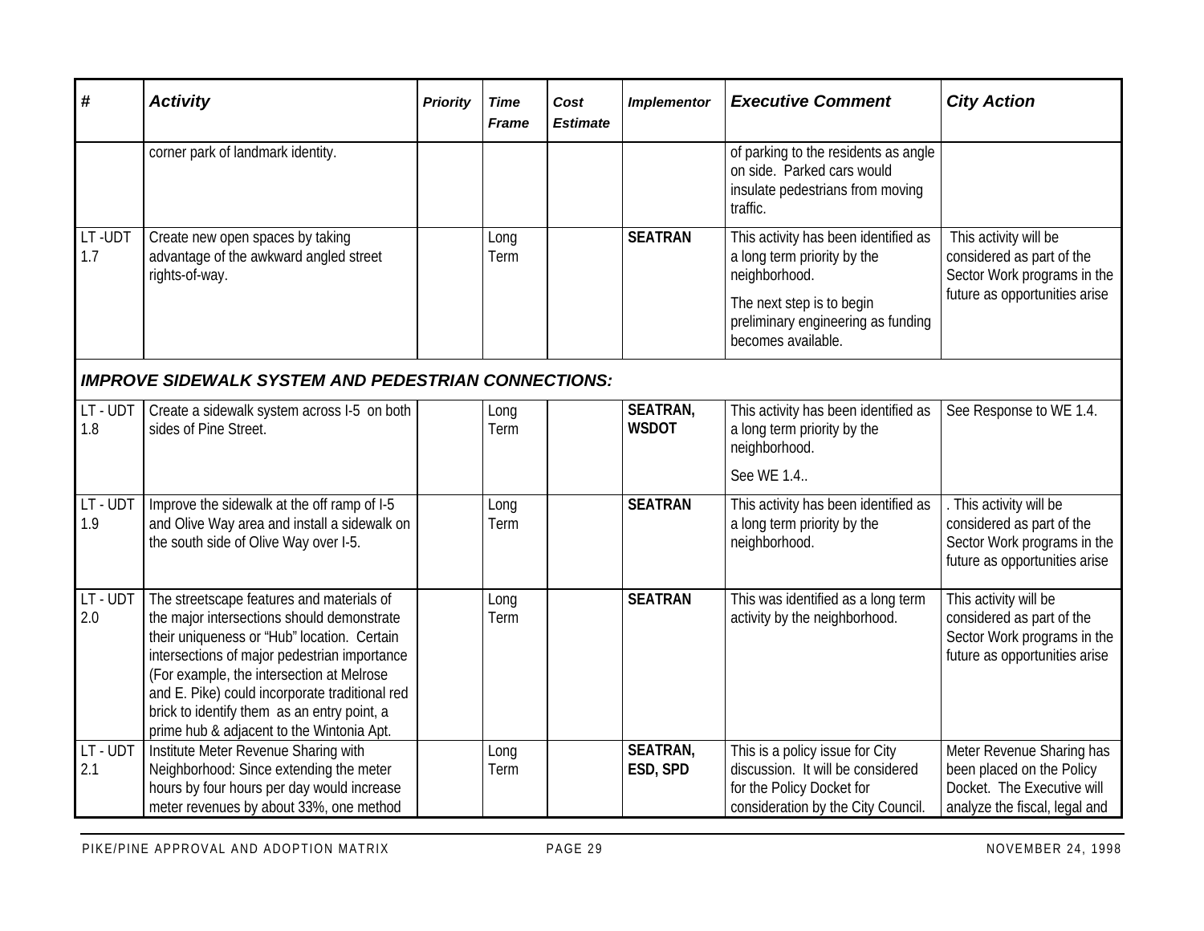| # | *Activity* | *Priority* | *Time Frame* | *Cost Estimate* | *Implementor* | *Executive Comment* | *City Action* |
|---|---|---|---|---|---|---|---|
| | corner park of landmark identity. | | | | | of parking to the residents as angle on side. Parked cars would insulate pedestrians from moving traffic. | |
| LT -UDT 1.7 | Create new open spaces by taking advantage of the awkward angled street rights-of-way. | | Long Term | | **SEATRAN** | This activity has been identified as a long term priority by the neighborhood. The next step is to begin preliminary engineering as funding becomes available. | This activity will be considered as part of the Sector Work programs in the future as opportunities arise |
| ***IMPROVE SIDEWALK SYSTEM AND PEDESTRIAN CONNECTIONS:*** | | | | | | | |
| LT - UDT 1.8 | Create a sidewalk system across I-5 on both sides of Pine Street. | | Long Term | | **SEATRAN, WSDOT** | This activity has been identified as a long term priority by the neighborhood. See WE 1.4.. | See Response to WE 1.4. |
| LT - UDT 1.9 | Improve the sidewalk at the off ramp of I-5 and Olive Way area and install a sidewalk on the south side of Olive Way over I-5. | | Long Term | | **SEATRAN** | This activity has been identified as a long term priority by the neighborhood. | . This activity will be considered as part of the Sector Work programs in the future as opportunities arise |
| LT - UDT 2.0 | The streetscape features and materials of the major intersections should demonstrate their uniqueness or "Hub" location. Certain intersections of major pedestrian importance (For example, the intersection at Melrose and E. Pike) could incorporate traditional red brick to identify them as an entry point, a prime hub & adjacent to the Wintonia Apt. | | Long Term | | **SEATRAN** | This was identified as a long term activity by the neighborhood. | This activity will be considered as part of the Sector Work programs in the future as opportunities arise |
| LT - UDT 2.1 | Institute Meter Revenue Sharing with Neighborhood: Since extending the meter hours by four hours per day would increase meter revenues by about 33%, one method | | Long Term | | **SEATRAN, ESD, SPD** | This is a policy issue for City discussion. It will be considered for the Policy Docket for consideration by the City Council. | Meter Revenue Sharing has been placed on the Policy Docket. The Executive will analyze the fiscal, legal and |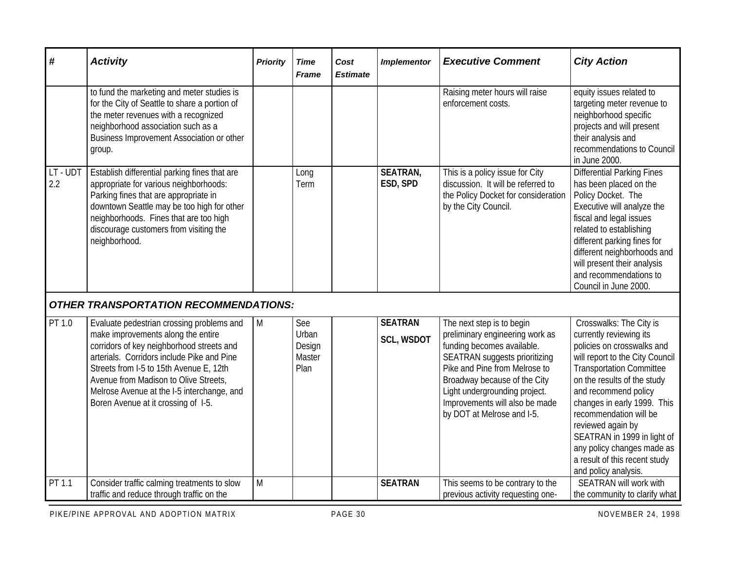| # | Activity | Priority | Time Frame | Cost Estimate | Implementor | Executive Comment | City Action |
|---|---|---|---|---|---|---|---|
| | to fund the marketing and meter studies is for the City of Seattle to share a portion of the meter revenues with a recognized neighborhood association such as a Business Improvement Association or other group. | | | | | Raising meter hours will raise enforcement costs. | equity issues related to targeting meter revenue to neighborhood specific projects and will present their analysis and recommendations to Council in June 2000. |
| LT - UDT 2.2 | Establish differential parking fines that are appropriate for various neighborhoods: Parking fines that are appropriate in downtown Seattle may be too high for other neighborhoods. Fines that are too high discourage customers from visiting the neighborhood. | | Long Term | | **SEATRAN, ESD, SPD** | This is a policy issue for City discussion. It will be referred to the Policy Docket for consideration by the City Council. | Differential Parking Fines has been placed on the Policy Docket. The Executive will analyze the fiscal and legal issues related to establishing different parking fines for different neighborhoods and will present their analysis and recommendations to Council in June 2000. |
| | ***OTHER TRANSPORTATION RECOMMENDATIONS:*** | | | | | | |
| PT 1.0 | Evaluate pedestrian crossing problems and make improvements along the entire corridors of key neighborhood streets and arterials. Corridors include Pike and Pine Streets from I-5 to 15th Avenue E, 12th Avenue from Madison to Olive Streets, Melrose Avenue at the I-5 interchange, and Boren Avenue at it crossing of I-5. | M | See Urban Design Master Plan | | **SEATRAN SCL, WSDOT** | The next step is to begin preliminary engineering work as funding becomes available. SEATRAN suggests prioritizing Pike and Pine from Melrose to Broadway because of the City Light undergrounding project. Improvements will also be made by DOT at Melrose and I-5. | Crosswalks: The City is currently reviewing its policies on crosswalks and will report to the City Council Transportation Committee on the results of the study and recommend policy changes in early 1999. This recommendation will be reviewed again by SEATRAN in 1999 in light of any policy changes made as a result of this recent study and policy analysis. |
| PT 1.1 | Consider traffic calming treatments to slow traffic and reduce through traffic on the | M | | | **SEATRAN** | This seems to be contrary to the previous activity requesting one- | SEATRAN will work with the community to clarify what |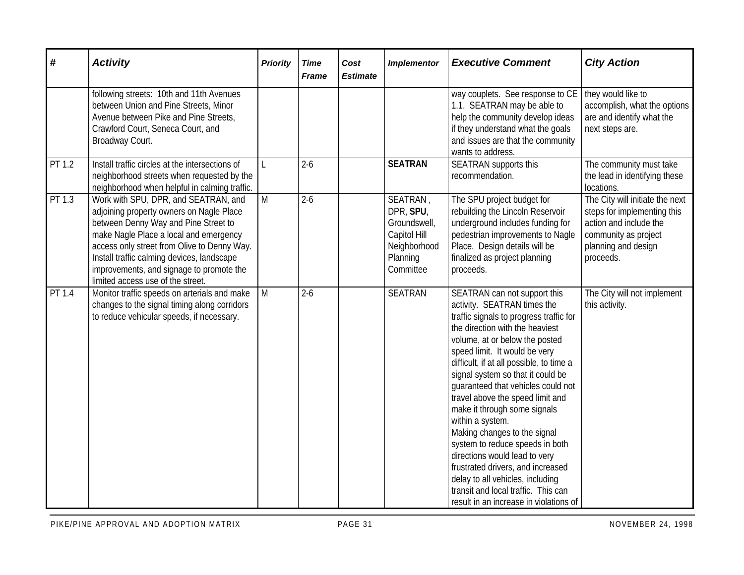| # | *Activity* | *Priority* | *Time Frame* | *Cost Estimate* | *Implementor* | *Executive Comment* | *City Action* |
|---|---|---|---|---|---|---|---|
| | following streets: 10th and 11th Avenues between Union and Pine Streets, Minor Avenue between Pike and Pine Streets, Crawford Court, Seneca Court, and Broadway Court. | | | | | way couplets. See response to CE 1.1. SEATRAN may be able to help the community develop ideas if they understand what the goals and issues are that the community wants to address. | they would like to accomplish, what the options are and identify what the next steps are. |
| PT 1.2 | Install traffic circles at the intersections of neighborhood streets when requested by the neighborhood when helpful in calming traffic. | L | 2-6 | | **SEATRAN** | SEATRAN supports this recommendation. | The community must take the lead in identifying these locations. |
| PT 1.3 | Work with SPU, DPR, and SEATRAN, and adjoining property owners on Nagle Place between Denny Way and Pine Street to make Nagle Place a local and emergency access only street from Olive to Denny Way. Install traffic calming devices, landscape improvements, and signage to promote the limited access use of the street. | M | 2-6 | | SEATRAN , DPR, **SPU**, Groundswell, Capitol Hill Neighborhood Planning Committee | The SPU project budget for rebuilding the Lincoln Reservoir underground includes funding for pedestrian improvements to Nagle Place. Design details will be finalized as project planning proceeds. | The City will initiate the next steps for implementing this action and include the community as project planning and design proceeds. |
| PT 1.4 | Monitor traffic speeds on arterials and make changes to the signal timing along corridors to reduce vehicular speeds, if necessary. | M | 2-6 | | SEATRAN | SEATRAN can not support this activity. SEATRAN times the traffic signals to progress traffic for the direction with the heaviest volume, at or below the posted speed limit. It would be very difficult, if at all possible, to time a signal system so that it could be guaranteed that vehicles could not travel above the speed limit and make it through some signals within a system.<br>Making changes to the signal system to reduce speeds in both directions would lead to very frustrated drivers, and increased delay to all vehicles, including transit and local traffic. This can result in an increase in violations of | The City will not implement this activity. |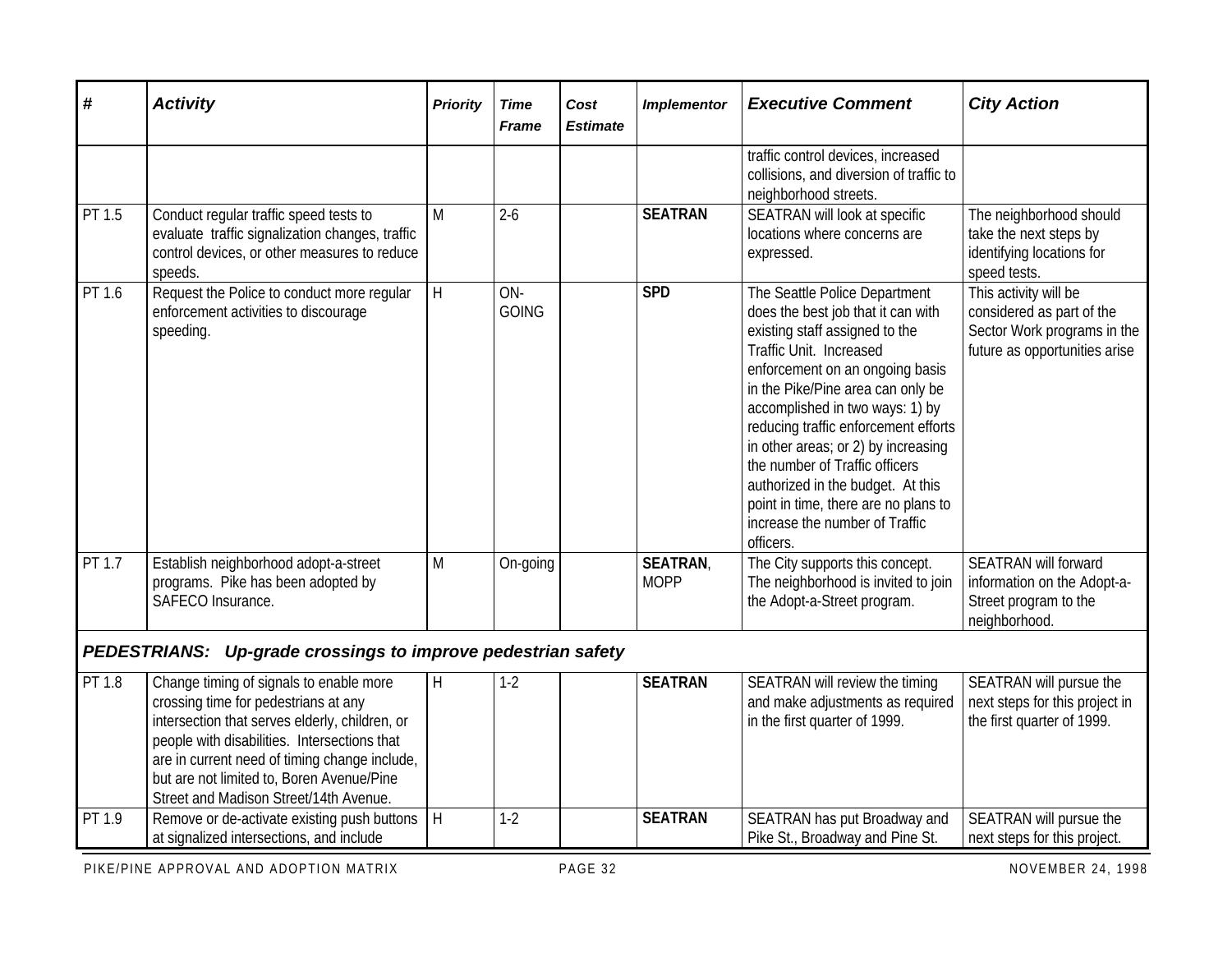| # | Activity | Priority | Time Frame | Cost Estimate | Implementor | Executive Comment | City Action |
|---|---|---|---|---|---|---|---|
| | | | | | | traffic control devices, increased collisions, and diversion of traffic to neighborhood streets. | |
| PT 1.5 | Conduct regular traffic speed tests to evaluate traffic signalization changes, traffic control devices, or other measures to reduce speeds. | M | 2-6 | | **SEATRAN** | SEATRAN will look at specific locations where concerns are expressed. | The neighborhood should take the next steps by identifying locations for speed tests. |
| PT 1.6 | Request the Police to conduct more regular enforcement activities to discourage speeding. | H | ON-GOING | | **SPD** | The Seattle Police Department does the best job that it can with existing staff assigned to the Traffic Unit. Increased enforcement on an ongoing basis in the Pike/Pine area can only be accomplished in two ways: 1) by reducing traffic enforcement efforts in other areas; or 2) by increasing the number of Traffic officers authorized in the budget. At this point in time, there are no plans to increase the number of Traffic officers. | This activity will be considered as part of the Sector Work programs in the future as opportunities arise |
| PT 1.7 | Establish neighborhood adopt-a-street programs. Pike has been adopted by SAFECO Insurance. | M | On-going | | **SEATRAN**, MOPP | The City supports this concept. The neighborhood is invited to join the Adopt-a-Street program. | SEATRAN will forward information on the Adopt-a-Street program to the neighborhood. |
| ***PEDESTRIANS: Up-grade crossings to improve pedestrian safety*** | | | | | | | |
| PT 1.8 | Change timing of signals to enable more crossing time for pedestrians at any intersection that serves elderly, children, or people with disabilities. Intersections that are in current need of timing change include, but are not limited to, Boren Avenue/Pine Street and Madison Street/14th Avenue. | H | 1-2 | | **SEATRAN** | SEATRAN will review the timing and make adjustments as required in the first quarter of 1999. | SEATRAN will pursue the next steps for this project in the first quarter of 1999. |
| PT 1.9 | Remove or de-activate existing push buttons at signalized intersections, and include | H | 1-2 | | **SEATRAN** | SEATRAN has put Broadway and Pike St., Broadway and Pine St. | SEATRAN will pursue the next steps for this project. |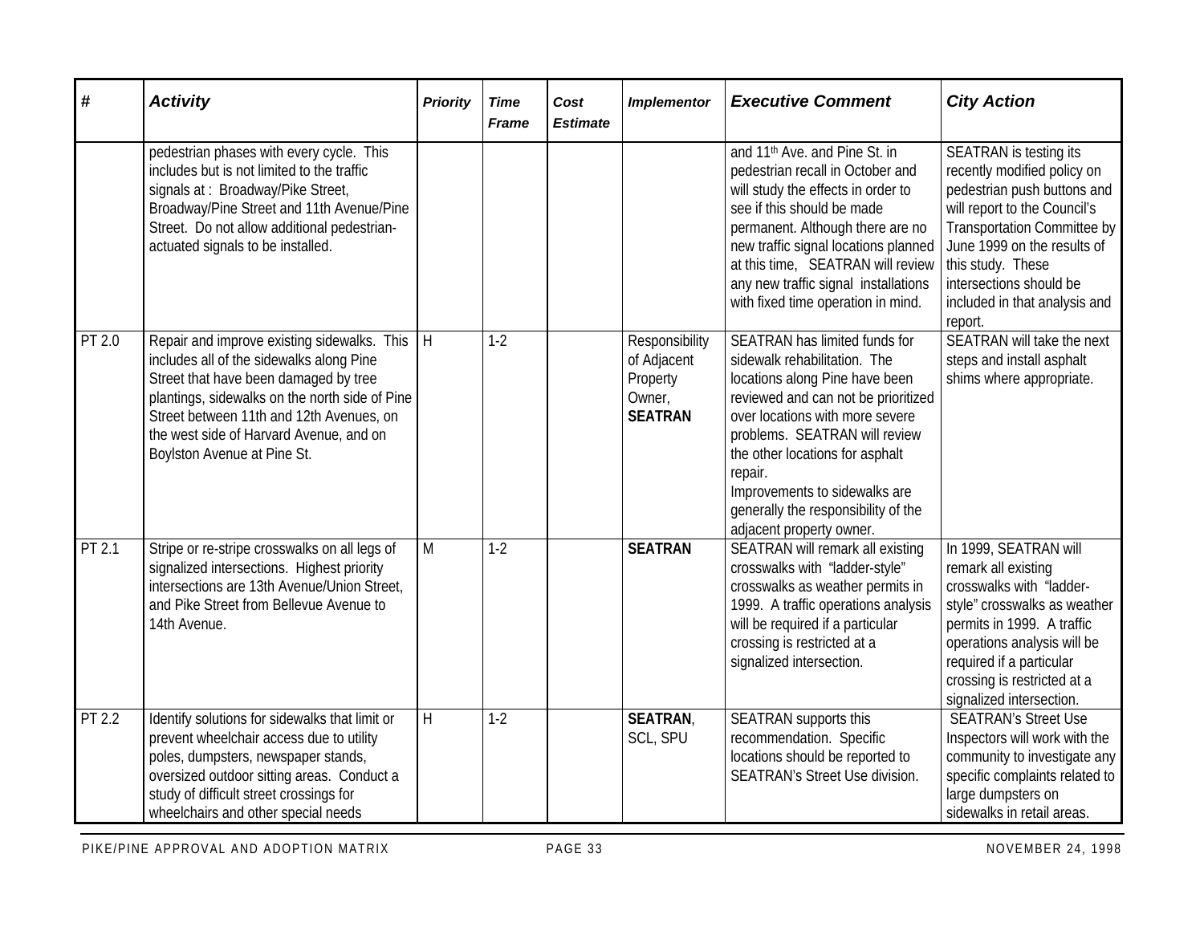| # | Activity | Priority | Time Frame | Cost Estimate | Implementor | Executive Comment | City Action |
|---|---|---|---|---|---|---|---|
| | pedestrian phases with every cycle. This includes but is not limited to the traffic signals at : Broadway/Pike Street, Broadway/Pine Street and 11th Avenue/Pine Street. Do not allow additional pedestrian-actuated signals to be installed. | | | | | and 11th Ave. and Pine St. in pedestrian recall in October and will study the effects in order to see if this should be made permanent. Although there are no new traffic signal locations planned at this time, SEATRAN will review any new traffic signal installations with fixed time operation in mind. | SEATRAN is testing its recently modified policy on pedestrian push buttons and will report to the Council's Transportation Committee by June 1999 on the results of this study. These intersections should be included in that analysis and report. |
| PT 2.0 | Repair and improve existing sidewalks. This includes all of the sidewalks along Pine Street that have been damaged by tree plantings, sidewalks on the north side of Pine Street between 11th and 12th Avenues, on the west side of Harvard Avenue, and on Boylston Avenue at Pine St. | H | 1-2 | | Responsibility of Adjacent Property Owner, **SEATRAN** | SEATRAN has limited funds for sidewalk rehabilitation. The locations along Pine have been reviewed and can not be prioritized over locations with more severe problems. SEATRAN will review the other locations for asphalt repair. Improvements to sidewalks are generally the responsibility of the adjacent property owner. | SEATRAN will take the next steps and install asphalt shims where appropriate. |
| PT 2.1 | Stripe or re-stripe crosswalks on all legs of signalized intersections. Highest priority intersections are 13th Avenue/Union Street, and Pike Street from Bellevue Avenue to 14th Avenue. | M | 1-2 | | **SEATRAN** | SEATRAN will remark all existing crosswalks with "ladder-style" crosswalks as weather permits in 1999. A traffic operations analysis will be required if a particular crossing is restricted at a signalized intersection. | In 1999, SEATRAN will remark all existing crosswalks with "ladder-style" crosswalks as weather permits in 1999. A traffic operations analysis will be required if a particular crossing is restricted at a signalized intersection. |
| PT 2.2 | Identify solutions for sidewalks that limit or prevent wheelchair access due to utility poles, dumpsters, newspaper stands, oversized outdoor sitting areas. Conduct a study of difficult street crossings for wheelchairs and other special needs | H | 1-2 | | **SEATRAN**, SCL, SPU | SEATRAN supports this recommendation. Specific locations should be reported to SEATRAN's Street Use division. | SEATRAN's Street Use Inspectors will work with the community to investigate any specific complaints related to large dumpsters on sidewalks in retail areas. |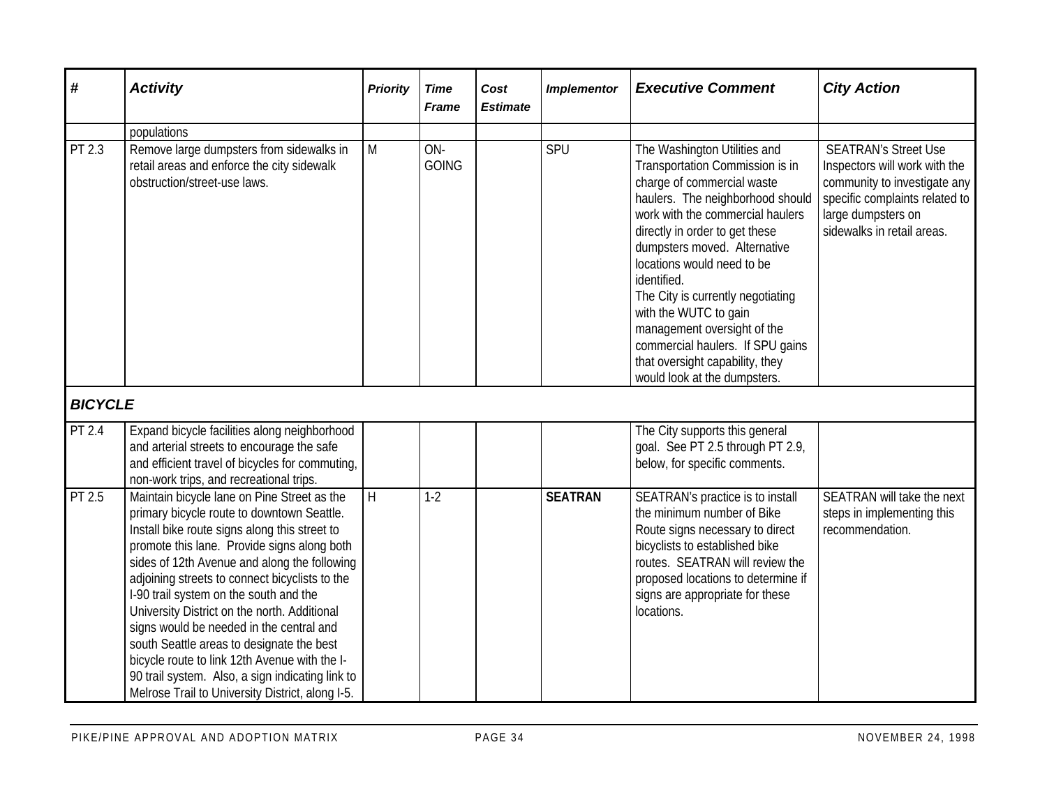| # | Activity | Priority | Time Frame | Cost Estimate | Implementor | Executive Comment | City Action |
|---|---|---|---|---|---|---|---|
| | populations | | | | | | |
| PT 2.3 | Remove large dumpsters from sidewalks in retail areas and enforce the city sidewalk obstruction/street-use laws. | M | ON-GOING | | SPU | The Washington Utilities and Transportation Commission is in charge of commercial waste haulers. The neighborhood should work with the commercial haulers directly in order to get these dumpsters moved. Alternative locations would need to be identified. The City is currently negotiating with the WUTC to gain management oversight of the commercial haulers. If SPU gains that oversight capability, they would look at the dumpsters. | SEATRAN's Street Use Inspectors will work with the community to investigate any specific complaints related to large dumpsters on sidewalks in retail areas. |
| ***BICYCLE*** | | | | | | | |
| PT 2.4 | Expand bicycle facilities along neighborhood and arterial streets to encourage the safe and efficient travel of bicycles for commuting, non-work trips, and recreational trips. | | | | | The City supports this general goal. See PT 2.5 through PT 2.9, below, for specific comments. | |
| PT 2.5 | Maintain bicycle lane on Pine Street as the primary bicycle route to downtown Seattle. Install bike route signs along this street to promote this lane. Provide signs along both sides of 12th Avenue and along the following adjoining streets to connect bicyclists to the I-90 trail system on the south and the University District on the north. Additional signs would be needed in the central and south Seattle areas to designate the best bicycle route to link 12th Avenue with the I-90 trail system. Also, a sign indicating link to Melrose Trail to University District, along I-5. | H | 1-2 | | **SEATRAN** | SEATRAN's practice is to install the minimum number of Bike Route signs necessary to direct bicyclists to established bike routes. SEATRAN will review the proposed locations to determine if signs are appropriate for these locations. | SEATRAN will take the next steps in implementing this recommendation. |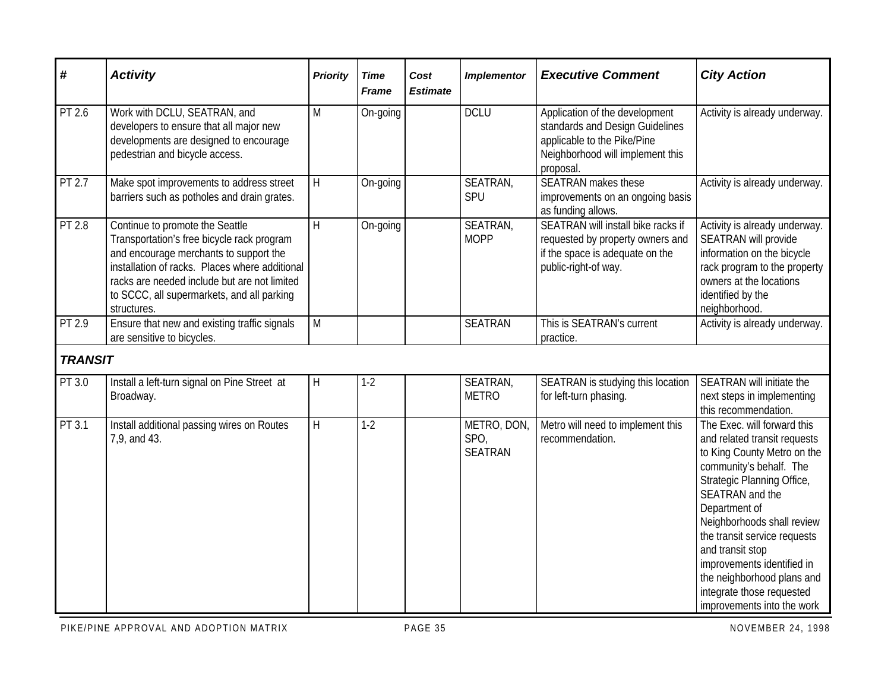| # | Activity | Priority | Time Frame | Cost Estimate | Implementor | Executive Comment | City Action |
|---|---|---|---|---|---|---|---|
| PT 2.6 | Work with DCLU, SEATRAN, and developers to ensure that all major new developments are designed to encourage pedestrian and bicycle access. | M | On-going | | DCLU | Application of the development standards and Design Guidelines applicable to the Pike/Pine Neighborhood will implement this proposal. | Activity is already underway. |
| PT 2.7 | Make spot improvements to address street barriers such as potholes and drain grates. | H | On-going | | SEATRAN, SPU | SEATRAN makes these improvements on an ongoing basis as funding allows. | Activity is already underway. |
| PT 2.8 | Continue to promote the Seattle Transportation's free bicycle rack program and encourage merchants to support the installation of racks. Places where additional racks are needed include but are not limited to SCCC, all supermarkets, and all parking structures. | H | On-going | | SEATRAN, MOPP | SEATRAN will install bike racks if requested by property owners and if the space is adequate on the public-right-of way. | Activity is already underway. SEATRAN will provide information on the bicycle rack program to the property owners at the locations identified by the neighborhood. |
| PT 2.9 | Ensure that new and existing traffic signals are sensitive to bicycles. | M | | | SEATRAN | This is SEATRAN's current practice. | Activity is already underway. |
| ***TRANSIT*** | | | | | | | |
| PT 3.0 | Install a left-turn signal on Pine Street at Broadway. | H | 1-2 | | SEATRAN, METRO | SEATRAN is studying this location for left-turn phasing. | SEATRAN will initiate the next steps in implementing this recommendation. |
| PT 3.1 | Install additional passing wires on Routes 7,9, and 43. | H | 1-2 | | METRO, DON, SPO, SEATRAN | Metro will need to implement this recommendation. | The Exec. will forward this and related transit requests to King County Metro on the community's behalf. The Strategic Planning Office, SEATRAN and the Department of Neighborhoods shall review the transit service requests and transit stop improvements identified in the neighborhood plans and integrate those requested improvements into the work |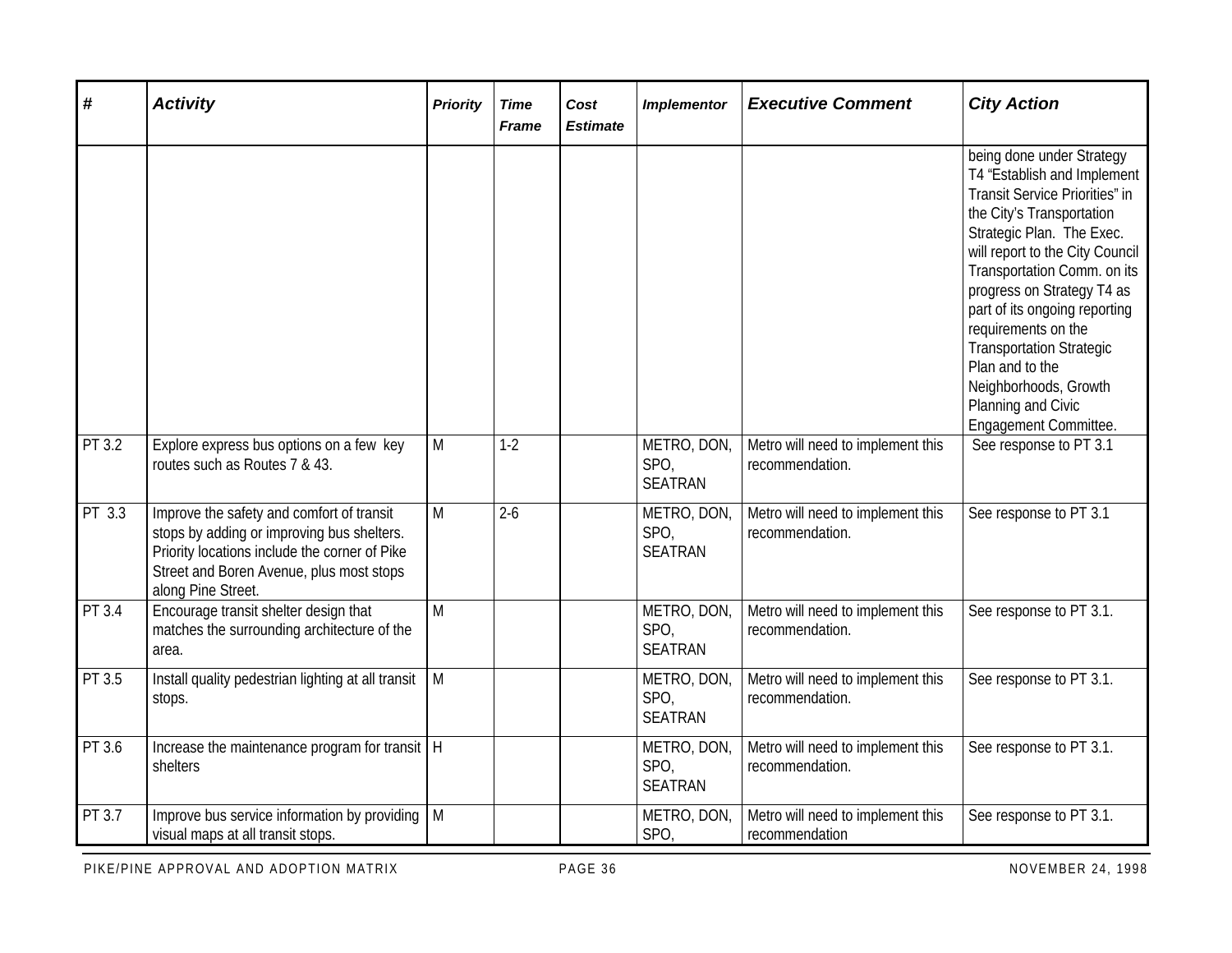| # | Activity | Priority | Time Frame | Cost Estimate | Implementor | Executive Comment | City Action |
|---|---|---|---|---|---|---|---|
| | | | | | | | being done under Strategy T4 "Establish and Implement Transit Service Priorities" in the City's Transportation Strategic Plan. The Exec. will report to the City Council Transportation Comm. on its progress on Strategy T4 as part of its ongoing reporting requirements on the Transportation Strategic Plan and to the Neighborhoods, Growth Planning and Civic Engagement Committee. |
| PT 3.2 | Explore express bus options on a few key routes such as Routes 7 & 43. | M | 1-2 | | METRO, DON, SPO, SEATRAN | Metro will need to implement this recommendation. | See response to PT 3.1 |
| PT 3.3 | Improve the safety and comfort of transit stops by adding or improving bus shelters. Priority locations include the corner of Pike Street and Boren Avenue, plus most stops along Pine Street. | M | 2-6 | | METRO, DON, SPO, SEATRAN | Metro will need to implement this recommendation. | See response to PT 3.1 |
| PT 3.4 | Encourage transit shelter design that matches the surrounding architecture of the area. | M | | | METRO, DON, SPO, SEATRAN | Metro will need to implement this recommendation. | See response to PT 3.1. |
| PT 3.5 | Install quality pedestrian lighting at all transit stops. | M | | | METRO, DON, SPO, SEATRAN | Metro will need to implement this recommendation. | See response to PT 3.1. |
| PT 3.6 | Increase the maintenance program for transit shelters | H | | | METRO, DON, SPO, SEATRAN | Metro will need to implement this recommendation. | See response to PT 3.1. |
| PT 3.7 | Improve bus service information by providing visual maps at all transit stops. | M | | | METRO, DON, SPO, | Metro will need to implement this recommendation | See response to PT 3.1. |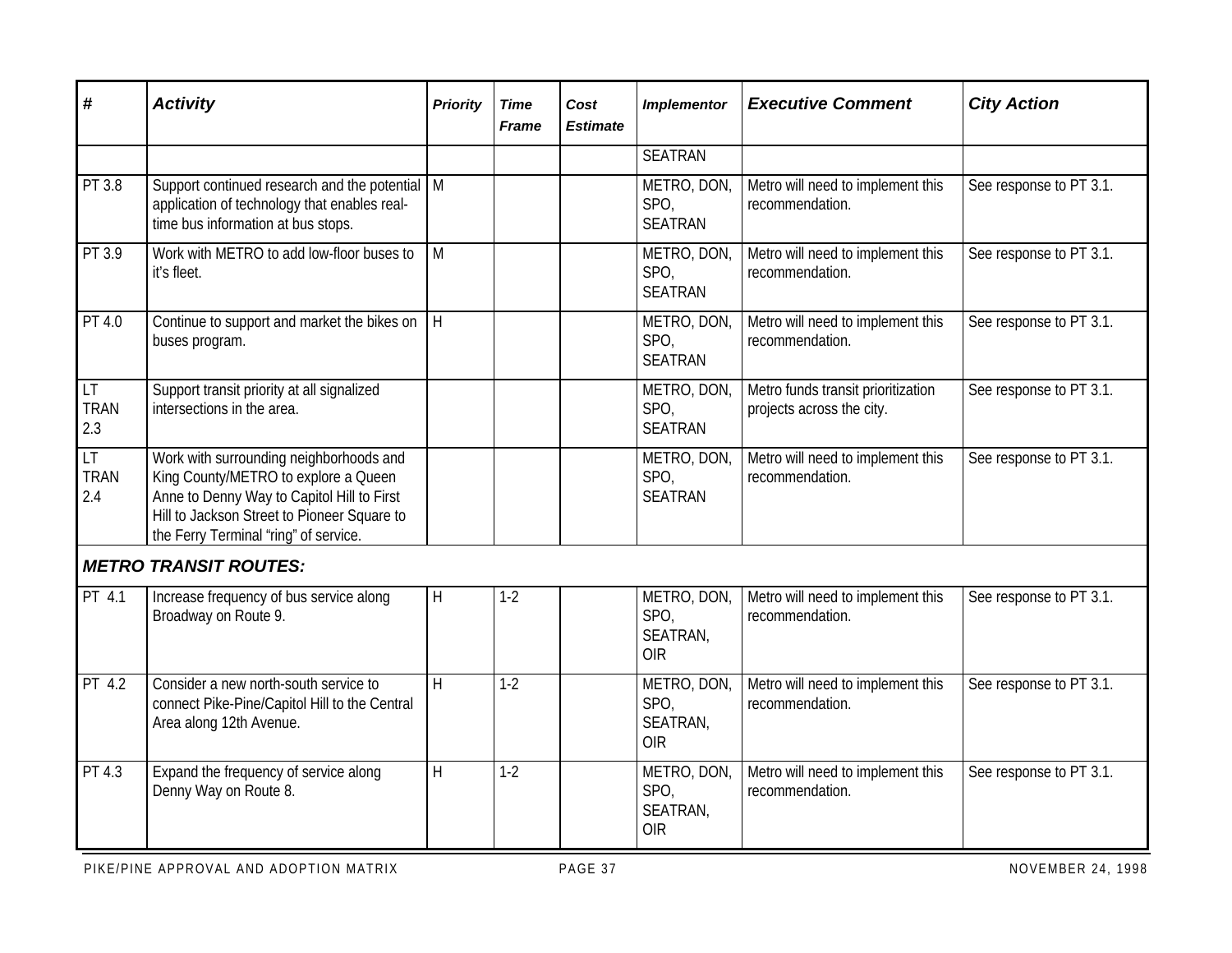| # | Activity | Priority | Time Frame | Cost Estimate | Implementor | Executive Comment | City Action |
|---|---|---|---|---|---|---|---|
| | | | | | SEATRAN | | |
| PT 3.8 | Support continued research and the potential application of technology that enables real-time bus information at bus stops. | M | | | METRO, DON, SPO, SEATRAN | Metro will need to implement this recommendation. | See response to PT 3.1. |
| PT 3.9 | Work with METRO to add low-floor buses to it's fleet. | M | | | METRO, DON, SPO, SEATRAN | Metro will need to implement this recommendation. | See response to PT 3.1. |
| PT 4.0 | Continue to support and market the bikes on buses program. | H | | | METRO, DON, SPO, SEATRAN | Metro will need to implement this recommendation. | See response to PT 3.1. |
| LT TRAN 2.3 | Support transit priority at all signalized intersections in the area. | | | | METRO, DON, SPO, SEATRAN | Metro funds transit prioritization projects across the city. | See response to PT 3.1. |
| LT TRAN 2.4 | Work with surrounding neighborhoods and King County/METRO to explore a Queen Anne to Denny Way to Capitol Hill to First Hill to Jackson Street to Pioneer Square to the Ferry Terminal "ring" of service. | | | | METRO, DON, SPO, SEATRAN | Metro will need to implement this recommendation. | See response to PT 3.1. |
| ***METRO TRANSIT ROUTES:*** | | | | | | | |
| PT 4.1 | Increase frequency of bus service along Broadway on Route 9. | H | 1-2 | | METRO, DON, SPO, SEATRAN, OIR | Metro will need to implement this recommendation. | See response to PT 3.1. |
| PT 4.2 | Consider a new north-south service to connect Pike-Pine/Capitol Hill to the Central Area along 12th Avenue. | H | 1-2 | | METRO, DON, SPO, SEATRAN, OIR | Metro will need to implement this recommendation. | See response to PT 3.1. |
| PT 4.3 | Expand the frequency of service along Denny Way on Route 8. | H | 1-2 | | METRO, DON, SPO, SEATRAN, OIR | Metro will need to implement this recommendation. | See response to PT 3.1. |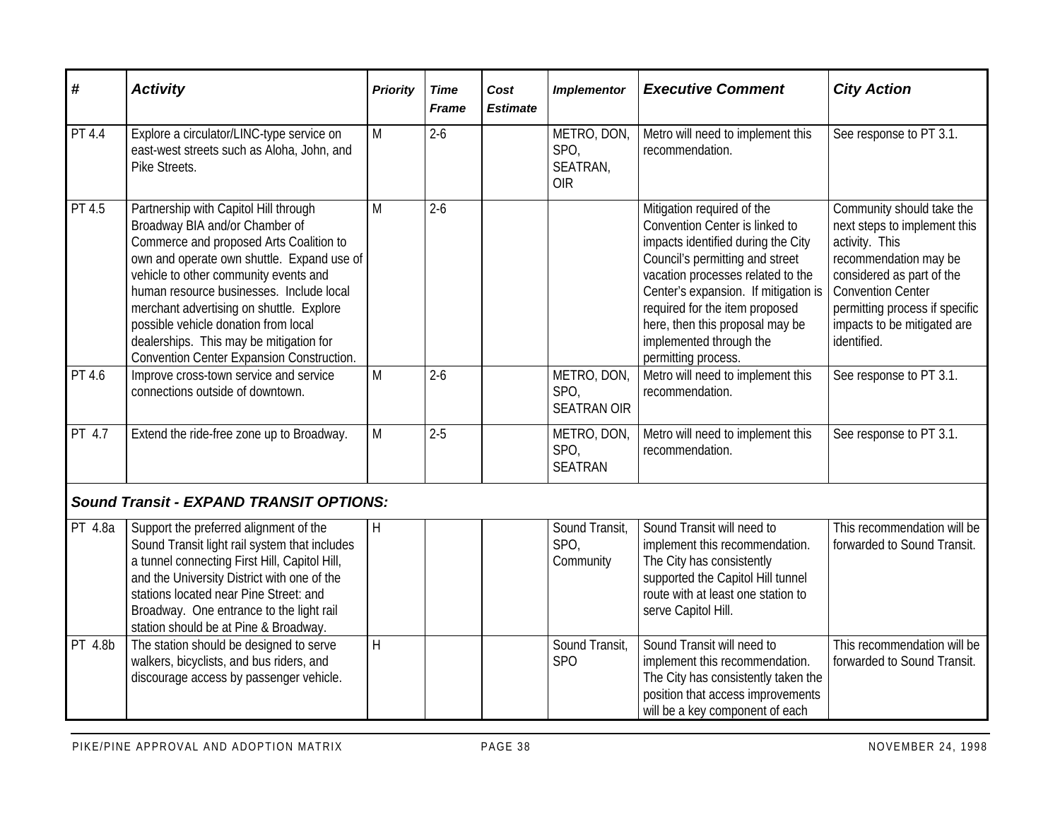| # | Activity | Priority | Time Frame | Cost Estimate | Implementor | Executive Comment | City Action |
|---|---|---|---|---|---|---|---|
| PT 4.4 | Explore a circulator/LINC-type service on east-west streets such as Aloha, John, and Pike Streets. | M | 2-6 | | METRO, DON, SPO, SEATRAN, OIR | Metro will need to implement this recommendation. | See response to PT 3.1. |
| PT 4.5 | Partnership with Capitol Hill through Broadway BIA and/or Chamber of Commerce and proposed Arts Coalition to own and operate own shuttle. Expand use of vehicle to other community events and human resource businesses. Include local merchant advertising on shuttle. Explore possible vehicle donation from local dealerships. This may be mitigation for Convention Center Expansion Construction. | M | 2-6 | | | Mitigation required of the Convention Center is linked to impacts identified during the City Council's permitting and street vacation processes related to the Center's expansion. If mitigation is required for the item proposed here, then this proposal may be implemented through the permitting process. | Community should take the next steps to implement this activity. This recommendation may be considered as part of the Convention Center permitting process if specific impacts to be mitigated are identified. |
| PT 4.6 | Improve cross-town service and service connections outside of downtown. | M | 2-6 | | METRO, DON, SPO, SEATRAN OIR | Metro will need to implement this recommendation. | See response to PT 3.1. |
| PT 4.7 | Extend the ride-free zone up to Broadway. | M | 2-5 | | METRO, DON, SPO, SEATRAN | Metro will need to implement this recommendation. | See response to PT 3.1. |
| ***Sound Transit - EXPAND TRANSIT OPTIONS:*** | | | | | | | |
| PT 4.8a | Support the preferred alignment of the Sound Transit light rail system that includes a tunnel connecting First Hill, Capitol Hill, and the University District with one of the stations located near Pine Street: and Broadway. One entrance to the light rail station should be at Pine & Broadway. | H | | | Sound Transit, SPO, Community | Sound Transit will need to implement this recommendation. The City has consistently supported the Capitol Hill tunnel route with at least one station to serve Capitol Hill. | This recommendation will be forwarded to Sound Transit. |
| PT 4.8b | The station should be designed to serve walkers, bicyclists, and bus riders, and discourage access by passenger vehicle. | H | | | Sound Transit, SPO | Sound Transit will need to implement this recommendation. The City has consistently taken the position that access improvements will be a key component of each | This recommendation will be forwarded to Sound Transit. |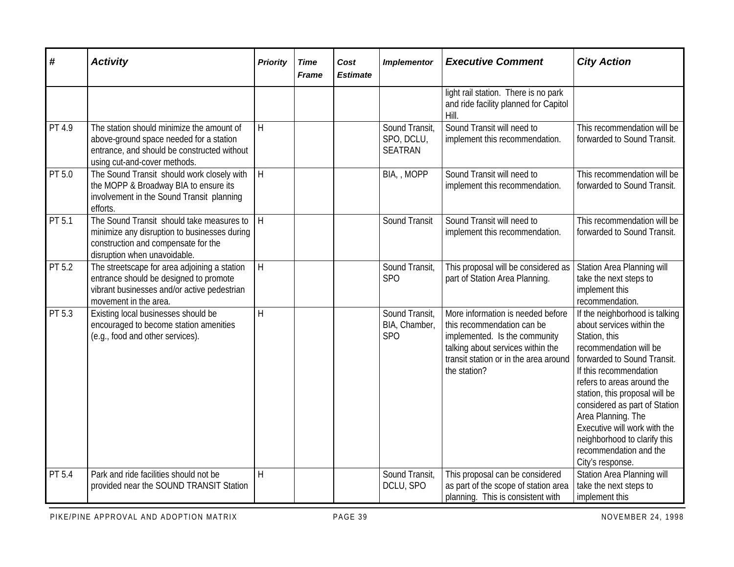| # | Activity | Priority | Time Frame | Cost Estimate | Implementor | Executive Comment | City Action |
|---|---|---|---|---|---|---|---|
| | | | | | | light rail station. There is no park and ride facility planned for Capitol Hill. | |
| PT 4.9 | The station should minimize the amount of above-ground space needed for a station entrance, and should be constructed without using cut-and-cover methods. | H | | | Sound Transit, SPO, DCLU, SEATRAN | Sound Transit will need to implement this recommendation. | This recommendation will be forwarded to Sound Transit. |
| PT 5.0 | The Sound Transit should work closely with the MOPP & Broadway BIA to ensure its involvement in the Sound Transit planning efforts. | H | | | BIA, , MOPP | Sound Transit will need to implement this recommendation. | This recommendation will be forwarded to Sound Transit. |
| PT 5.1 | The Sound Transit should take measures to minimize any disruption to businesses during construction and compensate for the disruption when unavoidable. | H | | | Sound Transit | Sound Transit will need to implement this recommendation. | This recommendation will be forwarded to Sound Transit. |
| PT 5.2 | The streetscape for area adjoining a station entrance should be designed to promote vibrant businesses and/or active pedestrian movement in the area. | H | | | Sound Transit, SPO | This proposal will be considered as part of Station Area Planning. | Station Area Planning will take the next steps to implement this recommendation. |
| PT 5.3 | Existing local businesses should be encouraged to become station amenities (e.g., food and other services). | H | | | Sound Transit, BIA, Chamber, SPO | More information is needed before this recommendation can be implemented. Is the community talking about services within the transit station or in the area around the station? | If the neighborhood is talking about services within the Station, this recommendation will be forwarded to Sound Transit. If this recommendation refers to areas around the station, this proposal will be considered as part of Station Area Planning. The Executive will work with the neighborhood to clarify this recommendation and the City's response. |
| PT 5.4 | Park and ride facilities should not be provided near the SOUND TRANSIT Station | H | | | Sound Transit, DCLU, SPO | This proposal can be considered as part of the scope of station area planning. This is consistent with | Station Area Planning will take the next steps to implement this |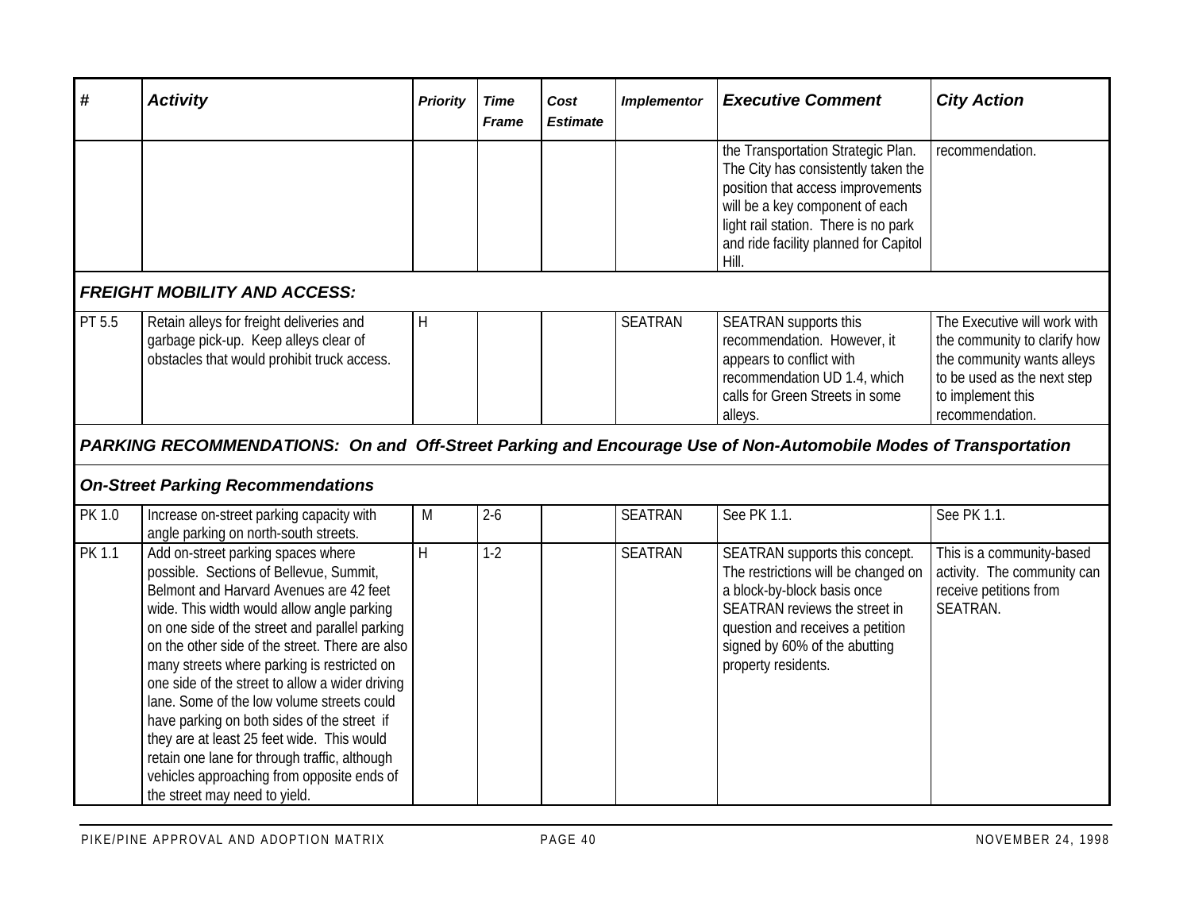| # | Activity | Priority | Time Frame | Cost Estimate | Implementor | Executive Comment | City Action |
|---|---|---|---|---|---|---|---|
| | | | | | | the Transportation Strategic Plan. The City has consistently taken the position that access improvements will be a key component of each light rail station. There is no park and ride facility planned for Capitol Hill. | recommendation. |
| ***FREIGHT MOBILITY AND ACCESS:*** | | | | | | | |
| PT 5.5 | Retain alleys for freight deliveries and garbage pick-up. Keep alleys clear of obstacles that would prohibit truck access. | H | | | SEATRAN | SEATRAN supports this recommendation. However, it appears to conflict with recommendation UD 1.4, which calls for Green Streets in some alleys. | The Executive will work with the community to clarify how the community wants alleys to be used as the next step to implement this recommendation. |
| ***PARKING RECOMMENDATIONS: On and Off-Street Parking and Encourage Use of Non-Automobile Modes of Transportation*** | | | | | | | |
| ***On-Street Parking Recommendations*** | | | | | | | |
| PK 1.0 | Increase on-street parking capacity with angle parking on north-south streets. | M | 2-6 | | SEATRAN | See PK 1.1. | See PK 1.1. |
| PK 1.1 | Add on-street parking spaces where possible. Sections of Bellevue, Summit, Belmont and Harvard Avenues are 42 feet wide. This width would allow angle parking on one side of the street and parallel parking on the other side of the street. There are also many streets where parking is restricted on one side of the street to allow a wider driving lane. Some of the low volume streets could have parking on both sides of the street if they are at least 25 feet wide. This would retain one lane for through traffic, although vehicles approaching from opposite ends of the street may need to yield. | H | 1-2 | | SEATRAN | SEATRAN supports this concept. The restrictions will be changed on a block-by-block basis once SEATRAN reviews the street in question and receives a petition signed by 60% of the abutting property residents. | This is a community-based activity. The community can receive petitions from SEATRAN. |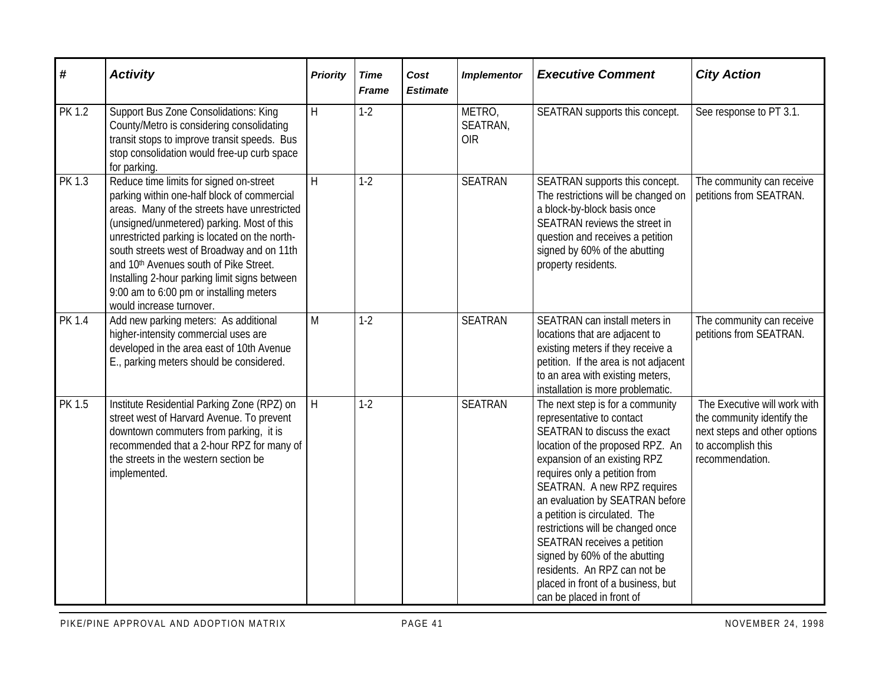| # | Activity | Priority | Time Frame | Cost Estimate | Implementor | Executive Comment | City Action |
|---|---|---|---|---|---|---|---|
| PK 1.2 | Support Bus Zone Consolidations: King County/Metro is considering consolidating transit stops to improve transit speeds. Bus stop consolidation would free-up curb space for parking. | H | 1-2 | | METRO, SEATRAN, OIR | SEATRAN supports this concept. | See response to PT 3.1. |
| PK 1.3 | Reduce time limits for signed on-street parking within one-half block of commercial areas. Many of the streets have unrestricted (unsigned/unmetered) parking. Most of this unrestricted parking is located on the north-south streets west of Broadway and on 11th and 10th Avenues south of Pike Street. Installing 2-hour parking limit signs between 9:00 am to 6:00 pm or installing meters would increase turnover. | H | 1-2 | | SEATRAN | SEATRAN supports this concept. The restrictions will be changed on a block-by-block basis once SEATRAN reviews the street in question and receives a petition signed by 60% of the abutting property residents. | The community can receive petitions from SEATRAN. |
| PK 1.4 | Add new parking meters: As additional higher-intensity commercial uses are developed in the area east of 10th Avenue E., parking meters should be considered. | M | 1-2 | | SEATRAN | SEATRAN can install meters in locations that are adjacent to existing meters if they receive a petition. If the area is not adjacent to an area with existing meters, installation is more problematic. | The community can receive petitions from SEATRAN. |
| PK 1.5 | Institute Residential Parking Zone (RPZ) on street west of Harvard Avenue. To prevent downtown commuters from parking, it is recommended that a 2-hour RPZ for many of the streets in the western section be implemented. | H | 1-2 | | SEATRAN | The next step is for a community representative to contact SEATRAN to discuss the exact location of the proposed RPZ. An expansion of an existing RPZ requires only a petition from SEATRAN. A new RPZ requires an evaluation by SEATRAN before a petition is circulated. The restrictions will be changed once SEATRAN receives a petition signed by 60% of the abutting residents. An RPZ can not be placed in front of a business, but can be placed in front of | The Executive will work with the community identify the next steps and other options to accomplish this recommendation. |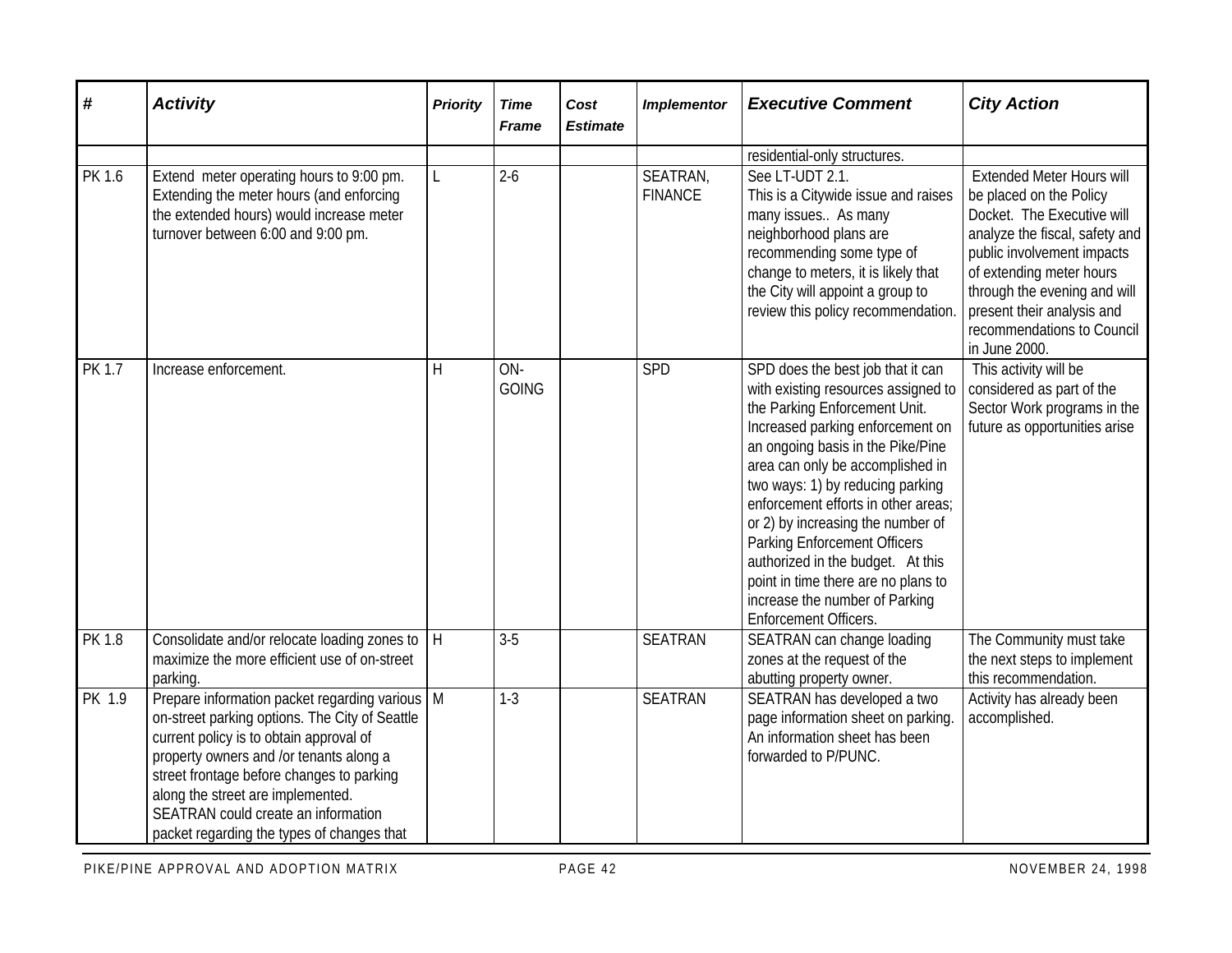| # | Activity | Priority | Time Frame | Cost Estimate | Implementor | Executive Comment | City Action |
|---|---|---|---|---|---|---|---|
| | | | | | | residential-only structures. | |
| PK 1.6 | Extend meter operating hours to 9:00 pm. Extending the meter hours (and enforcing the extended hours) would increase meter turnover between 6:00 and 9:00 pm. | L | 2-6 | | SEATRAN, FINANCE | See LT-UDT 2.1. This is a Citywide issue and raises many issues.. As many neighborhood plans are recommending some type of change to meters, it is likely that the City will appoint a group to review this policy recommendation. | Extended Meter Hours will be placed on the Policy Docket. The Executive will analyze the fiscal, safety and public involvement impacts of extending meter hours through the evening and will present their analysis and recommendations to Council in June 2000. |
| PK 1.7 | Increase enforcement. | H | ON-GOING | | SPD | SPD does the best job that it can with existing resources assigned to the Parking Enforcement Unit. Increased parking enforcement on an ongoing basis in the Pike/Pine area can only be accomplished in two ways: 1) by reducing parking enforcement efforts in other areas; or 2) by increasing the number of Parking Enforcement Officers authorized in the budget. At this point in time there are no plans to increase the number of Parking Enforcement Officers. | This activity will be considered as part of the Sector Work programs in the future as opportunities arise |
| PK 1.8 | Consolidate and/or relocate loading zones to maximize the more efficient use of on-street parking. | H | 3-5 | | SEATRAN | SEATRAN can change loading zones at the request of the abutting property owner. | The Community must take the next steps to implement this recommendation. |
| PK 1.9 | Prepare information packet regarding various on-street parking options. The City of Seattle current policy is to obtain approval of property owners and /or tenants along a street frontage before changes to parking along the street are implemented. SEATRAN could create an information packet regarding the types of changes that | M | 1-3 | | SEATRAN | SEATRAN has developed a two page information sheet on parking. An information sheet has been forwarded to P/PUNC. | Activity has already been accomplished. |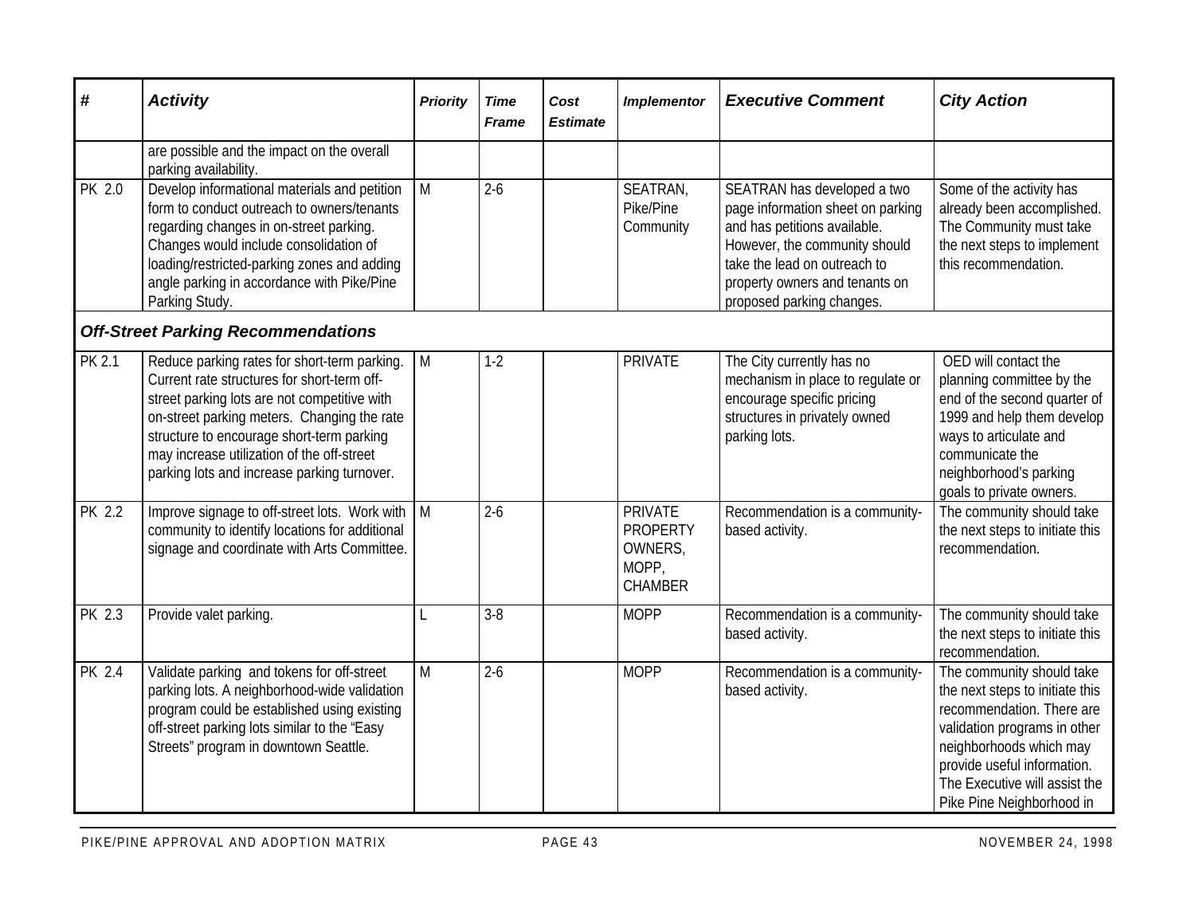| # | Activity | Priority | Time Frame | Cost Estimate | Implementor | Executive Comment | City Action |
|---|---|---|---|---|---|---|---|
| | are possible and the impact on the overall parking availability. | | | | | | |
| PK 2.0 | Develop informational materials and petition form to conduct outreach to owners/tenants regarding changes in on-street parking. Changes would include consolidation of loading/restricted-parking zones and adding angle parking in accordance with Pike/Pine Parking Study. | M | 2-6 | | SEATRAN, Pike/Pine Community | SEATRAN has developed a two page information sheet on parking and has petitions available. However, the community should take the lead on outreach to property owners and tenants on proposed parking changes. | Some of the activity has already been accomplished. The Community must take the next steps to implement this recommendation. |
| ***Off-Street Parking Recommendations*** | | | | | | | |
| PK 2.1 | Reduce parking rates for short-term parking. Current rate structures for short-term off-street parking lots are not competitive with on-street parking meters. Changing the rate structure to encourage short-term parking may increase utilization of the off-street parking lots and increase parking turnover. | M | 1-2 | | PRIVATE | The City currently has no mechanism in place to regulate or encourage specific pricing structures in privately owned parking lots. | OED will contact the planning committee by the end of the second quarter of 1999 and help them develop ways to articulate and communicate the neighborhood's parking goals to private owners. |
| PK 2.2 | Improve signage to off-street lots. Work with community to identify locations for additional signage and coordinate with Arts Committee. | M | 2-6 | | PRIVATE PROPERTY OWNERS, MOPP, CHAMBER | Recommendation is a community-based activity. | The community should take the next steps to initiate this recommendation. |
| PK 2.3 | Provide valet parking. | L | 3-8 | | MOPP | Recommendation is a community-based activity. | The community should take the next steps to initiate this recommendation. |
| PK 2.4 | Validate parking and tokens for off-street parking lots. A neighborhood-wide validation program could be established using existing off-street parking lots similar to the "Easy Streets" program in downtown Seattle. | M | 2-6 | | MOPP | Recommendation is a community-based activity. | The community should take the next steps to initiate this recommendation. There are validation programs in other neighborhoods which may provide useful information. The Executive will assist the Pike Pine Neighborhood in |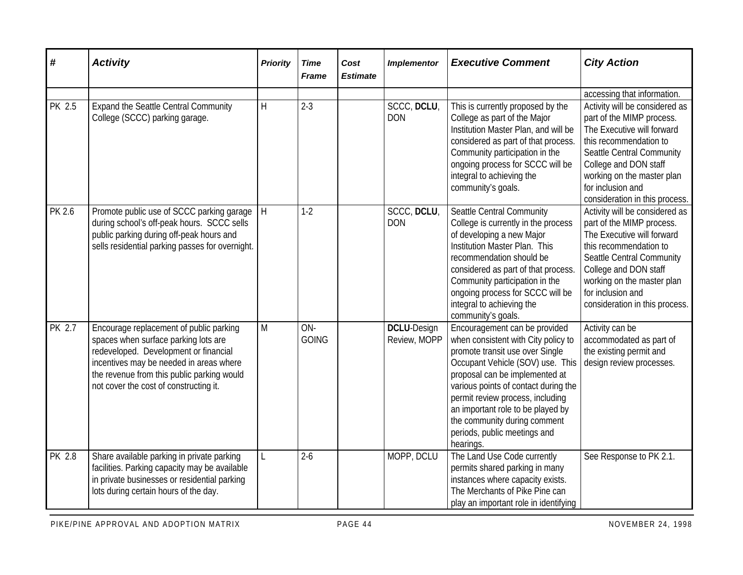| # | Activity | Priority | Time Frame | Cost Estimate | Implementor | Executive Comment | City Action |
|---|---|---|---|---|---|---|---|
| | | | | | | | accessing that information. |
| PK 2.5 | Expand the Seattle Central Community College (SCCC) parking garage. | H | 2-3 | | SCCC, **DCLU**, DON | This is currently proposed by the College as part of the Major Institution Master Plan, and will be considered as part of that process. Community participation in the ongoing process for SCCC will be integral to achieving the community's goals. | Activity will be considered as part of the MIMP process. The Executive will forward this recommendation to Seattle Central Community College and DON staff working on the master plan for inclusion and consideration in this process. |
| PK 2.6 | Promote public use of SCCC parking garage during school's off-peak hours. SCCC sells public parking during off-peak hours and sells residential parking passes for overnight. | H | 1-2 | | SCCC, **DCLU**, DON | Seattle Central Community College is currently in the process of developing a new Major Institution Master Plan. This recommendation should be considered as part of that process. Community participation in the ongoing process for SCCC will be integral to achieving the community's goals. | Activity will be considered as part of the MIMP process. The Executive will forward this recommendation to Seattle Central Community College and DON staff working on the master plan for inclusion and consideration in this process. |
| PK 2.7 | Encourage replacement of public parking spaces when surface parking lots are redeveloped. Development or financial incentives may be needed in areas where the revenue from this public parking would not cover the cost of constructing it. | M | ON-GOING | | **DCLU**-Design Review, MOPP | Encouragement can be provided when consistent with City policy to promote transit use over Single Occupant Vehicle (SOV) use. This proposal can be implemented at various points of contact during the permit review process, including an important role to be played by the community during comment periods, public meetings and hearings. | Activity can be accommodated as part of the existing permit and design review processes. |
| PK 2.8 | Share available parking in private parking facilities. Parking capacity may be available in private businesses or residential parking lots during certain hours of the day. | L | 2-6 | | MOPP, DCLU | The Land Use Code currently permits shared parking in many instances where capacity exists. The Merchants of Pike Pine can play an important role in identifying | See Response to PK 2.1. |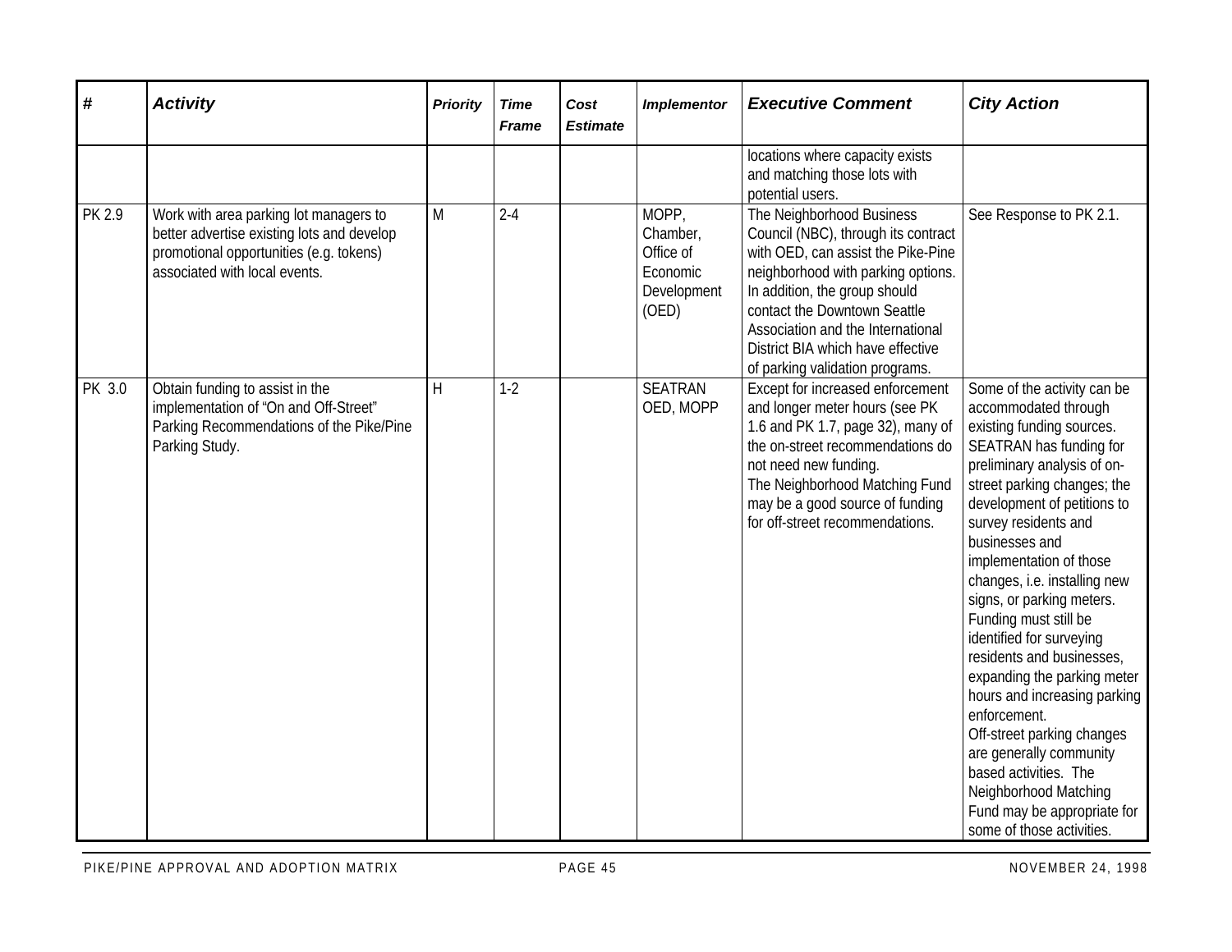| # | Activity | Priority | Time Frame | Cost Estimate | Implementor | Executive Comment | City Action |
|---|---|---|---|---|---|---|---|
| | | | | | | locations where capacity exists and matching those lots with potential users. | |
| PK 2.9 | Work with area parking lot managers to better advertise existing lots and develop promotional opportunities (e.g. tokens) associated with local events. | M | 2-4 | | MOPP, Chamber, Office of Economic Development (OED) | The Neighborhood Business Council (NBC), through its contract with OED, can assist the Pike-Pine neighborhood with parking options. In addition, the group should contact the Downtown Seattle Association and the International District BIA which have effective of parking validation programs. | See Response to PK 2.1. |
| PK 3.0 | Obtain funding to assist in the implementation of "On and Off-Street" Parking Recommendations of the Pike/Pine Parking Study. | H | 1-2 | | SEATRAN OED, MOPP | Except for increased enforcement and longer meter hours (see PK 1.6 and PK 1.7, page 32), many of the on-street recommendations do not need new funding.<br>The Neighborhood Matching Fund may be a good source of funding for off-street recommendations. | Some of the activity can be accommodated through existing funding sources. SEATRAN has funding for preliminary analysis of on-street parking changes; the development of petitions to survey residents and businesses and implementation of those changes, i.e. installing new signs, or parking meters. Funding must still be identified for surveying residents and businesses, expanding the parking meter hours and increasing parking enforcement.<br>Off-street parking changes are generally community based activities. The Neighborhood Matching Fund may be appropriate for some of those activities. |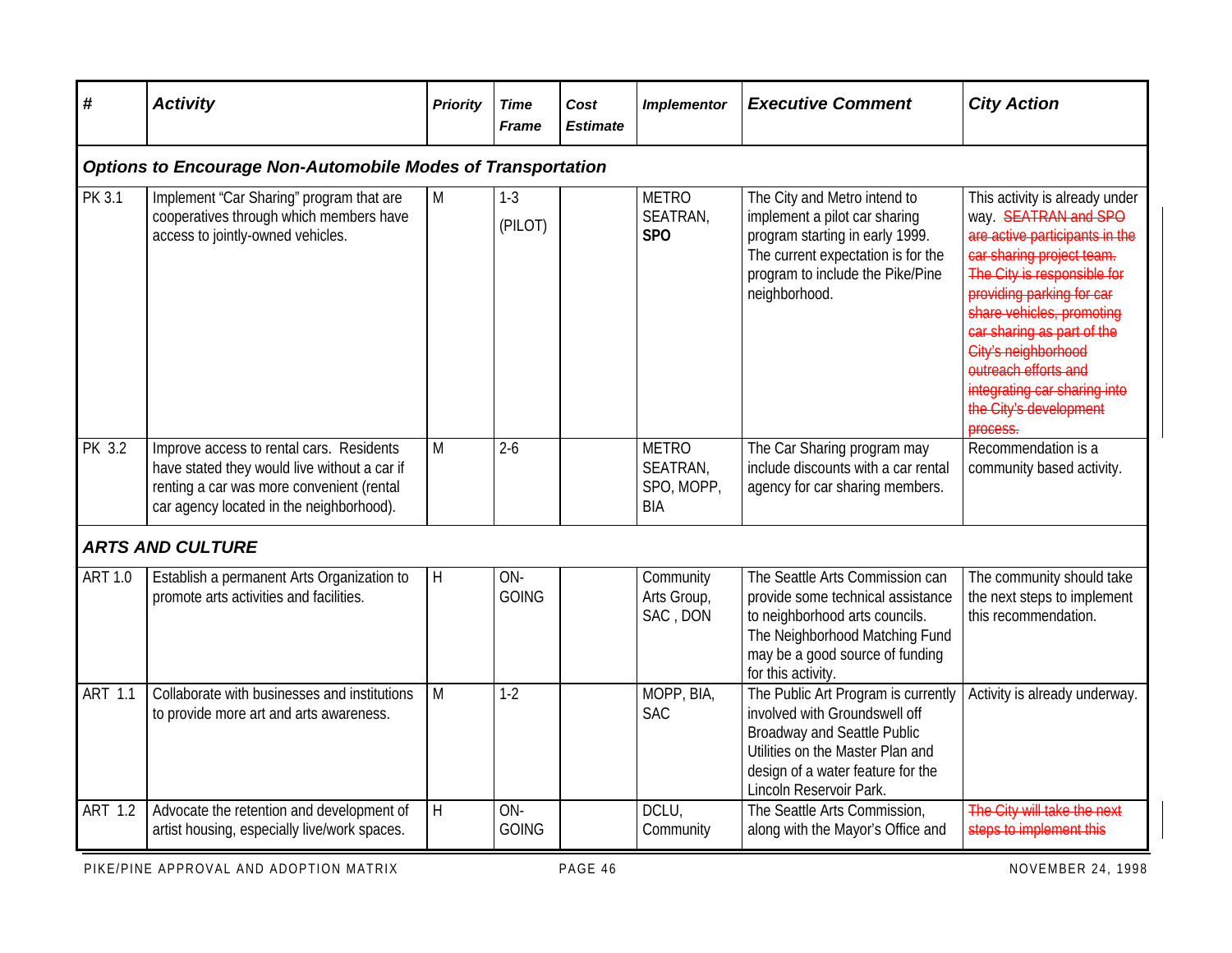| # | Activity | Priority | Time Frame | Cost Estimate | Implementor | Executive Comment | City Action |
|---|---|---|---|---|---|---|---|
| ***Options to Encourage Non-Automobile Modes of Transportation*** | | | | | | | |
| PK 3.1 | Implement "Car Sharing" program that are cooperatives through which members have access to jointly-owned vehicles. | M | 1-3 (PILOT) | | METRO SEATRAN, **SPO** | The City and Metro intend to implement a pilot car sharing program starting in early 1999. The current expectation is for the program to include the Pike/Pine neighborhood. | This activity is already under way. ~~SEATRAN and SPO are active participants in the car sharing project team. The City is responsible for providing parking for car share vehicles, promoting car sharing as part of the City's neighborhood outreach efforts and integrating car sharing into the City's development process.~~ |
| PK 3.2 | Improve access to rental cars. Residents have stated they would live without a car if renting a car was more convenient (rental car agency located in the neighborhood). | M | 2-6 | | METRO SEATRAN, SPO, MOPP, BIA | The Car Sharing program may include discounts with a car rental agency for car sharing members. | Recommendation is a community based activity. |
| ***ARTS AND CULTURE*** | | | | | | | |
| ART 1.0 | Establish a permanent Arts Organization to promote arts activities and facilities. | H | ON-GOING | | Community Arts Group, SAC , DON | The Seattle Arts Commission can provide some technical assistance to neighborhood arts councils. The Neighborhood Matching Fund may be a good source of funding for this activity. | The community should take the next steps to implement this recommendation. |
| ART 1.1 | Collaborate with businesses and institutions to provide more art and arts awareness. | M | 1-2 | | MOPP, BIA, SAC | The Public Art Program is currently involved with Groundswell off Broadway and Seattle Public Utilities on the Master Plan and design of a water feature for the Lincoln Reservoir Park. | Activity is already underway. |
| ART 1.2 | Advocate the retention and development of artist housing, especially live/work spaces. | H | ON-GOING | | DCLU, Community | The Seattle Arts Commission, along with the Mayor's Office and | ~~The City will take the next steps to implement this~~ |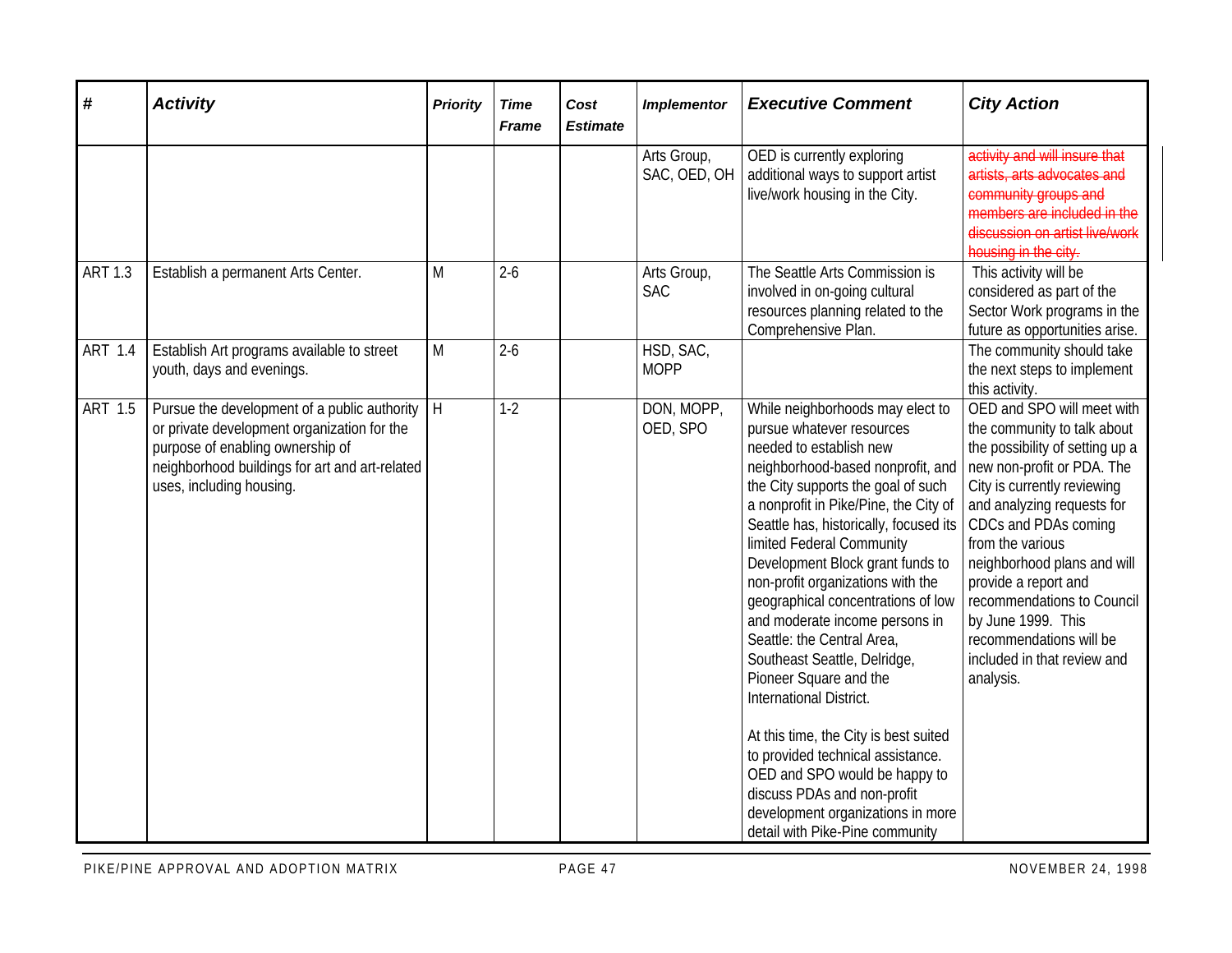| # | Activity | Priority | Time Frame | Cost Estimate | Implementor | Executive Comment | City Action |
|---|---|---|---|---|---|---|---|
| | | | | | Arts Group, SAC, OED, OH | OED is currently exploring additional ways to support artist live/work housing in the City. | ~~activity and will insure that artists, arts advocates and community groups and members are included in the discussion on artist live/work housing in the city.~~ |
| ART 1.3 | Establish a permanent Arts Center. | M | 2-6 | | Arts Group, SAC | The Seattle Arts Commission is involved in on-going cultural resources planning related to the Comprehensive Plan. | This activity will be considered as part of the Sector Work programs in the future as opportunities arise. |
| ART 1.4 | Establish Art programs available to street youth, days and evenings. | M | 2-6 | | HSD, SAC, MOPP | | The community should take the next steps to implement this activity. |
| ART 1.5 | Pursue the development of a public authority or private development organization for the purpose of enabling ownership of neighborhood buildings for art and art-related uses, including housing. | H | 1-2 | | DON, MOPP, OED, SPO | While neighborhoods may elect to pursue whatever resources needed to establish new neighborhood-based nonprofit, and the City supports the goal of such a nonprofit in Pike/Pine, the City of Seattle has, historically, focused its limited Federal Community Development Block grant funds to non-profit organizations with the geographical concentrations of low and moderate income persons in Seattle: the Central Area, Southeast Seattle, Delridge, Pioneer Square and the International District.<br><br>At this time, the City is best suited to provided technical assistance. OED and SPO would be happy to discuss PDAs and non-profit development organizations in more detail with Pike-Pine community | OED and SPO will meet with the community to talk about the possibility of setting up a new non-profit or PDA. The City is currently reviewing and analyzing requests for CDCs and PDAs coming from the various neighborhood plans and will provide a report and recommendations to Council by June 1999. This recommendations will be included in that review and analysis. |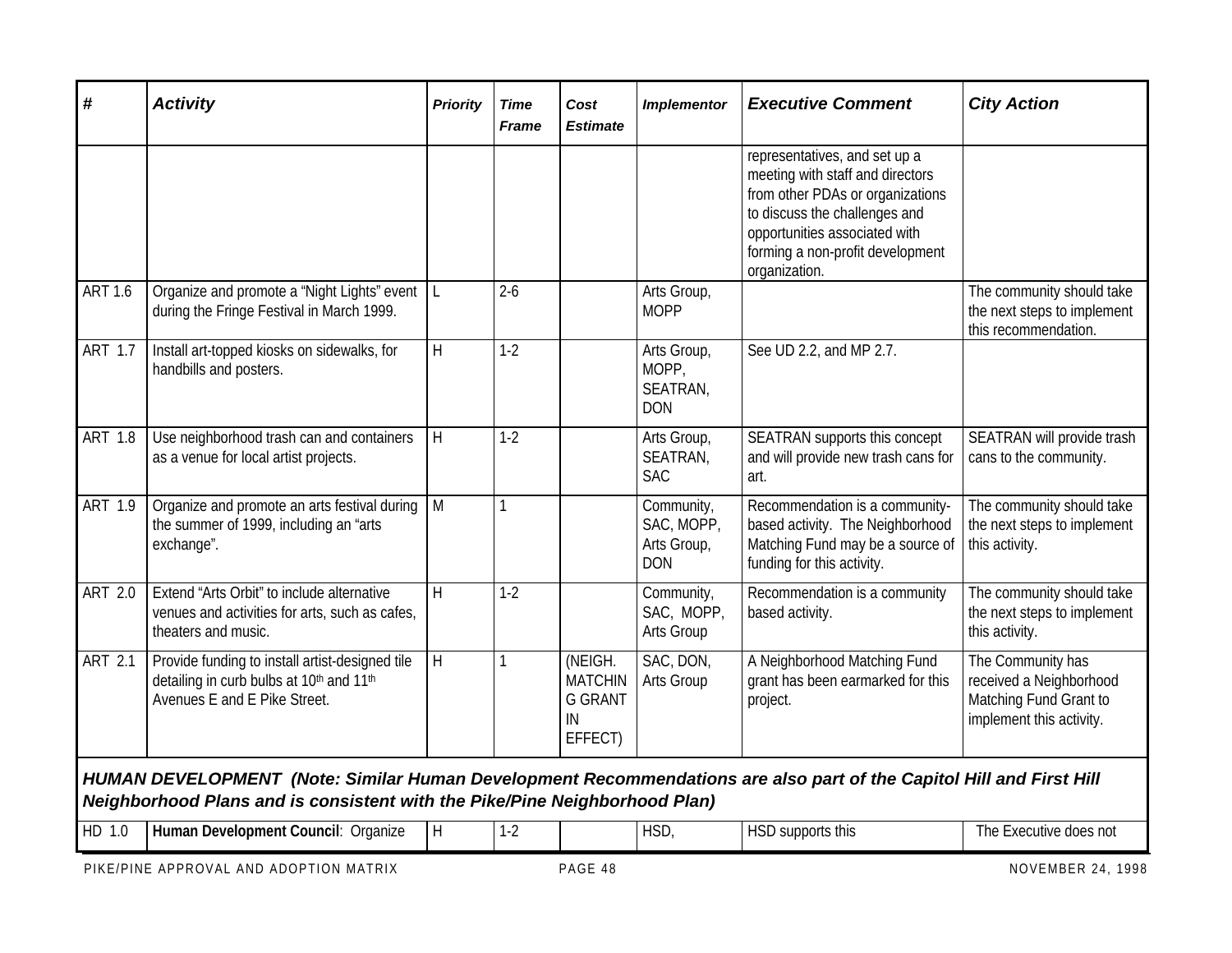| # | Activity | Priority | Time Frame | Cost Estimate | Implementor | Executive Comment | City Action |
|---|---|---|---|---|---|---|---|
| | | | | | | representatives, and set up a meeting with staff and directors from other PDAs or organizations to discuss the challenges and opportunities associated with forming a non-profit development organization. | |
| ART 1.6 | Organize and promote a "Night Lights" event during the Fringe Festival in March 1999. | L | 2-6 | | Arts Group, MOPP | | The community should take the next steps to implement this recommendation. |
| ART 1.7 | Install art-topped kiosks on sidewalks, for handbills and posters. | H | 1-2 | | Arts Group, MOPP, SEATRAN, DON | See UD 2.2, and MP 2.7. | |
| ART 1.8 | Use neighborhood trash can and containers as a venue for local artist projects. | H | 1-2 | | Arts Group, SEATRAN, SAC | SEATRAN supports this concept and will provide new trash cans for art. | SEATRAN will provide trash cans to the community. |
| ART 1.9 | Organize and promote an arts festival during the summer of 1999, including an "arts exchange". | M | 1 | | Community, SAC, MOPP, Arts Group, DON | Recommendation is a community-based activity. The Neighborhood Matching Fund may be a source of funding for this activity. | The community should take the next steps to implement this activity. |
| ART 2.0 | Extend "Arts Orbit" to include alternative venues and activities for arts, such as cafes, theaters and music. | H | 1-2 | | Community, SAC, MOPP, Arts Group | Recommendation is a community based activity. | The community should take the next steps to implement this activity. |
| ART 2.1 | Provide funding to install artist-designed tile detailing in curb bulbs at 10th and 11th Avenues E and E Pike Street. | H | 1 | (NEIGH. MATCHING GRANT IN EFFECT) | SAC, DON, Arts Group | A Neighborhood Matching Fund grant has been earmarked for this project. | The Community has received a Neighborhood Matching Fund Grant to implement this activity. |
| ***HUMAN DEVELOPMENT (Note: Similar Human Development Recommendations are also part of the Capitol Hill and First Hill Neighborhood Plans and is consistent with the Pike/Pine Neighborhood Plan)*** | | | | | | | |
| HD 1.0 | **Human Development Council**: Organize | H | 1-2 | | HSD, | HSD supports this | The Executive does not |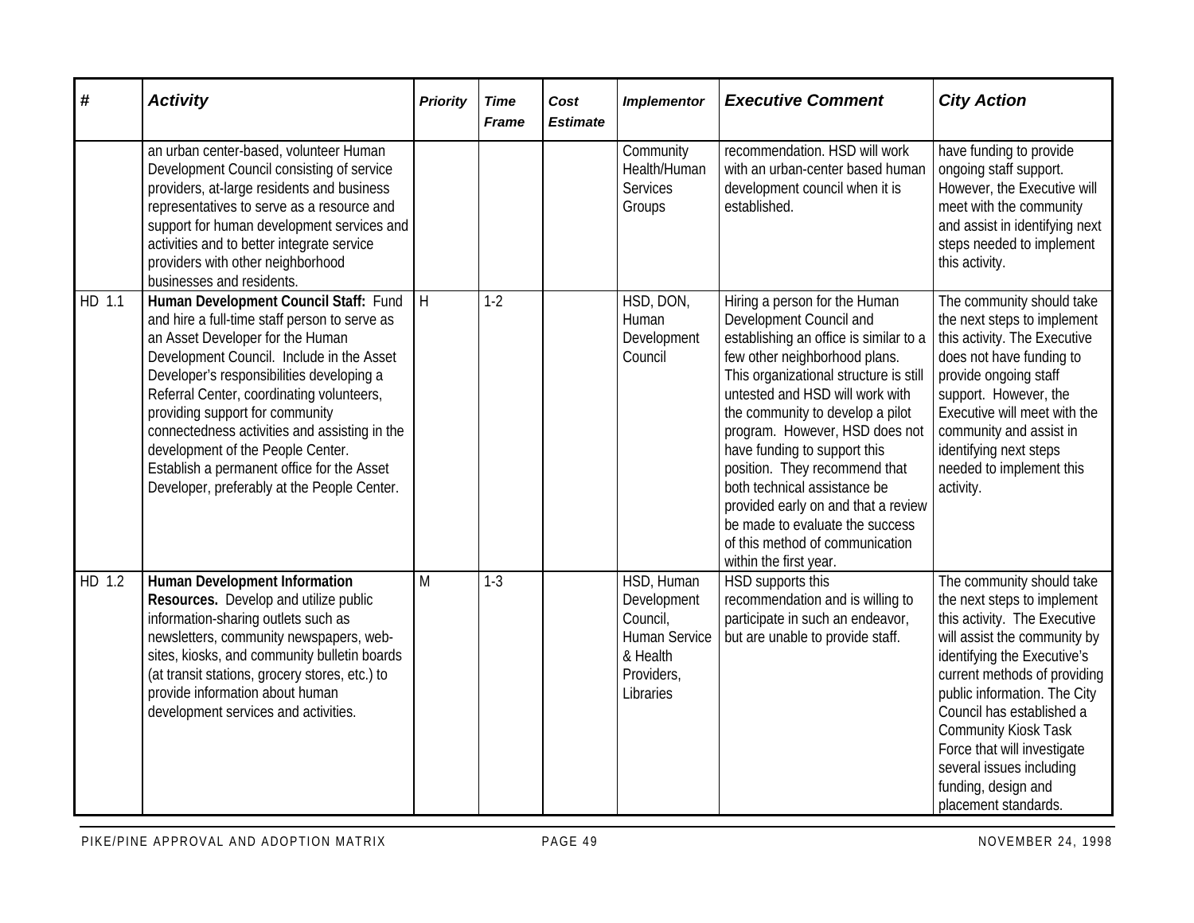| # | Activity | Priority | Time Frame | Cost Estimate | Implementor | Executive Comment | City Action |
|---|---|---|---|---|---|---|---|
| | an urban center-based, volunteer Human Development Council consisting of service providers, at-large residents and business representatives to serve as a resource and support for human development services and activities and to better integrate service providers with other neighborhood businesses and residents. | | | | Community Health/Human Services Groups | recommendation. HSD will work with an urban-center based human development council when it is established. | have funding to provide ongoing staff support. However, the Executive will meet with the community and assist in identifying next steps needed to implement this activity. |
| HD 1.1 | **Human Development Council Staff:** Fund and hire a full-time staff person to serve as an Asset Developer for the Human Development Council. Include in the Asset Developer's responsibilities developing a Referral Center, coordinating volunteers, providing support for community connectedness activities and assisting in the development of the People Center. Establish a permanent office for the Asset Developer, preferably at the People Center. | H | 1-2 | | HSD, DON, Human Development Council | Hiring a person for the Human Development Council and establishing an office is similar to a few other neighborhood plans. This organizational structure is still untested and HSD will work with the community to develop a pilot program. However, HSD does not have funding to support this position. They recommend that both technical assistance be provided early on and that a review be made to evaluate the success of this method of communication within the first year. | The community should take the next steps to implement this activity. The Executive does not have funding to provide ongoing staff support. However, the Executive will meet with the community and assist in identifying next steps needed to implement this activity. |
| HD 1.2 | **Human Development Information Resources.** Develop and utilize public information-sharing outlets such as newsletters, community newspapers, web-sites, kiosks, and community bulletin boards (at transit stations, grocery stores, etc.) to provide information about human development services and activities. | M | 1-3 | | HSD, Human Development Council, Human Service & Health Providers, Libraries | HSD supports this recommendation and is willing to participate in such an endeavor, but are unable to provide staff. | The community should take the next steps to implement this activity. The Executive will assist the community by identifying the Executive's current methods of providing public information. The City Council has established a Community Kiosk Task Force that will investigate several issues including funding, design and placement standards. |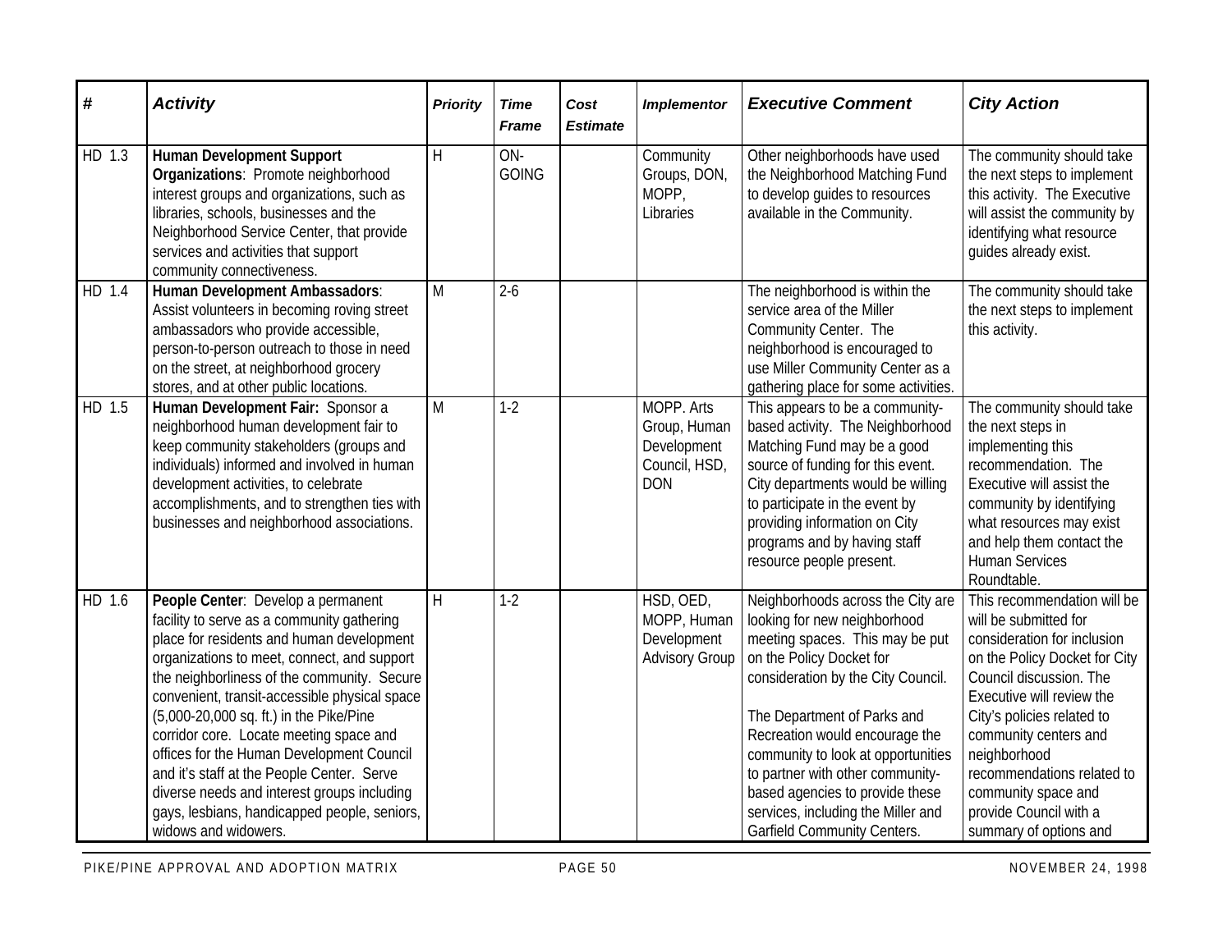| # | Activity | Priority | Time Frame | Cost Estimate | Implementor | Executive Comment | City Action |
|---|---|---|---|---|---|---|---|
| HD 1.3 | **Human Development Support Organizations**: Promote neighborhood interest groups and organizations, such as libraries, schools, businesses and the Neighborhood Service Center, that provide services and activities that support community connectiveness. | H | ON-GOING | | Community Groups, DON, MOPP, Libraries | Other neighborhoods have used the Neighborhood Matching Fund to develop guides to resources available in the Community. | The community should take the next steps to implement this activity. The Executive will assist the community by identifying what resource guides already exist. |
| HD 1.4 | **Human Development Ambassadors**: Assist volunteers in becoming roving street ambassadors who provide accessible, person-to-person outreach to those in need on the street, at neighborhood grocery stores, and at other public locations. | M | 2-6 | | | The neighborhood is within the service area of the Miller Community Center. The neighborhood is encouraged to use Miller Community Center as a gathering place for some activities. | The community should take the next steps to implement this activity. |
| HD 1.5 | **Human Development Fair:** Sponsor a neighborhood human development fair to keep community stakeholders (groups and individuals) informed and involved in human development activities, to celebrate accomplishments, and to strengthen ties with businesses and neighborhood associations. | M | 1-2 | | MOPP. Arts Group, Human Development Council, HSD, DON | This appears to be a community-based activity. The Neighborhood Matching Fund may be a good source of funding for this event. City departments would be willing to participate in the event by providing information on City programs and by having staff resource people present. | The community should take the next steps in implementing this recommendation. The Executive will assist the community by identifying what resources may exist and help them contact the Human Services Roundtable. |
| HD 1.6 | **People Center**: Develop a permanent facility to serve as a community gathering place for residents and human development organizations to meet, connect, and support the neighborliness of the community. Secure convenient, transit-accessible physical space (5,000-20,000 sq. ft.) in the Pike/Pine corridor core. Locate meeting space and offices for the Human Development Council and it's staff at the People Center. Serve diverse needs and interest groups including gays, lesbians, handicapped people, seniors, widows and widowers. | H | 1-2 | | HSD, OED, MOPP, Human Development Advisory Group | Neighborhoods across the City are looking for new neighborhood meeting spaces. This may be put on the Policy Docket for consideration by the City Council.<br><br>The Department of Parks and Recreation would encourage the community to look at opportunities to partner with other community-based agencies to provide these services, including the Miller and Garfield Community Centers. | This recommendation will be will be submitted for consideration for inclusion on the Policy Docket for City Council discussion. The Executive will review the City's policies related to community centers and neighborhood recommendations related to community space and provide Council with a summary of options and |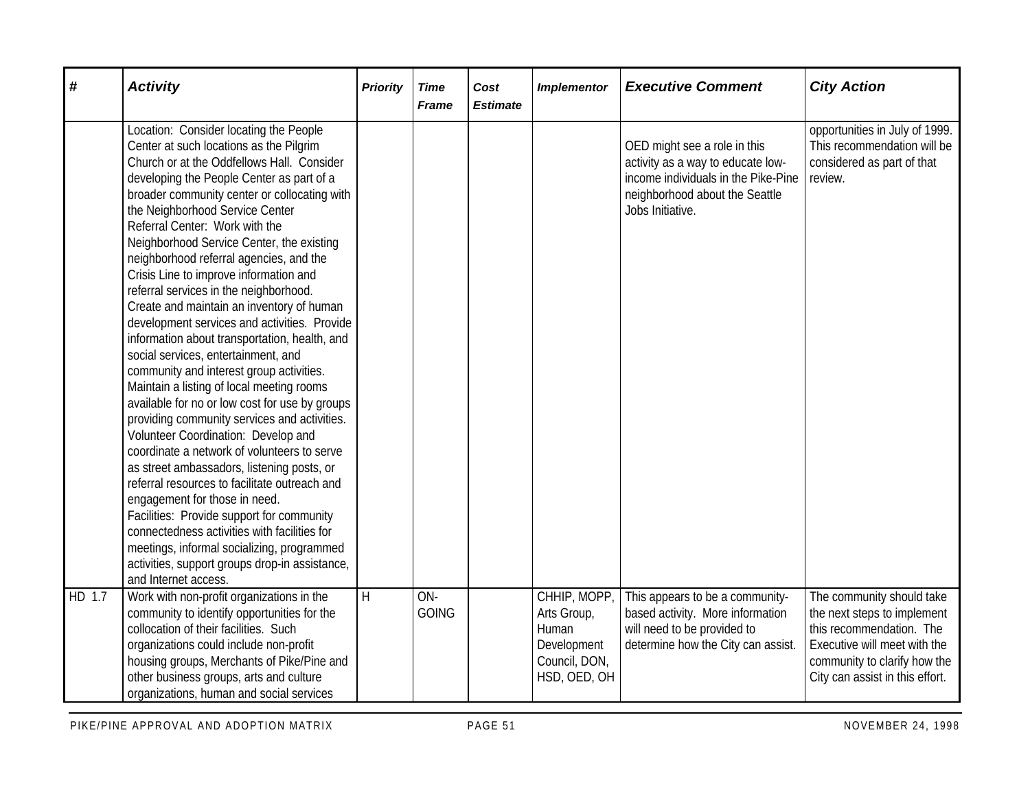| # | Activity | Priority | Time Frame | Cost Estimate | Implementor | Executive Comment | City Action |
|---|---|---|---|---|---|---|---|
| | Location: Consider locating the People Center at such locations as the Pilgrim Church or at the Oddfellows Hall. Consider developing the People Center as part of a broader community center or collocating with the Neighborhood Service Center<br>Referral Center: Work with the Neighborhood Service Center, the existing neighborhood referral agencies, and the Crisis Line to improve information and referral services in the neighborhood. Create and maintain an inventory of human development services and activities. Provide information about transportation, health, and social services, entertainment, and community and interest group activities. Maintain a listing of local meeting rooms available for no or low cost for use by groups providing community services and activities.<br>Volunteer Coordination: Develop and coordinate a network of volunteers to serve as street ambassadors, listening posts, or referral resources to facilitate outreach and engagement for those in need.<br>Facilities: Provide support for community connectedness activities with facilities for meetings, informal socializing, programmed activities, support groups drop-in assistance, and Internet access. | | | | | OED might see a role in this activity as a way to educate low-income individuals in the Pike-Pine neighborhood about the Seattle Jobs Initiative. | opportunities in July of 1999. This recommendation will be considered as part of that review. |
| HD 1.7 | Work with non-profit organizations in the community to identify opportunities for the collocation of their facilities. Such organizations could include non-profit housing groups, Merchants of Pike/Pine and other business groups, arts and culture organizations, human and social services | H | ON-GOING | | CHHIP, MOPP, Arts Group, Human Development Council, DON, HSD, OED, OH | This appears to be a community-based activity. More information will need to be provided to determine how the City can assist. | The community should take the next steps to implement this recommendation. The Executive will meet with the community to clarify how the City can assist in this effort. |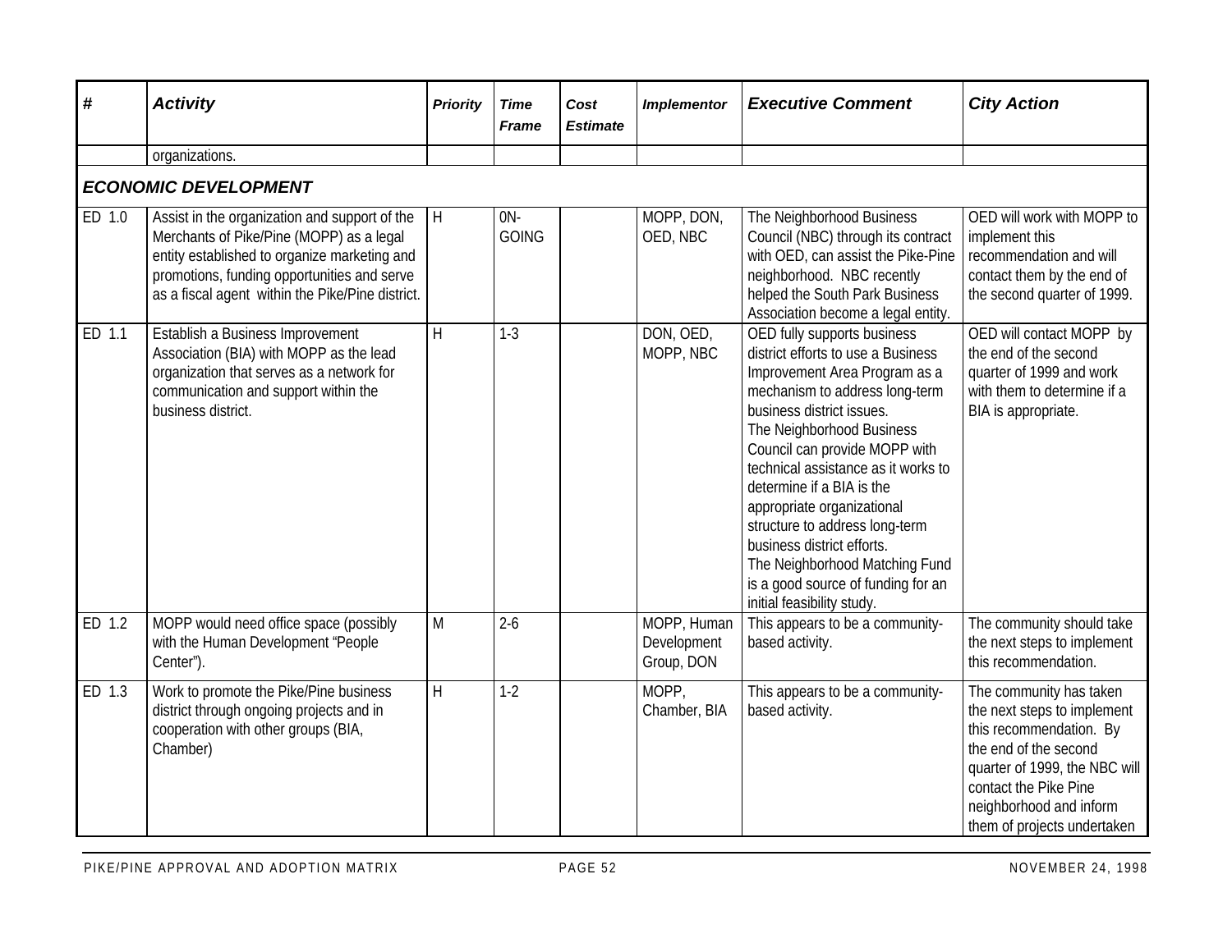| # | Activity | Priority | Time Frame | Cost Estimate | Implementor | Executive Comment | City Action |
|---|---|---|---|---|---|---|---|
| | organizations. | | | | | | |
| ***ECONOMIC DEVELOPMENT*** | | | | | | | |
| ED 1.0 | Assist in the organization and support of the Merchants of Pike/Pine (MOPP) as a legal entity established to organize marketing and promotions, funding opportunities and serve as a fiscal agent within the Pike/Pine district. | H | 0N-GOING | | MOPP, DON, OED, NBC | The Neighborhood Business Council (NBC) through its contract with OED, can assist the Pike-Pine neighborhood. NBC recently helped the South Park Business Association become a legal entity. | OED will work with MOPP to implement this recommendation and will contact them by the end of the second quarter of 1999. |
| ED 1.1 | Establish a Business Improvement Association (BIA) with MOPP as the lead organization that serves as a network for communication and support within the business district. | H | 1-3 | | DON, OED, MOPP, NBC | OED fully supports business district efforts to use a Business Improvement Area Program as a mechanism to address long-term business district issues.<br>The Neighborhood Business Council can provide MOPP with technical assistance as it works to determine if a BIA is the appropriate organizational structure to address long-term business district efforts.<br>The Neighborhood Matching Fund is a good source of funding for an initial feasibility study. | OED will contact MOPP by the end of the second quarter of 1999 and work with them to determine if a BIA is appropriate. |
| ED 1.2 | MOPP would need office space (possibly with the Human Development "People Center"). | M | 2-6 | | MOPP, Human Development Group, DON | This appears to be a community-based activity. | The community should take the next steps to implement this recommendation. |
| ED 1.3 | Work to promote the Pike/Pine business district through ongoing projects and in cooperation with other groups (BIA, Chamber) | H | 1-2 | | MOPP, Chamber, BIA | This appears to be a community-based activity. | The community has taken the next steps to implement this recommendation. By the end of the second quarter of 1999, the NBC will contact the Pike Pine neighborhood and inform them of projects undertaken |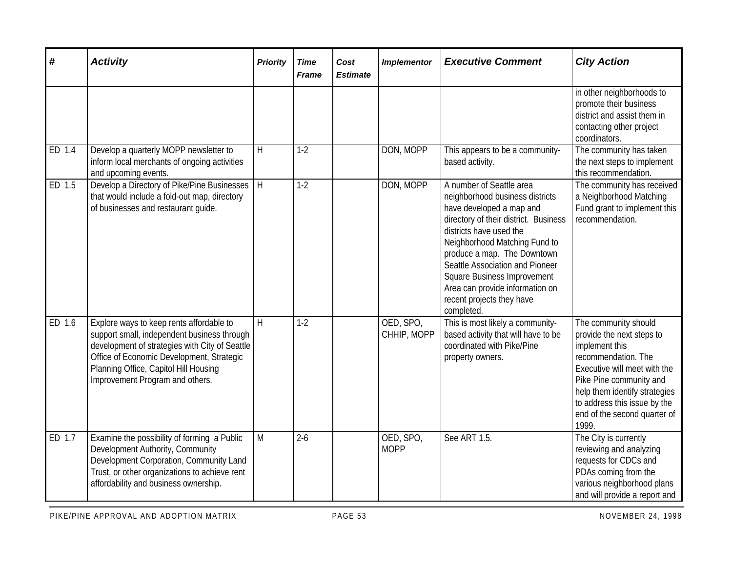| # | Activity | Priority | Time Frame | Cost Estimate | Implementor | Executive Comment | City Action |
|---|---|---|---|---|---|---|---|
| | | | | | | | in other neighborhoods to promote their business district and assist them in contacting other project coordinators. |
| ED 1.4 | Develop a quarterly MOPP newsletter to inform local merchants of ongoing activities and upcoming events. | H | 1-2 | | DON, MOPP | This appears to be a community-based activity. | The community has taken the next steps to implement this recommendation. |
| ED 1.5 | Develop a Directory of Pike/Pine Businesses that would include a fold-out map, directory of businesses and restaurant guide. | H | 1-2 | | DON, MOPP | A number of Seattle area neighborhood business districts have developed a map and directory of their district. Business districts have used the Neighborhood Matching Fund to produce a map. The Downtown Seattle Association and Pioneer Square Business Improvement Area can provide information on recent projects they have completed. | The community has received a Neighborhood Matching Fund grant to implement this recommendation. |
| ED 1.6 | Explore ways to keep rents affordable to support small, independent business through development of strategies with City of Seattle Office of Economic Development, Strategic Planning Office, Capitol Hill Housing Improvement Program and others. | H | 1-2 | | OED, SPO, CHHIP, MOPP | This is most likely a community-based activity that will have to be coordinated with Pike/Pine property owners. | The community should provide the next steps to implement this recommendation. The Executive will meet with the Pike Pine community and help them identify strategies to address this issue by the end of the second quarter of 1999. |
| ED 1.7 | Examine the possibility of forming a Public Development Authority, Community Development Corporation, Community Land Trust, or other organizations to achieve rent affordability and business ownership. | M | 2-6 | | OED, SPO, MOPP | See ART 1.5. | The City is currently reviewing and analyzing requests for CDCs and PDAs coming from the various neighborhood plans and will provide a report and |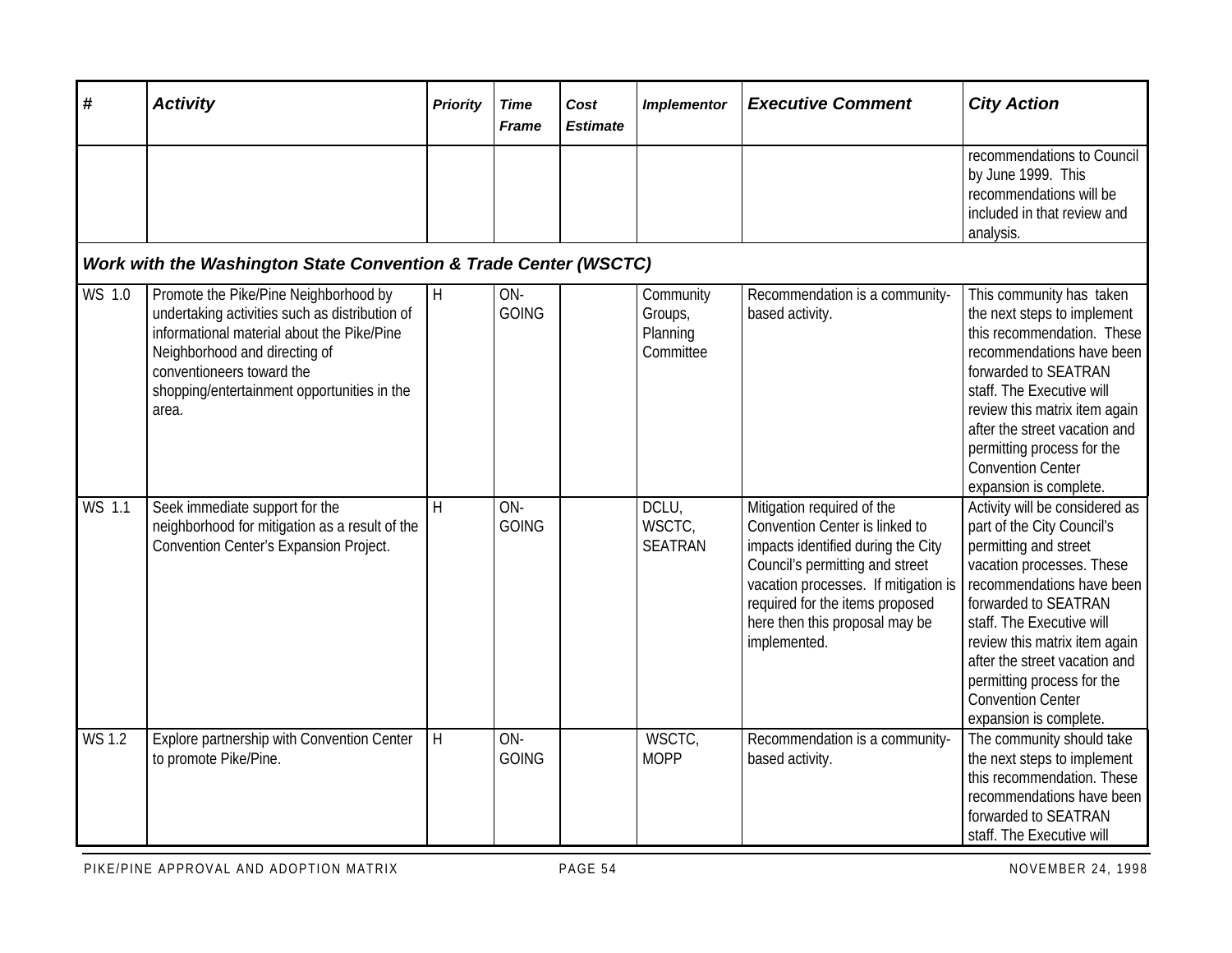| # | Activity | Priority | Time Frame | Cost Estimate | Implementor | Executive Comment | City Action |
|---|---|---|---|---|---|---|---|
| | | | | | | | recommendations to Council by June 1999. This recommendations will be included in that review and analysis. |
| ***Work with the Washington State Convention & Trade Center (WSCTC)*** | | | | | | | |
| WS 1.0 | Promote the Pike/Pine Neighborhood by undertaking activities such as distribution of informational material about the Pike/Pine Neighborhood and directing of conventioneers toward the shopping/entertainment opportunities in the area. | H | ON-GOING | | Community Groups, Planning Committee | Recommendation is a community-based activity. | This community has taken the next steps to implement this recommendation. These recommendations have been forwarded to SEATRAN staff. The Executive will review this matrix item again after the street vacation and permitting process for the Convention Center expansion is complete. |
| WS 1.1 | Seek immediate support for the neighborhood for mitigation as a result of the Convention Center's Expansion Project. | H | ON-GOING | | DCLU, WSCTC, SEATRAN | Mitigation required of the Convention Center is linked to impacts identified during the City Council's permitting and street vacation processes. If mitigation is required for the items proposed here then this proposal may be implemented. | Activity will be considered as part of the City Council's permitting and street vacation processes. These recommendations have been forwarded to SEATRAN staff. The Executive will review this matrix item again after the street vacation and permitting process for the Convention Center expansion is complete. |
| WS 1.2 | Explore partnership with Convention Center to promote Pike/Pine. | H | ON-GOING | | WSCTC, MOPP | Recommendation is a community-based activity. | The community should take the next steps to implement this recommendation. These recommendations have been forwarded to SEATRAN staff. The Executive will |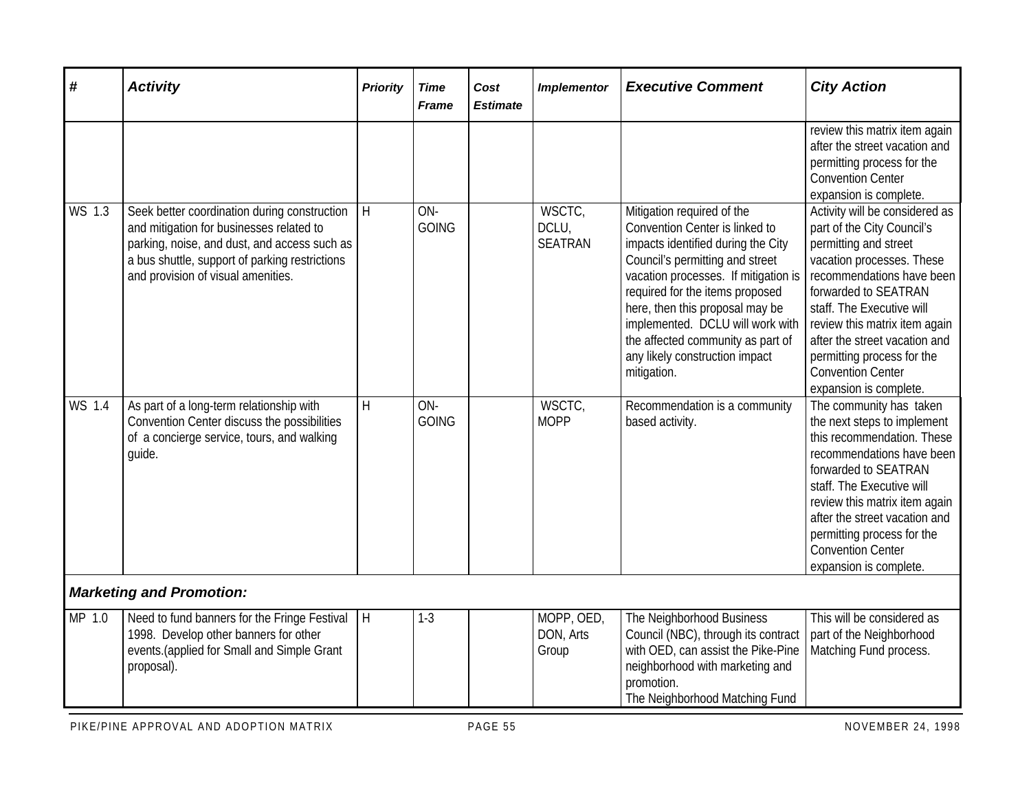| # | Activity | Priority | Time Frame | Cost Estimate | Implementor | Executive Comment | City Action |
|---|---|---|---|---|---|---|---|
| | | | | | | | review this matrix item again after the street vacation and permitting process for the Convention Center expansion is complete. |
| WS 1.3 | Seek better coordination during construction and mitigation for businesses related to parking, noise, and dust, and access such as a bus shuttle, support of parking restrictions and provision of visual amenities. | H | ON-GOING | | WSCTC, DCLU, SEATRAN | Mitigation required of the Convention Center is linked to impacts identified during the City Council's permitting and street vacation processes. If mitigation is required for the items proposed here, then this proposal may be implemented. DCLU will work with the affected community as part of any likely construction impact mitigation. | Activity will be considered as part of the City Council's permitting and street vacation processes. These recommendations have been forwarded to SEATRAN staff. The Executive will review this matrix item again after the street vacation and permitting process for the Convention Center expansion is complete. |
| WS 1.4 | As part of a long-term relationship with Convention Center discuss the possibilities of a concierge service, tours, and walking guide. | H | ON-GOING | | WSCTC, MOPP | Recommendation is a community based activity. | The community has taken the next steps to implement this recommendation. These recommendations have been forwarded to SEATRAN staff. The Executive will review this matrix item again after the street vacation and permitting process for the Convention Center expansion is complete. |
| ***Marketing and Promotion:*** | | | | | | | |
| MP 1.0 | Need to fund banners for the Fringe Festival 1998. Develop other banners for other events.(applied for Small and Simple Grant proposal). | H | 1-3 | | MOPP, OED, DON, Arts Group | The Neighborhood Business Council (NBC), through its contract with OED, can assist the Pike-Pine neighborhood with marketing and promotion.<br>The Neighborhood Matching Fund | This will be considered as part of the Neighborhood Matching Fund process. |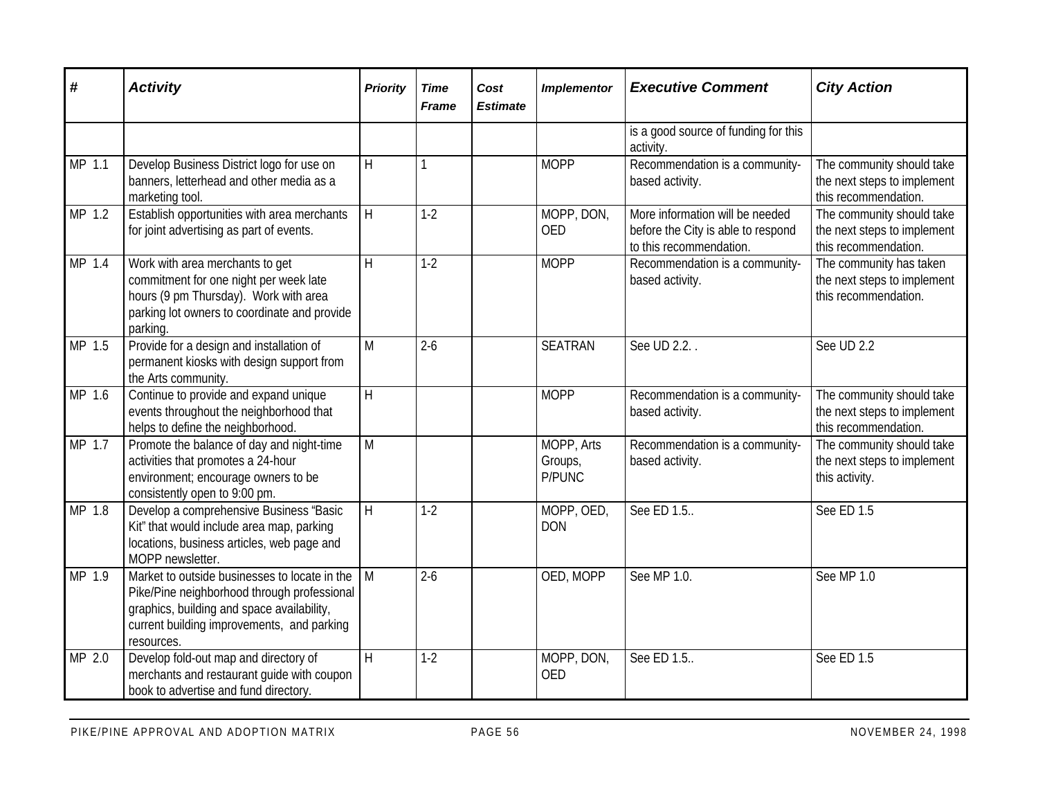| # | Activity | Priority | Time Frame | Cost Estimate | Implementor | Executive Comment | City Action |
|---|---|---|---|---|---|---|---|
| | | | | | | is a good source of funding for this activity. | |
| MP 1.1 | Develop Business District logo for use on banners, letterhead and other media as a marketing tool. | H | 1 | | MOPP | Recommendation is a community-based activity. | The community should take the next steps to implement this recommendation. |
| MP 1.2 | Establish opportunities with area merchants for joint advertising as part of events. | H | 1-2 | | MOPP, DON, OED | More information will be needed before the City is able to respond to this recommendation. | The community should take the next steps to implement this recommendation. |
| MP 1.4 | Work with area merchants to get commitment for one night per week late hours (9 pm Thursday). Work with area parking lot owners to coordinate and provide parking. | H | 1-2 | | MOPP | Recommendation is a community-based activity. | The community has taken the next steps to implement this recommendation. |
| MP 1.5 | Provide for a design and installation of permanent kiosks with design support from the Arts community. | M | 2-6 | | SEATRAN | See UD 2.2. . | See UD 2.2 |
| MP 1.6 | Continue to provide and expand unique events throughout the neighborhood that helps to define the neighborhood. | H | | | MOPP | Recommendation is a community-based activity. | The community should take the next steps to implement this recommendation. |
| MP 1.7 | Promote the balance of day and night-time activities that promotes a 24-hour environment; encourage owners to be consistently open to 9:00 pm. | M | | | MOPP, Arts Groups, P/PUNC | Recommendation is a community-based activity. | The community should take the next steps to implement this activity. |
| MP 1.8 | Develop a comprehensive Business "Basic Kit" that would include area map, parking locations, business articles, web page and MOPP newsletter. | H | 1-2 | | MOPP, OED, DON | See ED 1.5.. | See ED 1.5 |
| MP 1.9 | Market to outside businesses to locate in the Pike/Pine neighborhood through professional graphics, building and space availability, current building improvements, and parking resources. | M | 2-6 | | OED, MOPP | See MP 1.0. | See MP 1.0 |
| MP 2.0 | Develop fold-out map and directory of merchants and restaurant guide with coupon book to advertise and fund directory. | H | 1-2 | | MOPP, DON, OED | See ED 1.5.. | See ED 1.5 |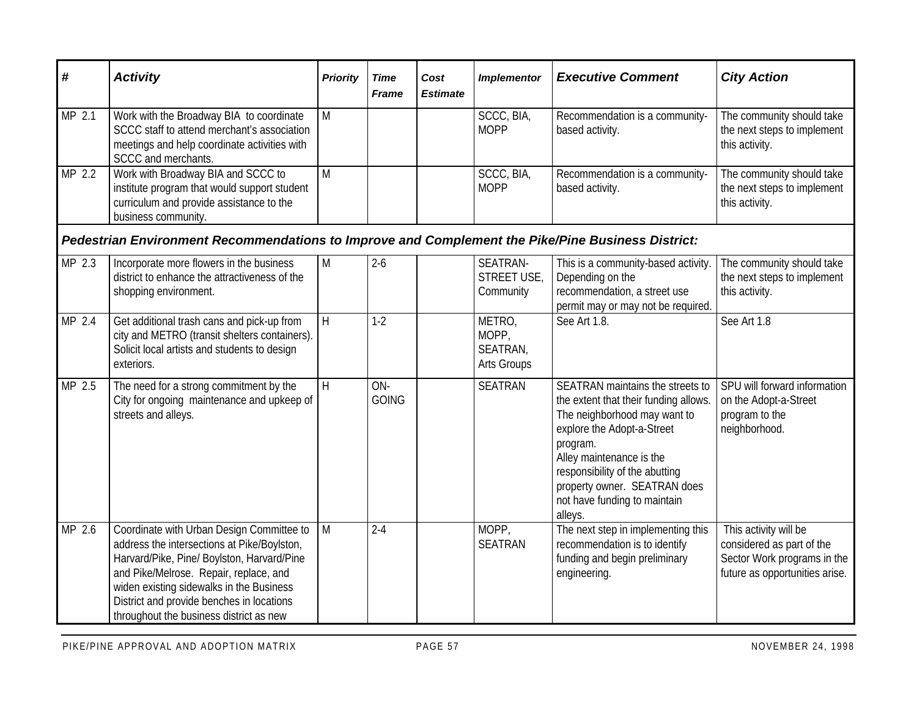| # | *Activity* | *Priority* | *Time Frame* | *Cost Estimate* | *Implementor* | *Executive Comment* | *City Action* |
|---|---|---|---|---|---|---|---|
| MP 2.1 | Work with the Broadway BIA to coordinate SCCC staff to attend merchant's association meetings and help coordinate activities with SCCC and merchants. | M | | | SCCC, BIA, MOPP | Recommendation is a community-based activity. | The community should take the next steps to implement this activity. |
| MP 2.2 | Work with Broadway BIA and SCCC to institute program that would support student curriculum and provide assistance to the business community. | M | | | SCCC, BIA, MOPP | Recommendation is a community-based activity. | The community should take the next steps to implement this activity. |
| ***Pedestrian Environment Recommendations to Improve and Complement the Pike/Pine Business District:*** | | | | | | | |
| MP 2.3 | Incorporate more flowers in the business district to enhance the attractiveness of the shopping environment. | M | 2-6 | | SEATRAN-STREET USE, Community | This is a community-based activity. Depending on the recommendation, a street use permit may or may not be required. | The community should take the next steps to implement this activity. |
| MP 2.4 | Get additional trash cans and pick-up from city and METRO (transit shelters containers). Solicit local artists and students to design exteriors. | H | 1-2 | | METRO, MOPP, SEATRAN, Arts Groups | See Art 1.8. | See Art 1.8 |
| MP 2.5 | The need for a strong commitment by the City for ongoing maintenance and upkeep of streets and alleys. | H | ON-GOING | | SEATRAN | SEATRAN maintains the streets to the extent that their funding allows. The neighborhood may want to explore the Adopt-a-Street program.<br>Alley maintenance is the responsibility of the abutting property owner. SEATRAN does not have funding to maintain alleys. | SPU will forward information on the Adopt-a-Street program to the neighborhood. |
| MP 2.6 | Coordinate with Urban Design Committee to address the intersections at Pike/Boylston, Harvard/Pike, Pine/ Boylston, Harvard/Pine and Pike/Melrose. Repair, replace, and widen existing sidewalks in the Business District and provide benches in locations throughout the business district as new | M | 2-4 | | MOPP, SEATRAN | The next step in implementing this recommendation is to identify funding and begin preliminary engineering. | This activity will be considered as part of the Sector Work programs in the future as opportunities arise. |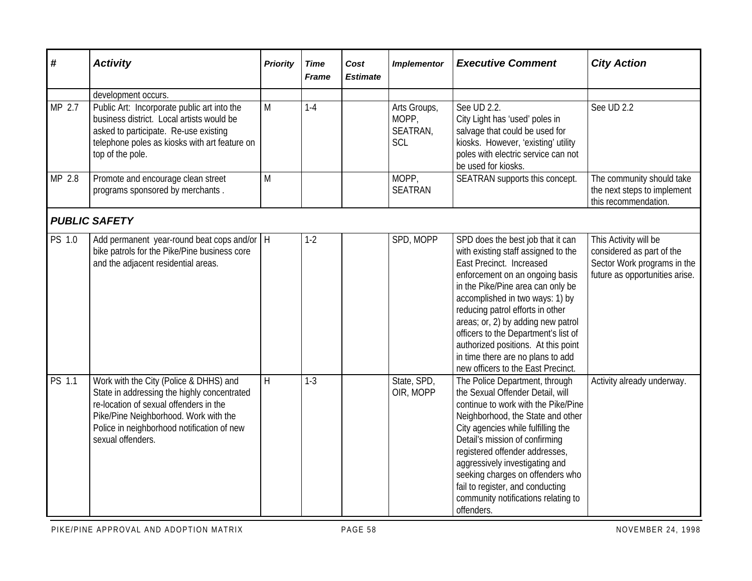| # | Activity | Priority | Time Frame | Cost Estimate | Implementor | Executive Comment | City Action |
|---|---|---|---|---|---|---|---|
| | development occurs. | | | | | | |
| MP 2.7 | Public Art: Incorporate public art into the business district. Local artists would be asked to participate. Re-use existing telephone poles as kiosks with art feature on top of the pole. | M | 1-4 | | Arts Groups, MOPP, SEATRAN, SCL | See UD 2.2. City Light has 'used' poles in salvage that could be used for kiosks. However, 'existing' utility poles with electric service can not be used for kiosks. | See UD 2.2 |
| MP 2.8 | Promote and encourage clean street programs sponsored by merchants . | M | | | MOPP, SEATRAN | SEATRAN supports this concept. | The community should take the next steps to implement this recommendation. |
| ***PUBLIC SAFETY*** | | | | | | | |
| PS 1.0 | Add permanent year-round beat cops and/or bike patrols for the Pike/Pine business core and the adjacent residential areas. | H | 1-2 | | SPD, MOPP | SPD does the best job that it can with existing staff assigned to the East Precinct. Increased enforcement on an ongoing basis in the Pike/Pine area can only be accomplished in two ways: 1) by reducing patrol efforts in other areas; or, 2) by adding new patrol officers to the Department's list of authorized positions. At this point in time there are no plans to add new officers to the East Precinct. | This Activity will be considered as part of the Sector Work programs in the future as opportunities arise. |
| PS 1.1 | Work with the City (Police & DHHS) and State in addressing the highly concentrated re-location of sexual offenders in the Pike/Pine Neighborhood. Work with the Police in neighborhood notification of new sexual offenders. | H | 1-3 | | State, SPD, OIR, MOPP | The Police Department, through the Sexual Offender Detail, will continue to work with the Pike/Pine Neighborhood, the State and other City agencies while fulfilling the Detail's mission of confirming registered offender addresses, aggressively investigating and seeking charges on offenders who fail to register, and conducting community notifications relating to offenders. | Activity already underway. |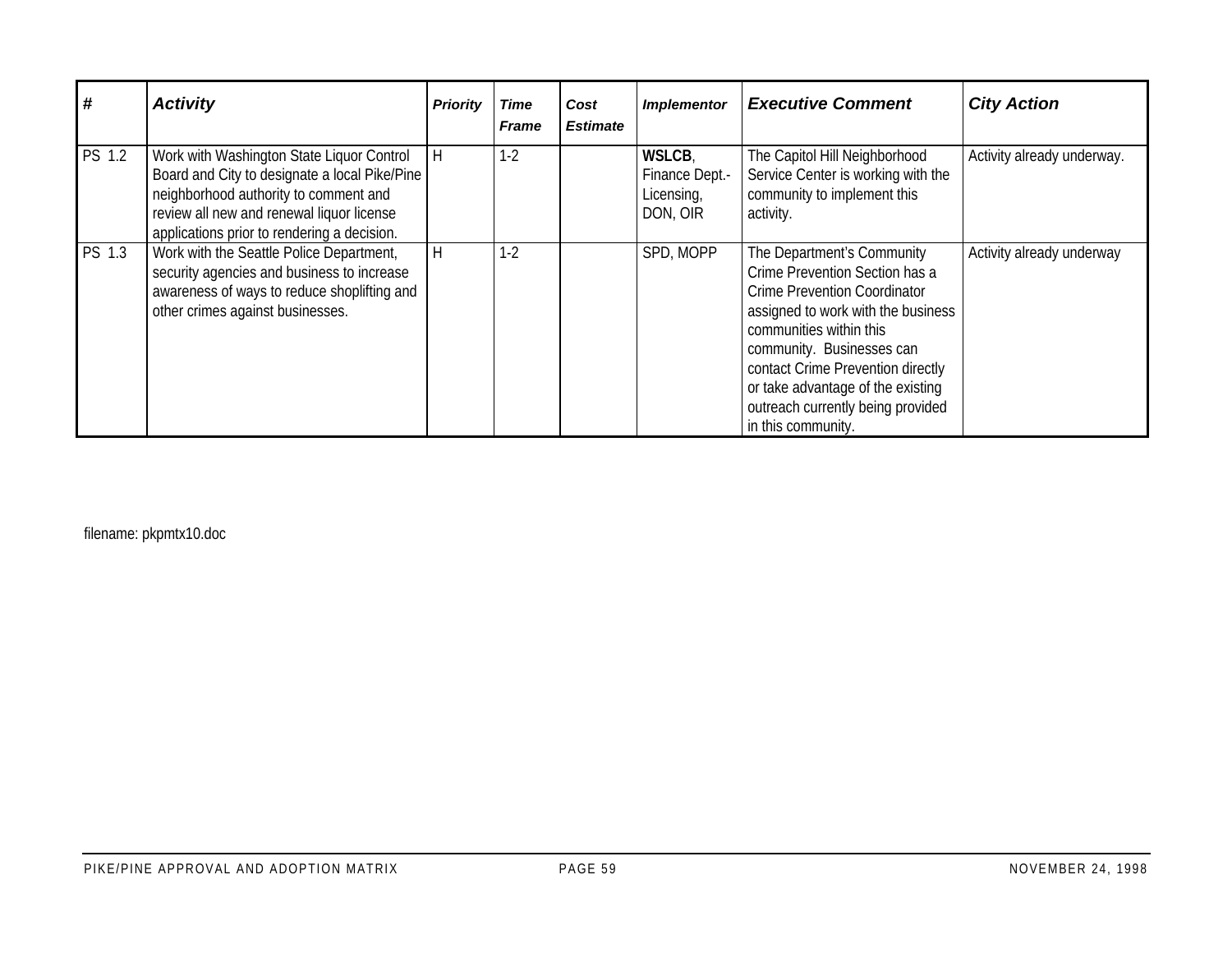| # | *Activity* | *Priority* | *Time Frame* | *Cost Estimate* | *Implementor* | *Executive Comment* | *City Action* |
|---|---|---|---|---|---|---|---|
| PS 1.2 | Work with Washington State Liquor Control Board and City to designate a local Pike/Pine neighborhood authority to comment and review all new and renewal liquor license applications prior to rendering a decision. | H | 1-2 | | **WSLCB**, Finance Dept.-Licensing, DON, OIR | The Capitol Hill Neighborhood Service Center is working with the community to implement this activity. | Activity already underway. |
| PS 1.3 | Work with the Seattle Police Department, security agencies and business to increase awareness of ways to reduce shoplifting and other crimes against businesses. | H | 1-2 | | SPD, MOPP | The Department's Community Crime Prevention Section has a Crime Prevention Coordinator assigned to work with the business communities within this community. Businesses can contact Crime Prevention directly or take advantage of the existing outreach currently being provided in this community. | Activity already underway |

filename: pkpmtx10.doc